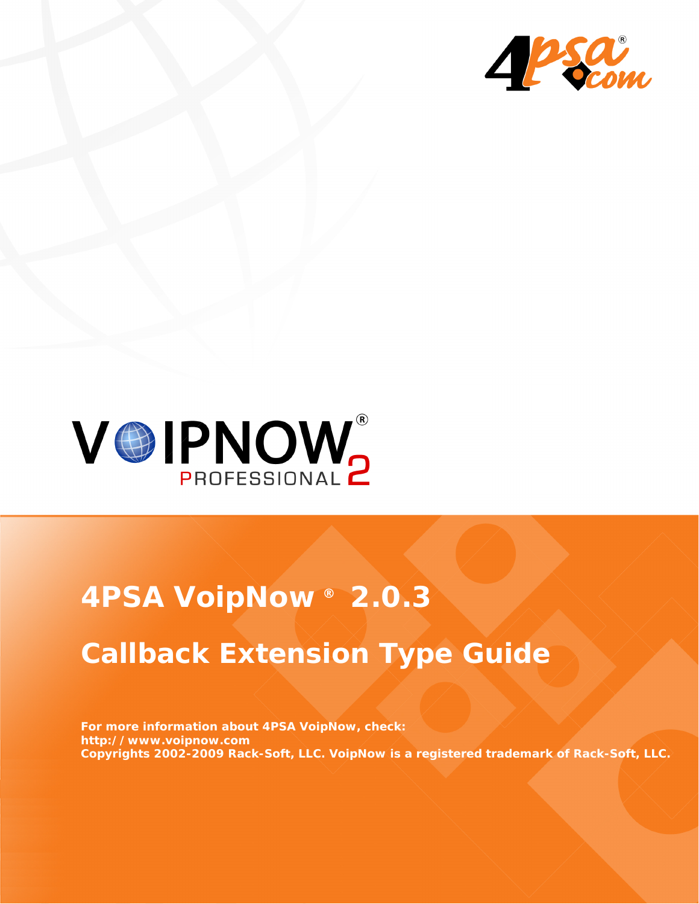# 4PSA VoipNow ® 2.0.3

## Callback Extension Type Guide

**For more information about 4PSA VoipNow, check:**
**http://www.voipnow.com**
**Copyrights 2002-2009 Rack-Soft, LLC. VoipNow is a registered trademark of Rack-Soft, LLC.**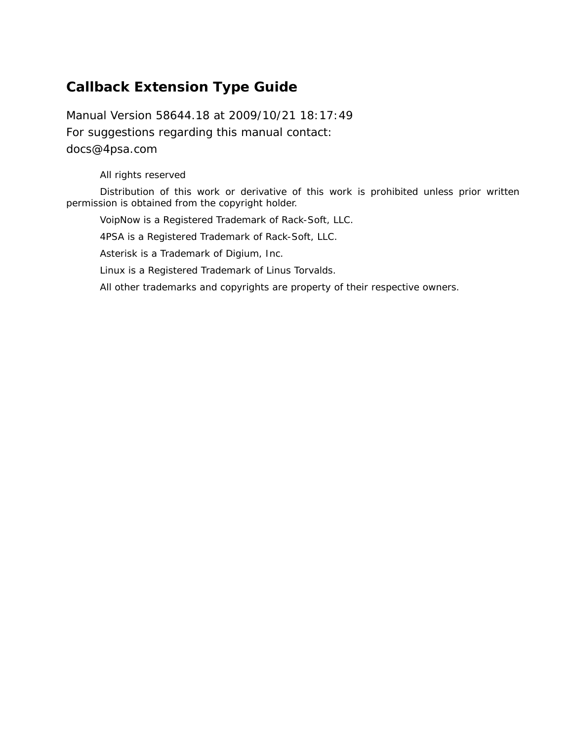# Callback Extension Type Guide

Manual Version 58644.18 at 2009/10/21 18:17:49
For suggestions regarding this manual contact:
docs@4psa.com

All rights reserved

Distribution of this work or derivative of this work is prohibited unless prior written permission is obtained from the copyright holder.

VoipNow is a Registered Trademark of Rack-Soft, LLC.

4PSA is a Registered Trademark of Rack-Soft, LLC.

Asterisk is a Trademark of Digium, Inc.

Linux is a Registered Trademark of Linus Torvalds.

All other trademarks and copyrights are property of their respective owners.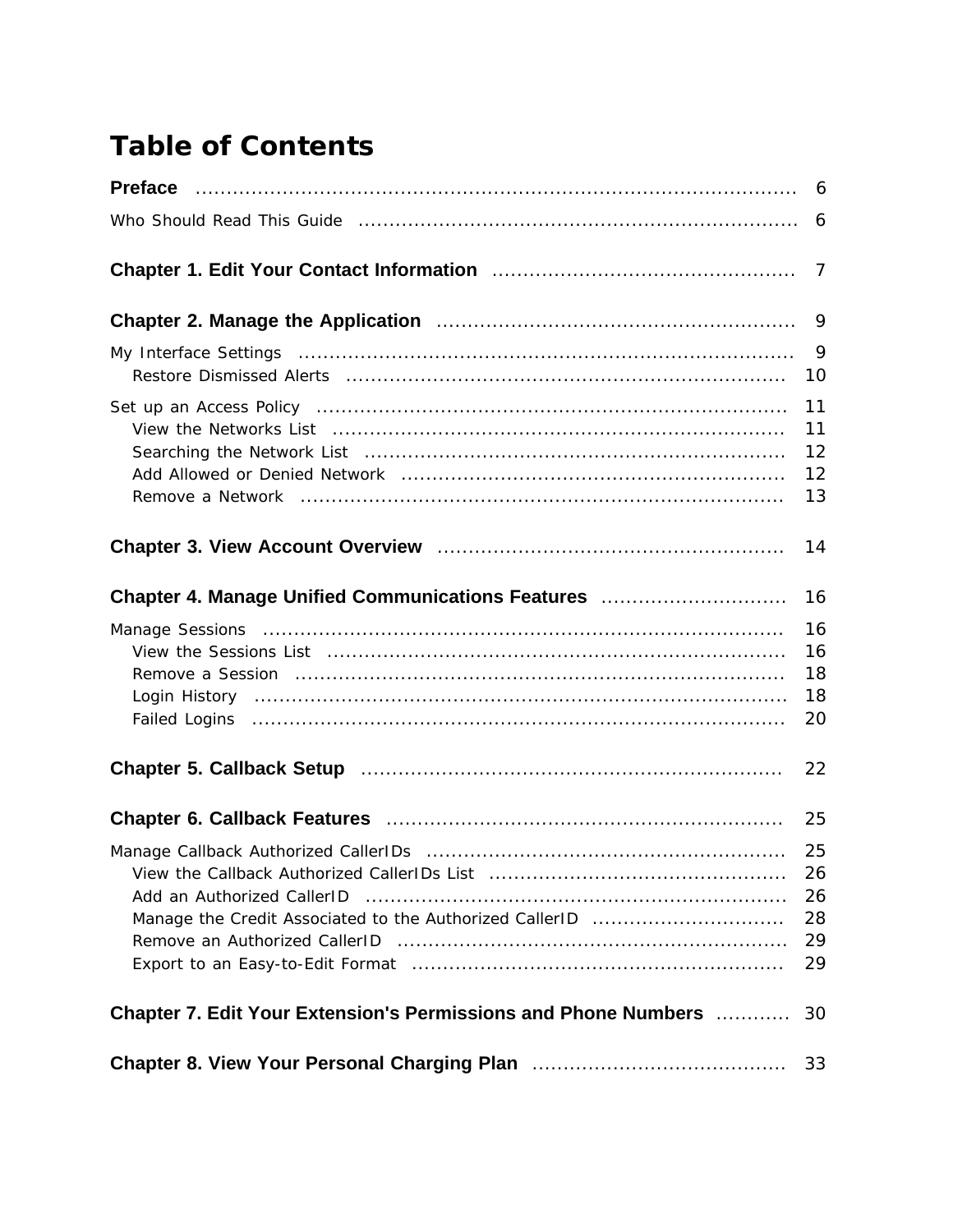# Table of Contents

**Preface** ..... 6

Who Should Read This Guide ..... 6

**Chapter 1. Edit Your Contact Information** ..... 7

**Chapter 2. Manage the Application** ..... 9

My Interface Settings ..... 9

- Restore Dismissed Alerts ..... 10

Set up an Access Policy ..... 11

- View the Networks List ..... 11
- Searching the Network List ..... 12
- Add Allowed or Denied Network ..... 12
- Remove a Network ..... 13

**Chapter 3. View Account Overview** ..... 14

**Chapter 4. Manage Unified Communications Features** ..... 16

Manage Sessions ..... 16

- View the Sessions List ..... 16
- Remove a Session ..... 18
- Login History ..... 18
- Failed Logins ..... 20

**Chapter 5. Callback Setup** ..... 22

**Chapter 6. Callback Features** ..... 25

Manage Callback Authorized CallerIDs ..... 25

- View the Callback Authorized CallerIDs List ..... 26
- Add an Authorized CallerID ..... 26
- Manage the Credit Associated to the Authorized CallerID ..... 28
- Remove an Authorized CallerID ..... 29
- Export to an Easy-to-Edit Format ..... 29

**Chapter 7. Edit Your Extension's Permissions and Phone Numbers** ..... 30

**Chapter 8. View Your Personal Charging Plan** ..... 33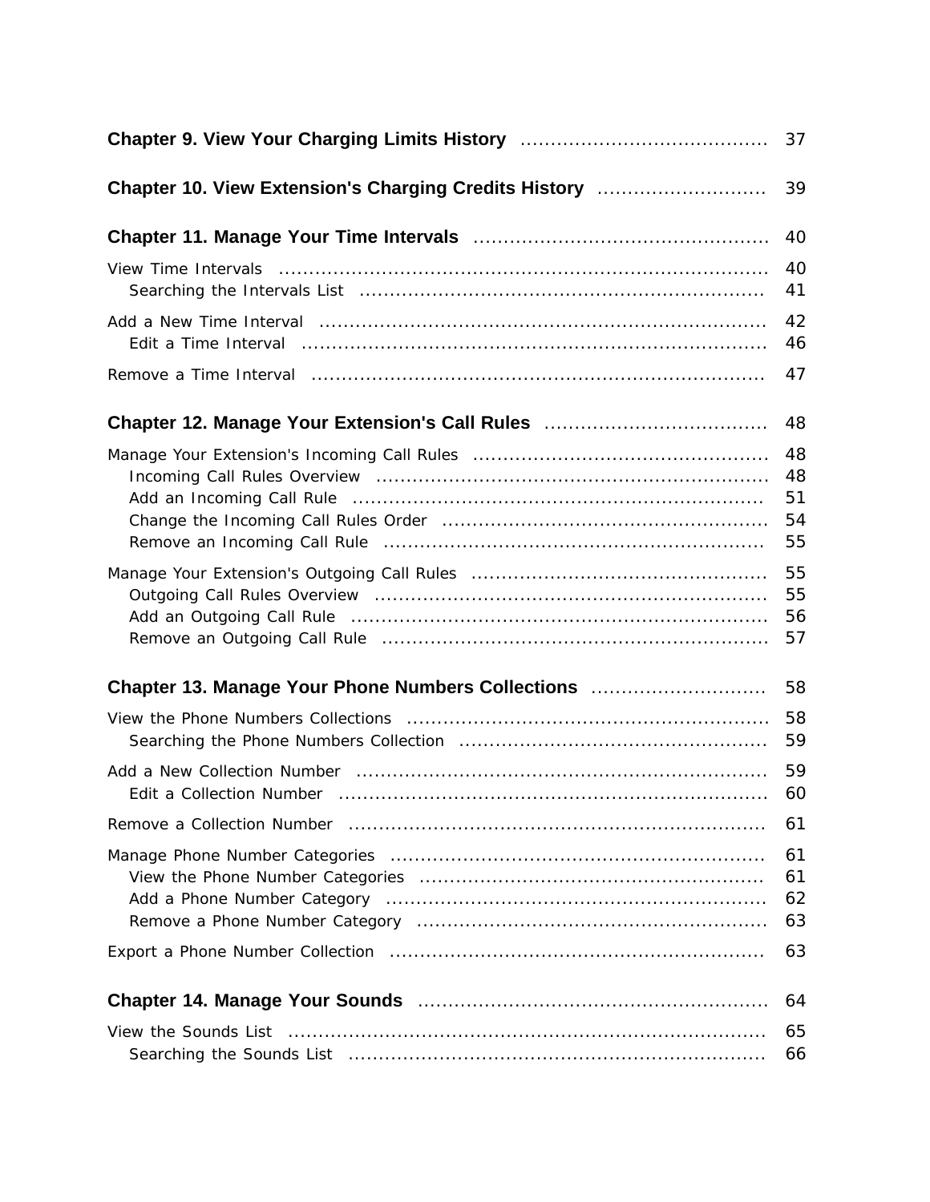**Chapter 9. View Your Charging Limits History** .......................................... 37

**Chapter 10. View Extension's Charging Credits History** ............................ 39

**Chapter 11. Manage Your Time Intervals** ................................................ 40

View Time Intervals ............................................................................ 40
  Searching the Intervals List ................................................................ 41

Add a New Time Interval ...................................................................... 42
  Edit a Time Interval .......................................................................... 46

Remove a Time Interval ........................................................................ 47

**Chapter 12. Manage Your Extension's Call Rules** .................................... 48

Manage Your Extension's Incoming Call Rules ................................................ 48
  Incoming Call Rules Overview ............................................................... 48
  Add an Incoming Call Rule ................................................................... 51
  Change the Incoming Call Rules Order ..................................................... 54
  Remove an Incoming Call Rule .............................................................. 55

Manage Your Extension's Outgoing Call Rules ................................................ 55
  Outgoing Call Rules Overview ............................................................... 55
  Add an Outgoing Call Rule ................................................................... 56
  Remove an Outgoing Call Rule .............................................................. 57

**Chapter 13. Manage Your Phone Numbers Collections** ............................ 58

View the Phone Numbers Collections ......................................................... 58
  Searching the Phone Numbers Collection .................................................. 59

Add a New Collection Number ................................................................. 59
  Edit a Collection Number .................................................................... 60

Remove a Collection Number ................................................................... 61

Manage Phone Number Categories ............................................................. 61
  View the Phone Number Categories ......................................................... 61
  Add a Phone Number Category .............................................................. 62
  Remove a Phone Number Category ......................................................... 63

Export a Phone Number Collection ............................................................ 63

**Chapter 14. Manage Your Sounds** ........................................................ 64

View the Sounds List ............................................................................ 65
  Searching the Sounds List ................................................................... 66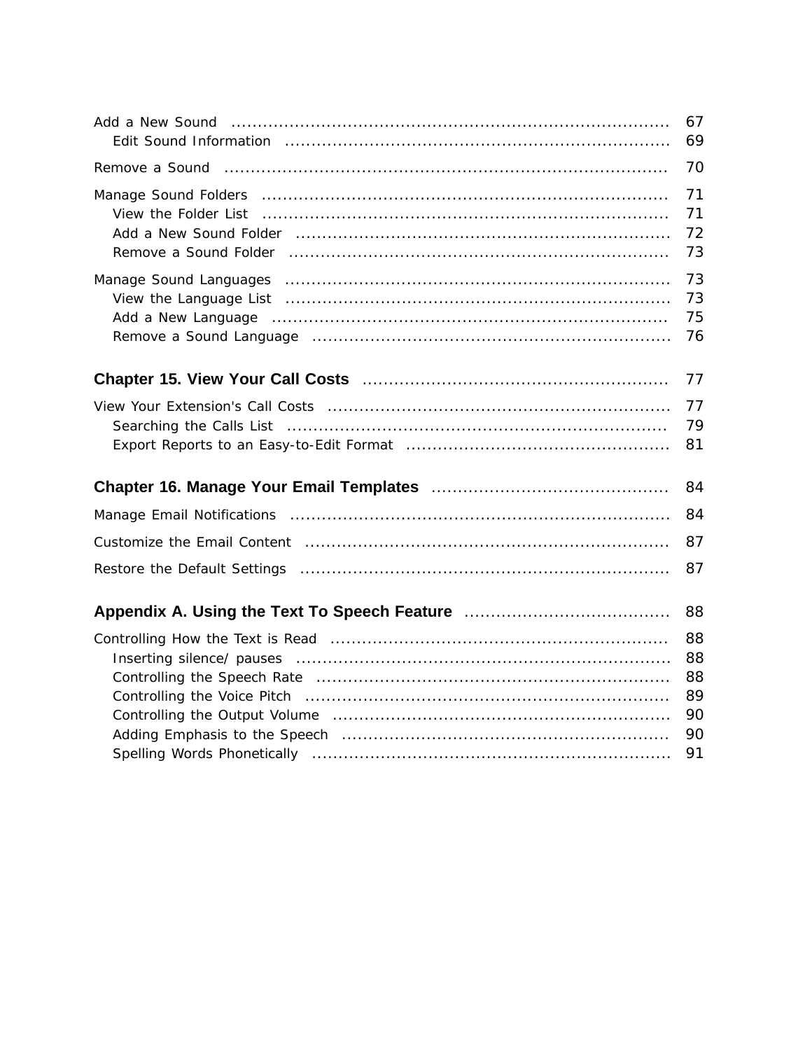- Add a New Sound ..... 67
  - Edit Sound Information ..... 69
- Remove a Sound ..... 70
- Manage Sound Folders ..... 71
  - View the Folder List ..... 71
  - Add a New Sound Folder ..... 72
  - Remove a Sound Folder ..... 73
- Manage Sound Languages ..... 73
  - View the Language List ..... 73
  - Add a New Language ..... 75
  - Remove a Sound Language ..... 76

**Chapter 15. View Your Call Costs ..... 77**

- View Your Extension's Call Costs ..... 77
  - Searching the Calls List ..... 79
  - Export Reports to an Easy-to-Edit Format ..... 81

**Chapter 16. Manage Your Email Templates ..... 84**

- Manage Email Notifications ..... 84
- Customize the Email Content ..... 87
- Restore the Default Settings ..... 87

**Appendix A. Using the Text To Speech Feature ..... 88**

- Controlling How the Text is Read ..... 88
  - Inserting silence/ pauses ..... 88
  - Controlling the Speech Rate ..... 88
  - Controlling the Voice Pitch ..... 89
  - Controlling the Output Volume ..... 90
  - Adding Emphasis to the Speech ..... 90
  - Spelling Words Phonetically ..... 91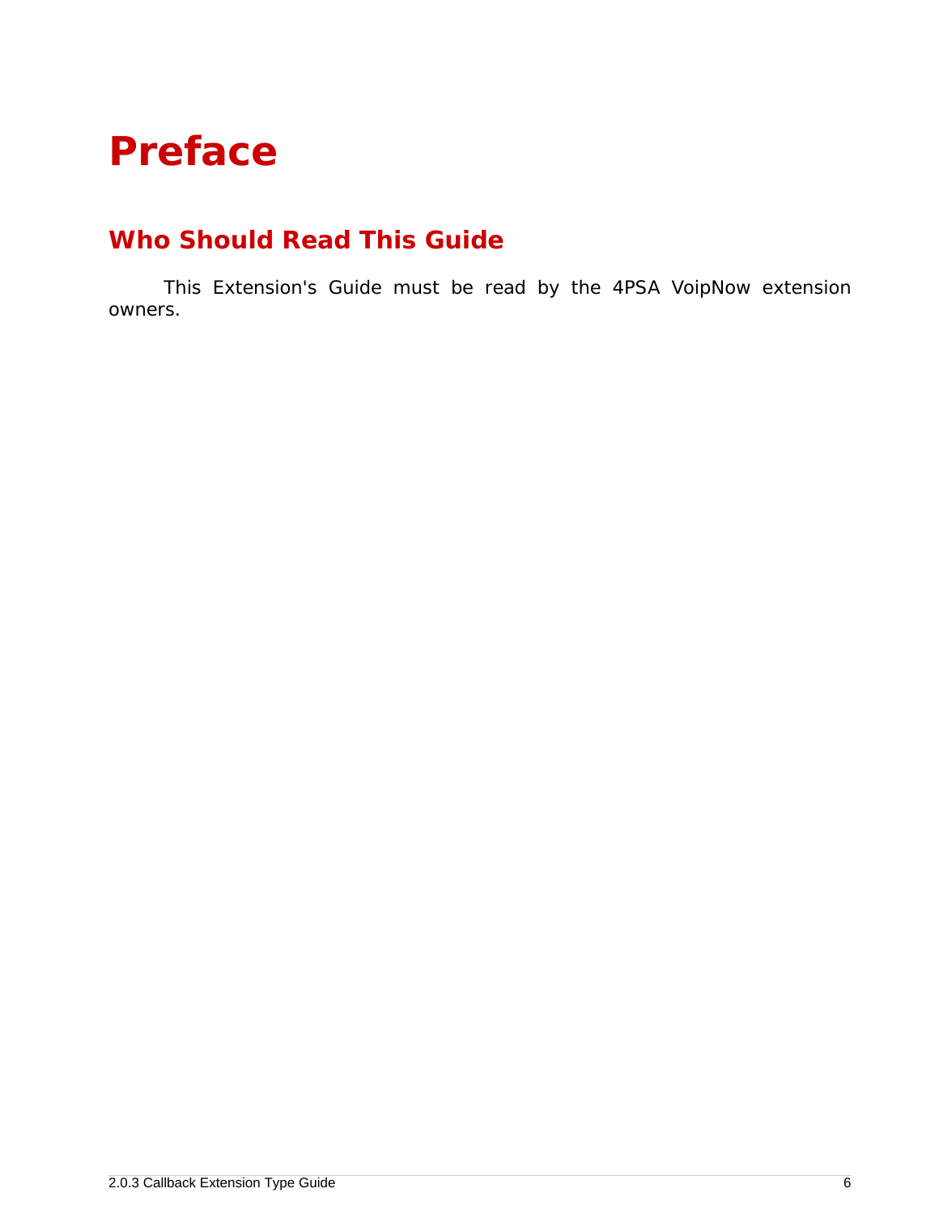# Preface

## Who Should Read This Guide

This Extension's Guide must be read by the 4PSA VoipNow extension owners.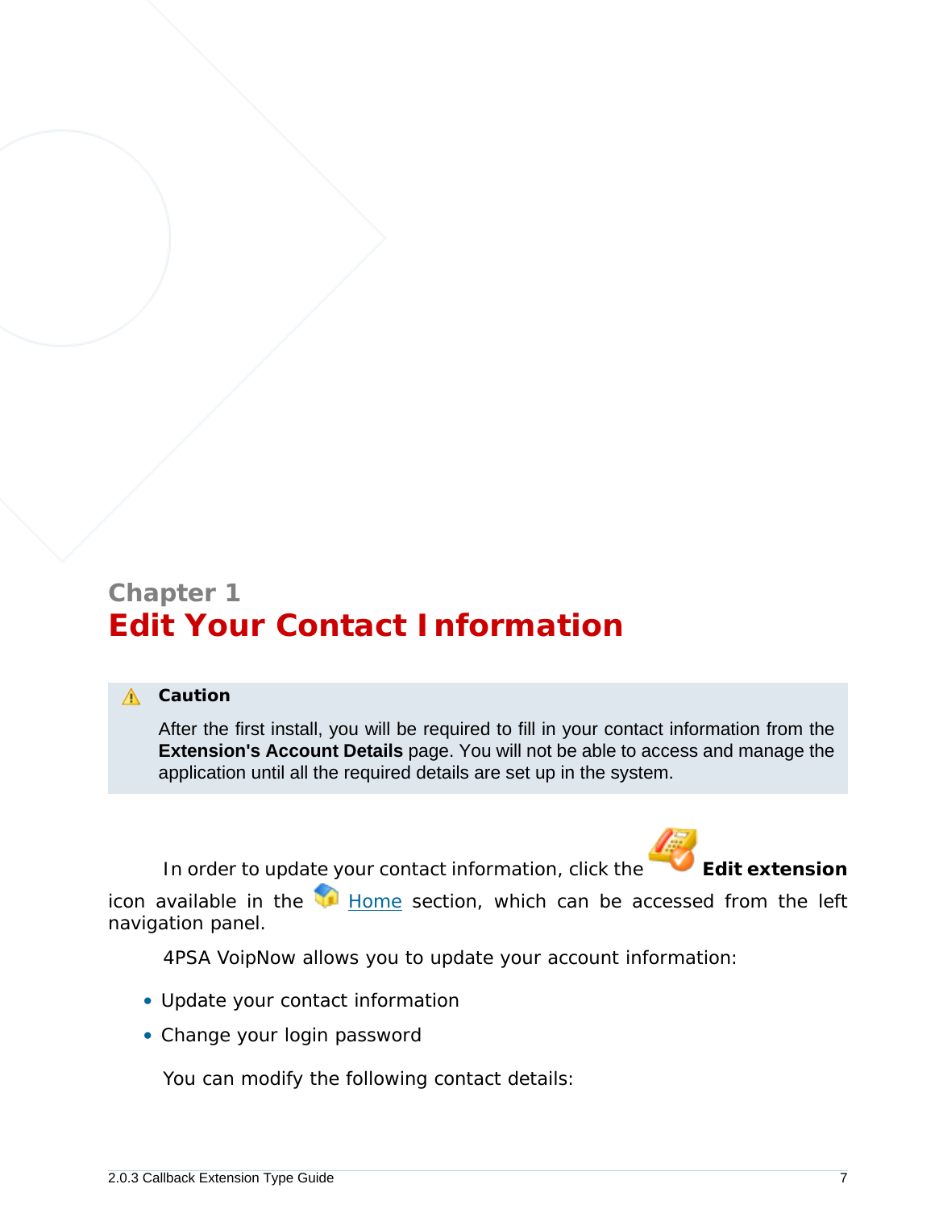# Chapter 1
# Edit Your Contact Information

> **Caution**
>
> After the first install, you will be required to fill in your contact information from the **Extension's Account Details** page. You will not be able to access and manage the application until all the required details are set up in the system.

In order to update your contact information, click the **Edit extension** icon available in the Home section, which can be accessed from the left navigation panel.

4PSA VoipNow allows you to update your account information:

- Update your contact information
- Change your login password

You can modify the following contact details: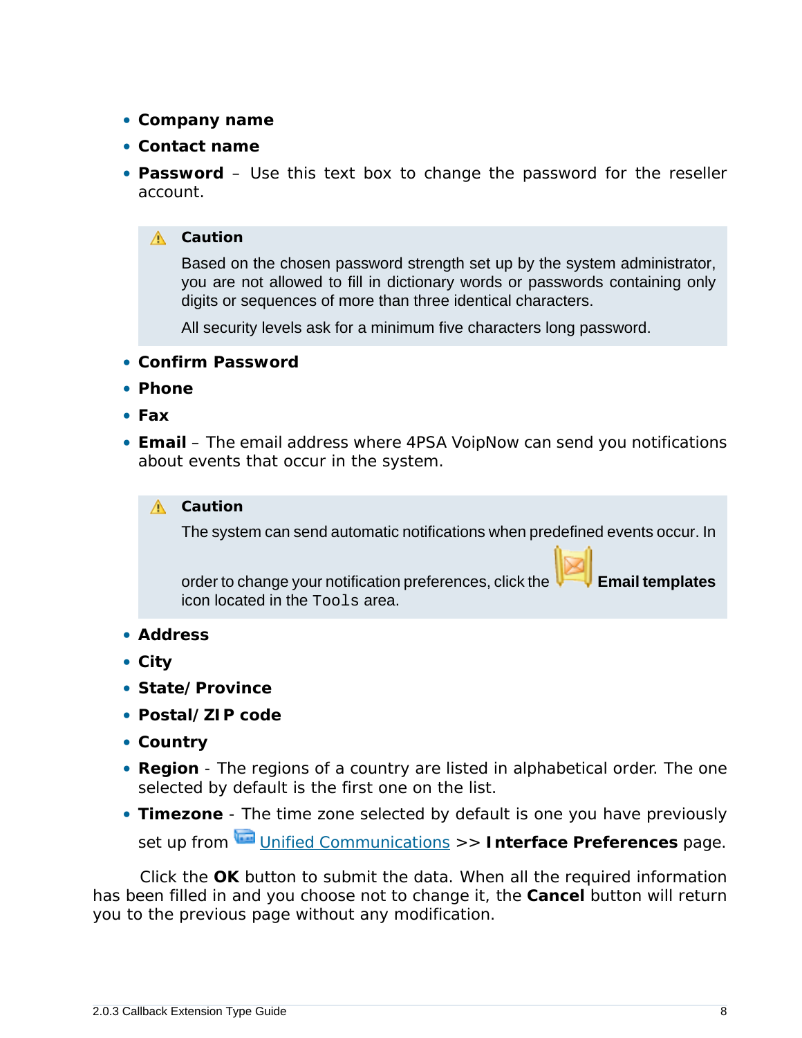- **Company name**
- **Contact name**
- **Password** – Use this text box to change the password for the reseller account.

> **Caution**
>
> Based on the chosen password strength set up by the system administrator, you are not allowed to fill in dictionary words or passwords containing only digits or sequences of more than three identical characters.
>
> All security levels ask for a minimum five characters long password.

- **Confirm Password**
- **Phone**
- **Fax**
- **Email** – The email address where 4PSA VoipNow can send you notifications about events that occur in the system.

> **Caution**
>
> The system can send automatic notifications when predefined events occur. In order to change your notification preferences, click the **Email templates** icon located in the `Tools` area.

- **Address**
- **City**
- **State/Province**
- **Postal/ZIP code**
- **Country**
- **Region** - The regions of a country are listed in alphabetical order. The one selected by default is the first one on the list.
- **Timezone** - The time zone selected by default is one you have previously set up from Unified Communications >> **Interface Preferences** page.

Click the **OK** button to submit the data. When all the required information has been filled in and you choose not to change it, the **Cancel** button will return you to the previous page without any modification.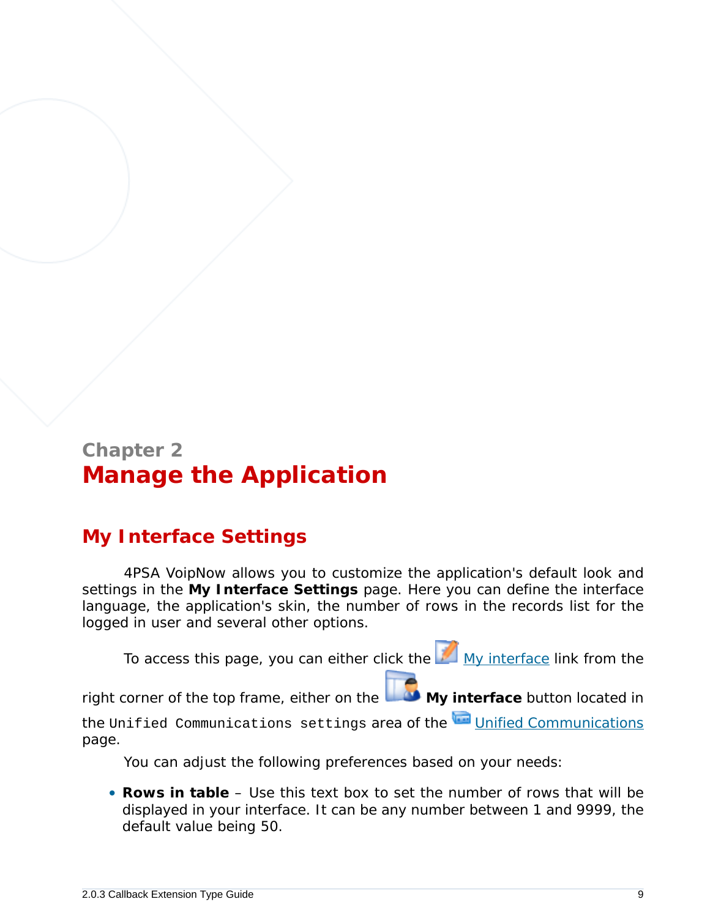# Chapter 2
# Manage the Application

## My Interface Settings

4PSA VoipNow allows you to customize the application's default look and settings in the **My Interface Settings** page. Here you can define the interface language, the application's skin, the number of rows in the records list for the logged in user and several other options.

To access this page, you can either click the My interface link from the right corner of the top frame, either on the **My interface** button located in the `Unified Communications settings` area of the Unified Communications page.

You can adjust the following preferences based on your needs:

- **Rows in table** – Use this text box to set the number of rows that will be displayed in your interface. It can be any number between 1 and 9999, the default value being 50.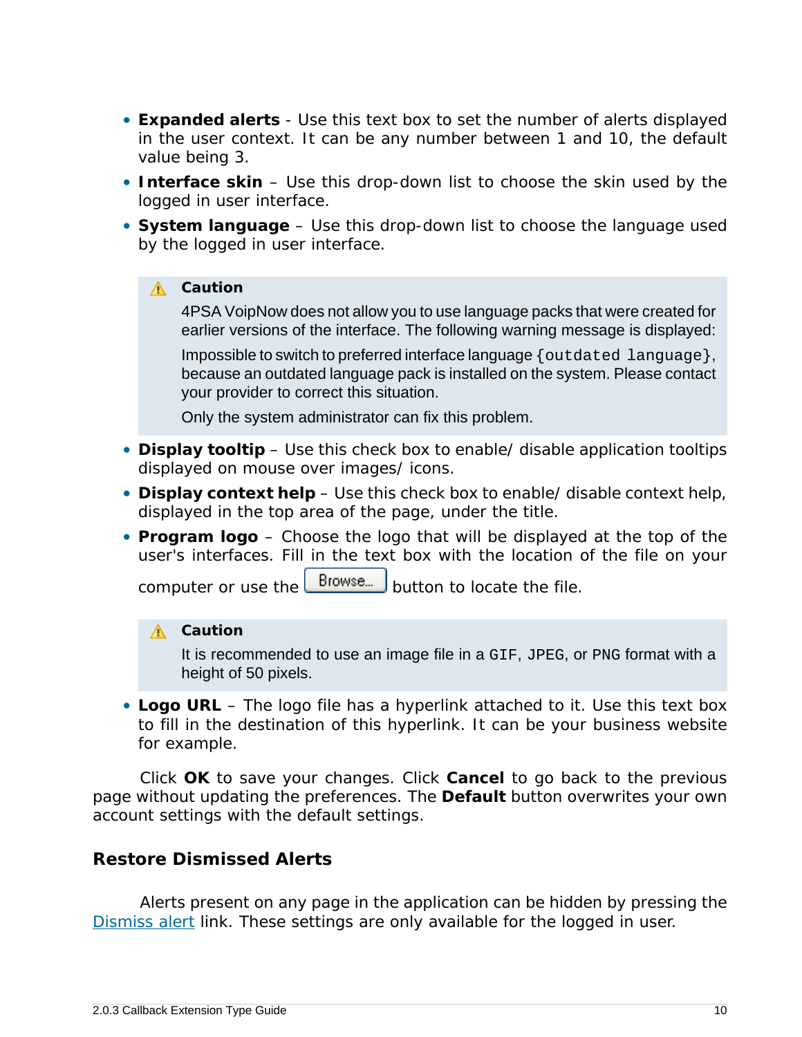- **Expanded alerts** - Use this text box to set the number of alerts displayed in the user context. It can be any number between 1 and 10, the default value being 3.
- **Interface skin** – Use this drop-down list to choose the skin used by the logged in user interface.
- **System language** – Use this drop-down list to choose the language used by the logged in user interface.

> **Caution**
>
> 4PSA VoipNow does not allow you to use language packs that were created for earlier versions of the interface. The following warning message is displayed:
>
> Impossible to switch to preferred interface language `{outdated language}`, because an outdated language pack is installed on the system. Please contact your provider to correct this situation.
>
> Only the system administrator can fix this problem.

- **Display tooltip** – Use this check box to enable/ disable application tooltips displayed on mouse over images/ icons.
- **Display context help** – Use this check box to enable/ disable context help, displayed in the top area of the page, under the title.
- **Program logo** – Choose the logo that will be displayed at the top of the user's interfaces. Fill in the text box with the location of the file on your computer or use the Browse... button to locate the file.

> **Caution**
>
> It is recommended to use an image file in a `GIF`, `JPEG`, or `PNG` format with a height of 50 pixels.

- **Logo URL** – The logo file has a hyperlink attached to it. Use this text box to fill in the destination of this hyperlink. It can be your business website for example.

Click **OK** to save your changes. Click **Cancel** to go back to the previous page without updating the preferences. The **Default** button overwrites your own account settings with the default settings.

## Restore Dismissed Alerts

Alerts present on any page in the application can be hidden by pressing the Dismiss alert link. These settings are only available for the logged in user.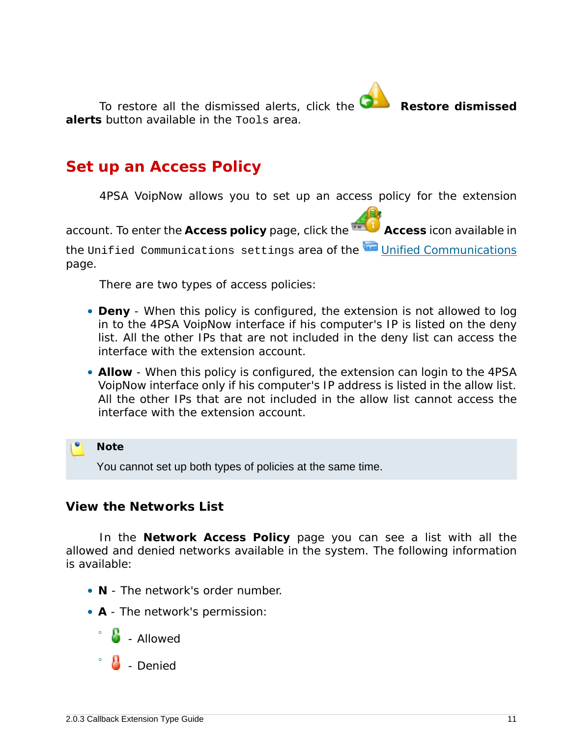To restore all the dismissed alerts, click the **Restore dismissed alerts** button available in the `Tools` area.

## Set up an Access Policy

4PSA VoipNow allows you to set up an access policy for the extension account. To enter the **Access policy** page, click the **Access** icon available in the `Unified Communications settings` area of the Unified Communications page.

There are two types of access policies:

- **Deny** - When this policy is configured, the extension is not allowed to log in to the 4PSA VoipNow interface if his computer's IP is listed on the deny list. All the other IPs that are not included in the deny list can access the interface with the extension account.
- **Allow** - When this policy is configured, the extension can login to the 4PSA VoipNow interface only if his computer's IP address is listed in the allow list. All the other IPs that are not included in the allow list cannot access the interface with the extension account.

> **Note**
>
> You cannot set up both types of policies at the same time.

### View the Networks List

In the **Network Access Policy** page you can see a list with all the allowed and denied networks available in the system. The following information is available:

- **N** - The network's order number.
- **A** - The network's permission:
  - \- Allowed
  - \- Denied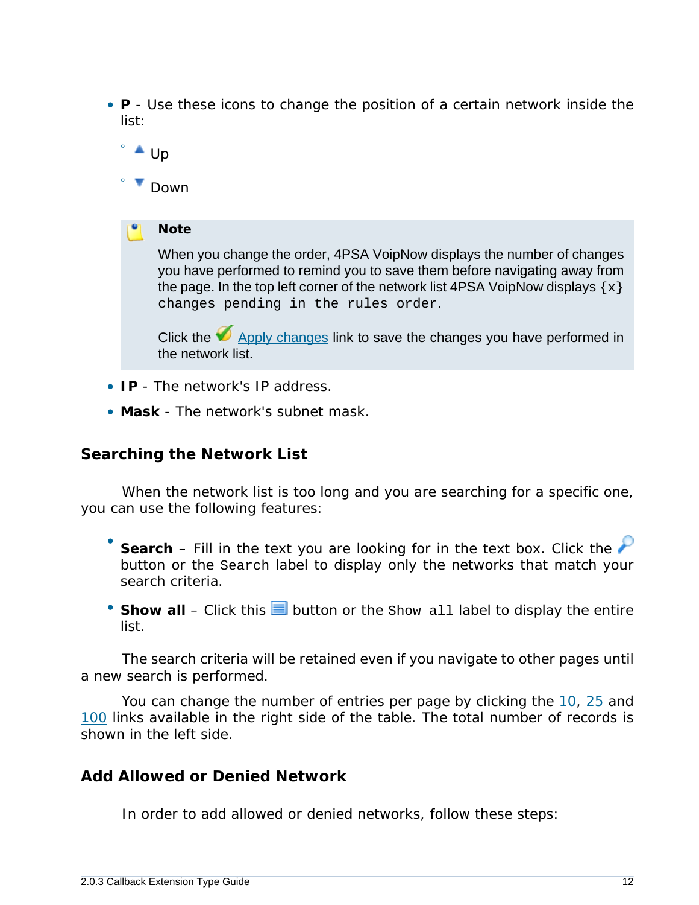- **P** - Use these icons to change the position of a certain network inside the list:
  - Up
  - Down

> **Note**
>
> When you change the order, 4PSA VoipNow displays the number of changes you have performed to remind you to save them before navigating away from the page. In the top left corner of the network list 4PSA VoipNow displays `{x} changes pending in the rules order`.
>
> Click the Apply changes link to save the changes you have performed in the network list.

- **IP** - The network's IP address.
- **Mask** - The network's subnet mask.

### Searching the Network List

When the network list is too long and you are searching for a specific one, you can use the following features:

- **Search** – Fill in the text you are looking for in the text box. Click the button or the `Search` label to display only the networks that match your search criteria.
- **Show all** – Click this button or the `Show all` label to display the entire list.

The search criteria will be retained even if you navigate to other pages until a new search is performed.

You can change the number of entries per page by clicking the 10, 25 and 100 links available in the right side of the table. The total number of records is shown in the left side.

### Add Allowed or Denied Network

In order to add allowed or denied networks, follow these steps: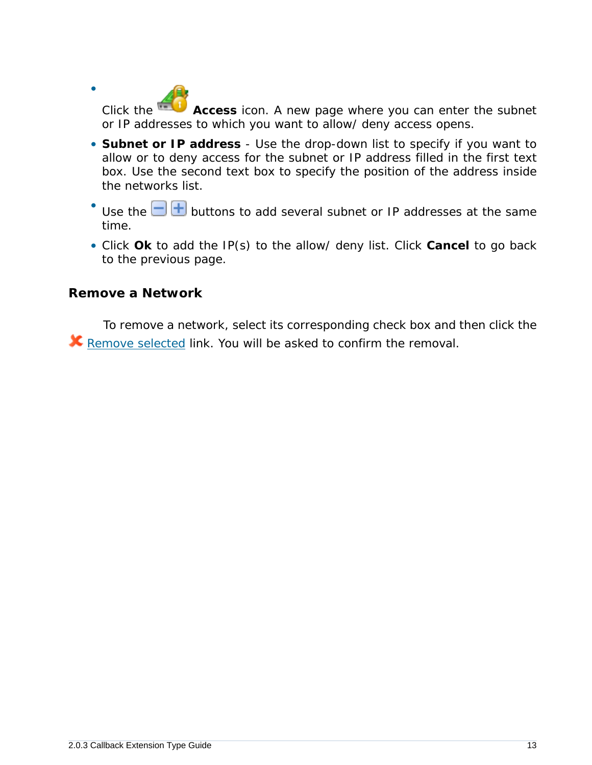- Click the **Access** icon. A new page where you can enter the subnet or IP addresses to which you want to allow/ deny access opens.
- **Subnet or IP address** - Use the drop-down list to specify if you want to allow or to deny access for the subnet or IP address filled in the first text box. Use the second text box to specify the position of the address inside the networks list.
- Use the buttons to add several subnet or IP addresses at the same time.
- Click **Ok** to add the IP(s) to the allow/ deny list. Click **Cancel** to go back to the previous page.

### Remove a Network

To remove a network, select its corresponding check box and then click the Remove selected link. You will be asked to confirm the removal.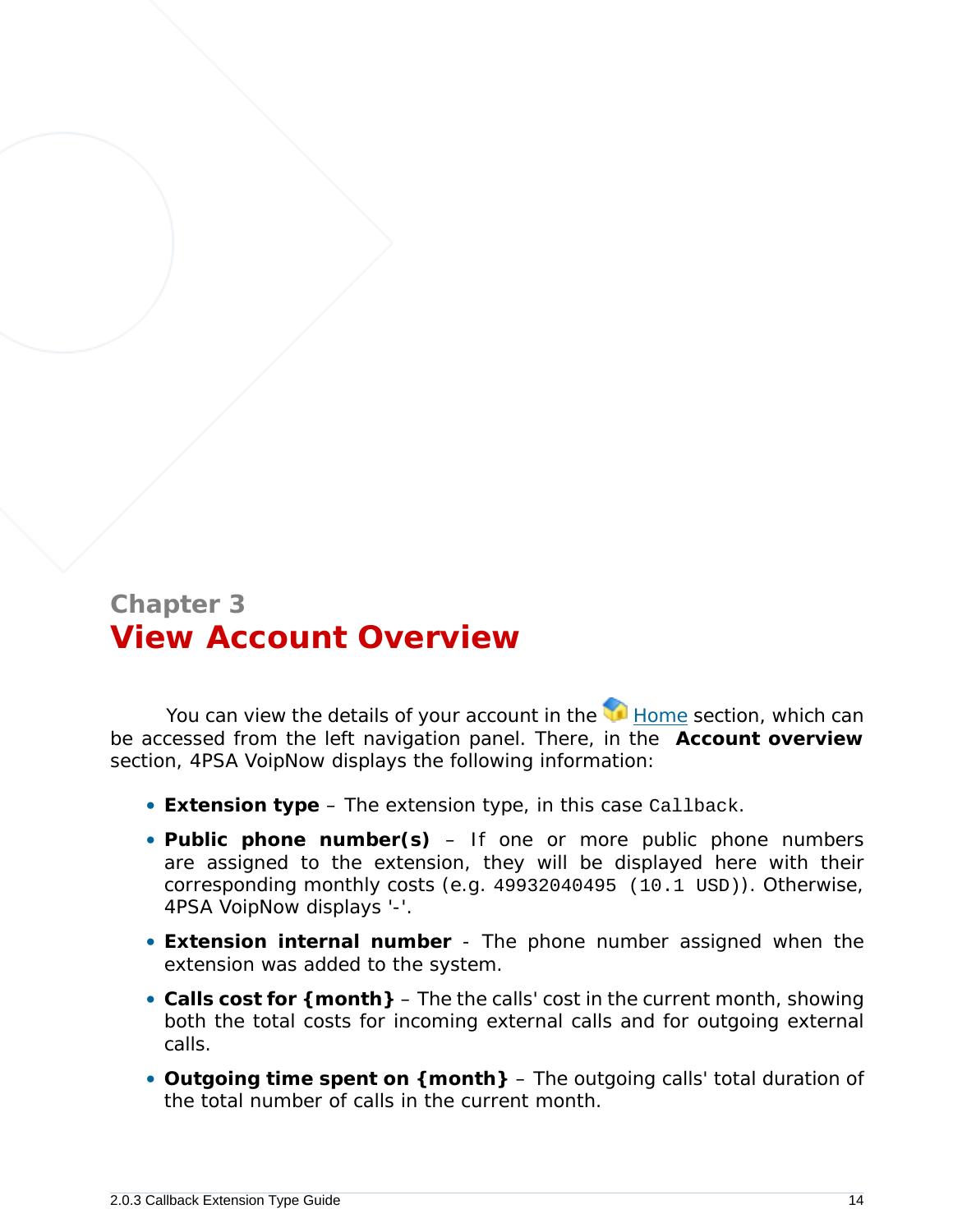Chapter 3

# View Account Overview

You can view the details of your account in the Home section, which can be accessed from the left navigation panel. There, in the **Account overview** section, 4PSA VoipNow displays the following information:

- **Extension type** – The extension type, in this case `Callback`.
- **Public phone number(s)** – If one or more public phone numbers are assigned to the extension, they will be displayed here with their corresponding monthly costs (e.g. `49932040495 (10.1 USD)`). Otherwise, 4PSA VoipNow displays '-'.
- **Extension internal number** - The phone number assigned when the extension was added to the system.
- **Calls cost for {month}** – The the calls' cost in the current month, showing both the total costs for incoming external calls and for outgoing external calls.
- **Outgoing time spent on {month}** – The outgoing calls' total duration of the total number of calls in the current month.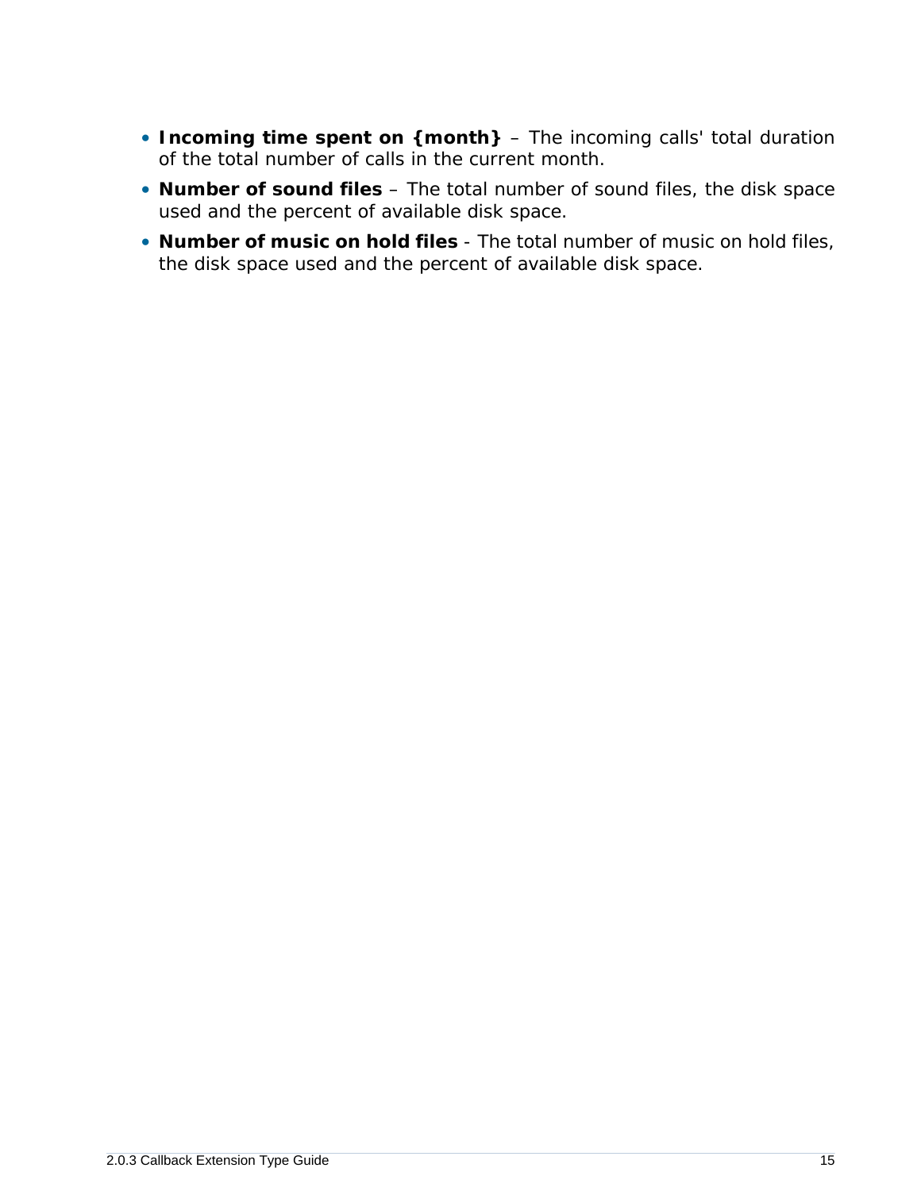- **Incoming time spent on {month}** – The incoming calls' total duration of the total number of calls in the current month.
- **Number of sound files** – The total number of sound files, the disk space used and the percent of available disk space.
- **Number of music on hold files** - The total number of music on hold files, the disk space used and the percent of available disk space.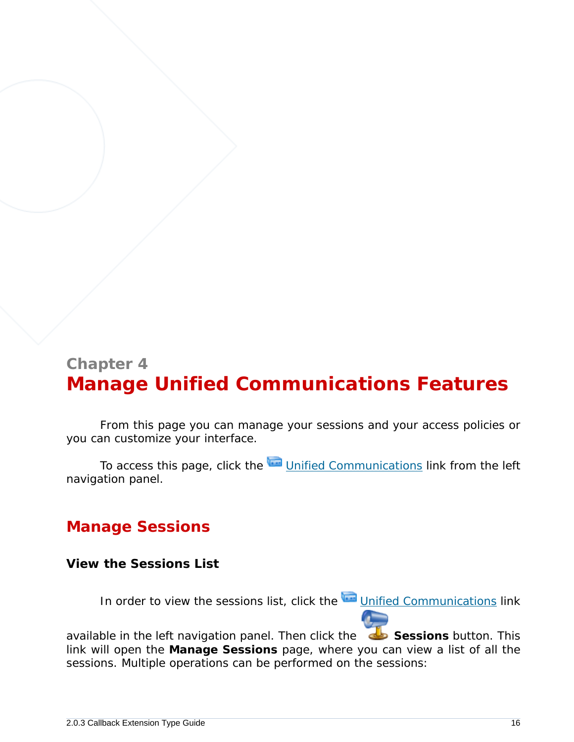Chapter 4

# Manage Unified Communications Features

From this page you can manage your sessions and your access policies or you can customize your interface.

To access this page, click the Unified Communications link from the left navigation panel.

## Manage Sessions

### View the Sessions List

In order to view the sessions list, click the Unified Communications link available in the left navigation panel. Then click the **Sessions** button. This link will open the **Manage Sessions** page, where you can view a list of all the sessions. Multiple operations can be performed on the sessions: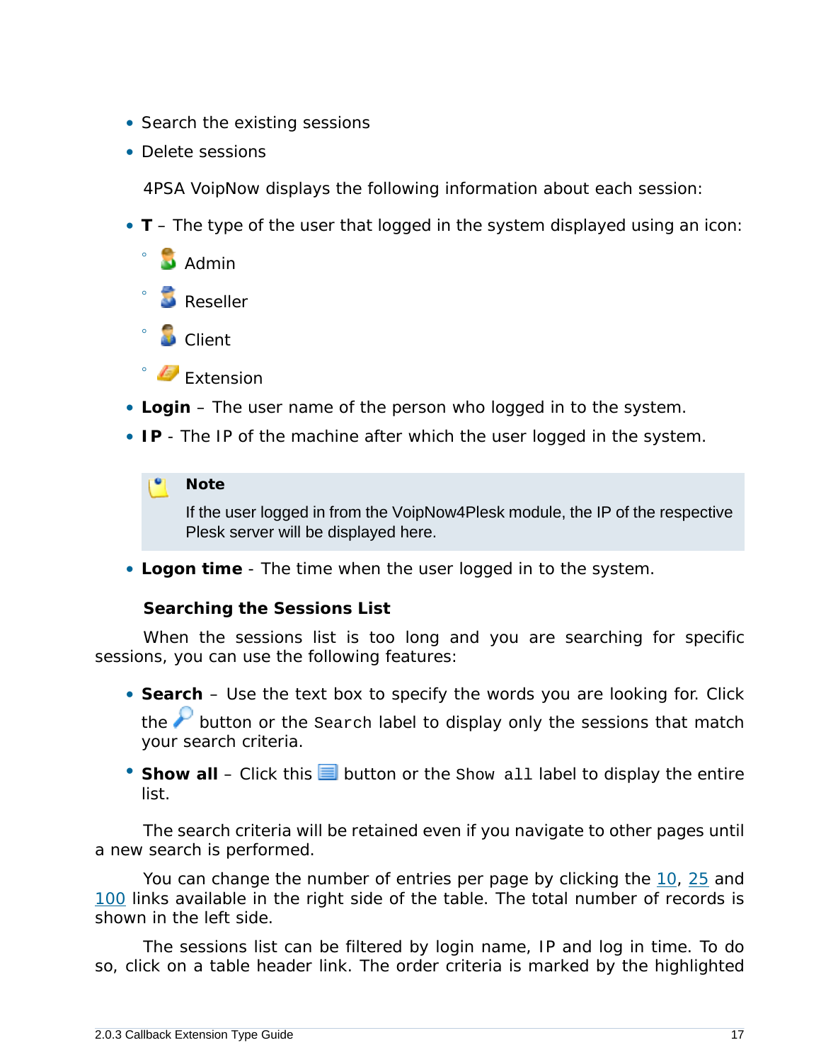- Search the existing sessions
- Delete sessions

4PSA VoipNow displays the following information about each session:

- **T** – The type of the user that logged in the system displayed using an icon:
  - Admin
  - Reseller
  - Client
  - Extension
- **Login** – The user name of the person who logged in to the system.
- **IP** - The IP of the machine after which the user logged in the system.

> **Note**
>
> If the user logged in from the VoipNow4Plesk module, the IP of the respective Plesk server will be displayed here.

- **Logon time** - The time when the user logged in to the system.

### Searching the Sessions List

When the sessions list is too long and you are searching for specific sessions, you can use the following features:

- **Search** – Use the text box to specify the words you are looking for. Click the button or the `Search` label to display only the sessions that match your search criteria.
- **Show all** – Click this button or the `Show all` label to display the entire list.

The search criteria will be retained even if you navigate to other pages until a new search is performed.

You can change the number of entries per page by clicking the 10, 25 and 100 links available in the right side of the table. The total number of records is shown in the left side.

The sessions list can be filtered by login name, IP and log in time. To do so, click on a table header link. The order criteria is marked by the highlighted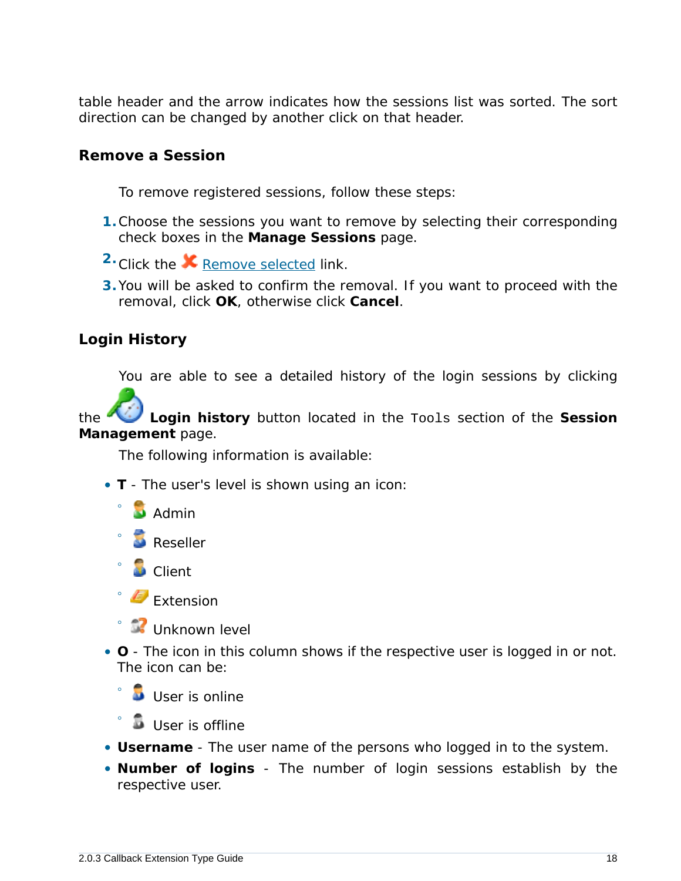table header and the arrow indicates how the sessions list was sorted. The sort direction can be changed by another click on that header.

### Remove a Session

To remove registered sessions, follow these steps:

1. Choose the sessions you want to remove by selecting their corresponding check boxes in the **Manage Sessions** page.
2. Click the Remove selected link.
3. You will be asked to confirm the removal. If you want to proceed with the removal, click **OK**, otherwise click **Cancel**.

### Login History

You are able to see a detailed history of the login sessions by clicking the **Login history** button located in the `Tools` section of the **Session Management** page.

The following information is available:

- **T** - The user's level is shown using an icon:
  - Admin
  - Reseller
  - Client
  - Extension
  - Unknown level
- **O** - The icon in this column shows if the respective user is logged in or not. The icon can be:
  - User is online
  - User is offline
- **Username** - The user name of the persons who logged in to the system.
- **Number of logins** - The number of login sessions establish by the respective user.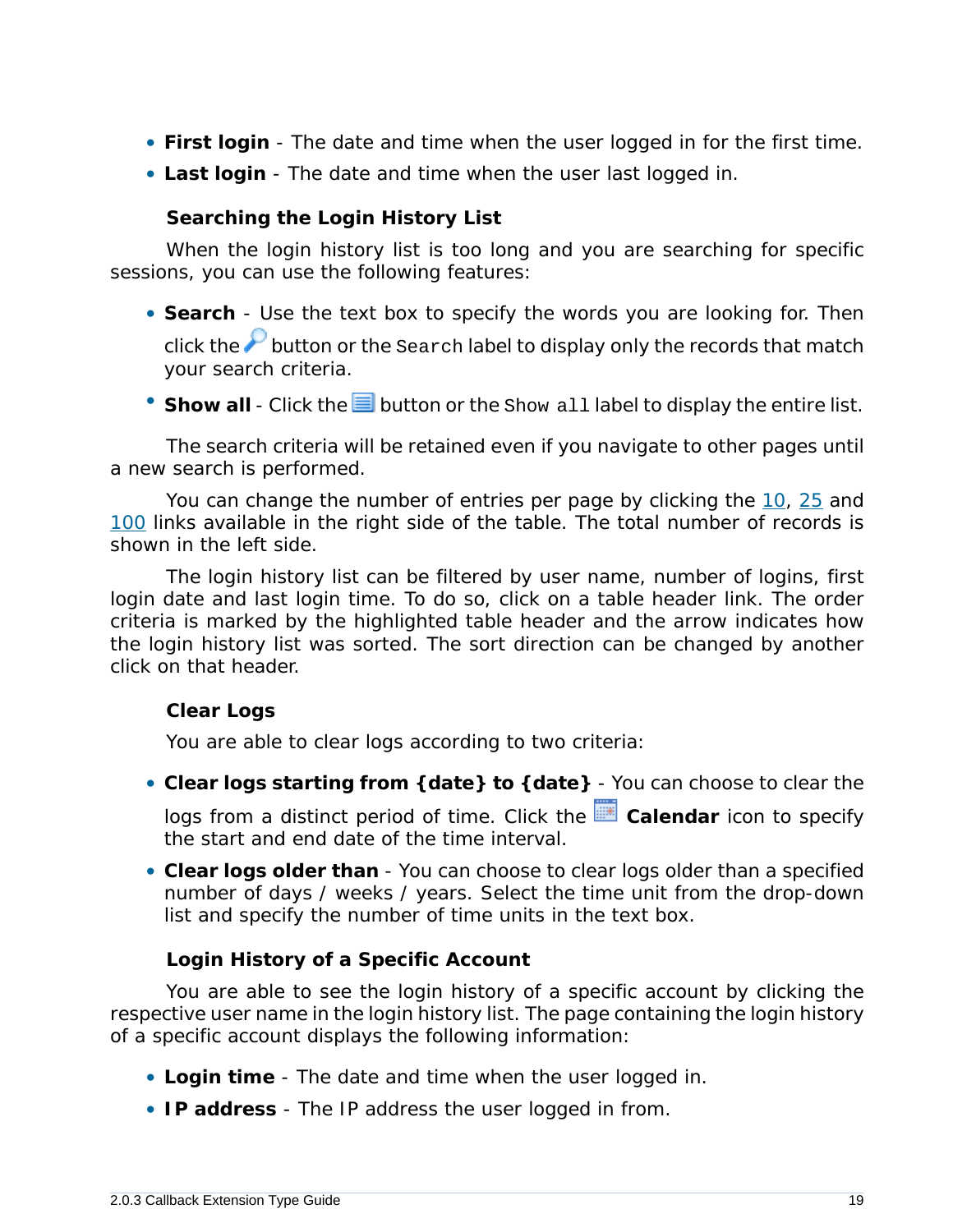- **First login** - The date and time when the user logged in for the first time.
- **Last login** - The date and time when the user last logged in.

### Searching the Login History List

When the login history list is too long and you are searching for specific sessions, you can use the following features:

- **Search** - Use the text box to specify the words you are looking for. Then click the button or the `Search` label to display only the records that match your search criteria.
- **Show all** - Click the button or the `Show all` label to display the entire list.

The search criteria will be retained even if you navigate to other pages until a new search is performed.

You can change the number of entries per page by clicking the 10, 25 and 100 links available in the right side of the table. The total number of records is shown in the left side.

The login history list can be filtered by user name, number of logins, first login date and last login time. To do so, click on a table header link. The order criteria is marked by the highlighted table header and the arrow indicates how the login history list was sorted. The sort direction can be changed by another click on that header.

### Clear Logs

You are able to clear logs according to two criteria:

- **Clear logs starting from {date} to {date}** - You can choose to clear the logs from a distinct period of time. Click the **Calendar** icon to specify the start and end date of the time interval.
- **Clear logs older than** - You can choose to clear logs older than a specified number of days / weeks / years. Select the time unit from the drop-down list and specify the number of time units in the text box.

### Login History of a Specific Account

You are able to see the login history of a specific account by clicking the respective user name in the login history list. The page containing the login history of a specific account displays the following information:

- **Login time** - The date and time when the user logged in.
- **IP address** - The IP address the user logged in from.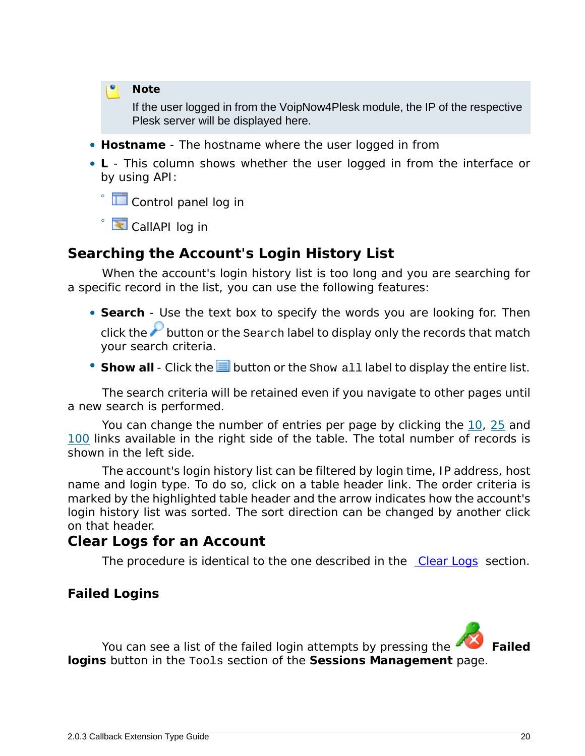> **Note**
>
> If the user logged in from the VoipNow4Plesk module, the IP of the respective Plesk server will be displayed here.

- **Hostname** - The hostname where the user logged in from
- **L** - This column shows whether the user logged in from the interface or by using API:
  - Control panel log in
  - CallAPI log in

## Searching the Account's Login History List

When the account's login history list is too long and you are searching for a specific record in the list, you can use the following features:

- **Search** - Use the text box to specify the words you are looking for. Then click the button or the `Search` label to display only the records that match your search criteria.
- **Show all** - Click the button or the `Show all` label to display the entire list.

The search criteria will be retained even if you navigate to other pages until a new search is performed.

You can change the number of entries per page by clicking the 10, 25 and 100 links available in the right side of the table. The total number of records is shown in the left side.

The account's login history list can be filtered by login time, IP address, host name and login type. To do so, click on a table header link. The order criteria is marked by the highlighted table header and the arrow indicates how the account's login history list was sorted. The sort direction can be changed by another click on that header.

## Clear Logs for an Account

The procedure is identical to the one described in the Clear Logs section.

### Failed Logins

You can see a list of the failed login attempts by pressing the **Failed logins** button in the `Tools` section of the **Sessions Management** page.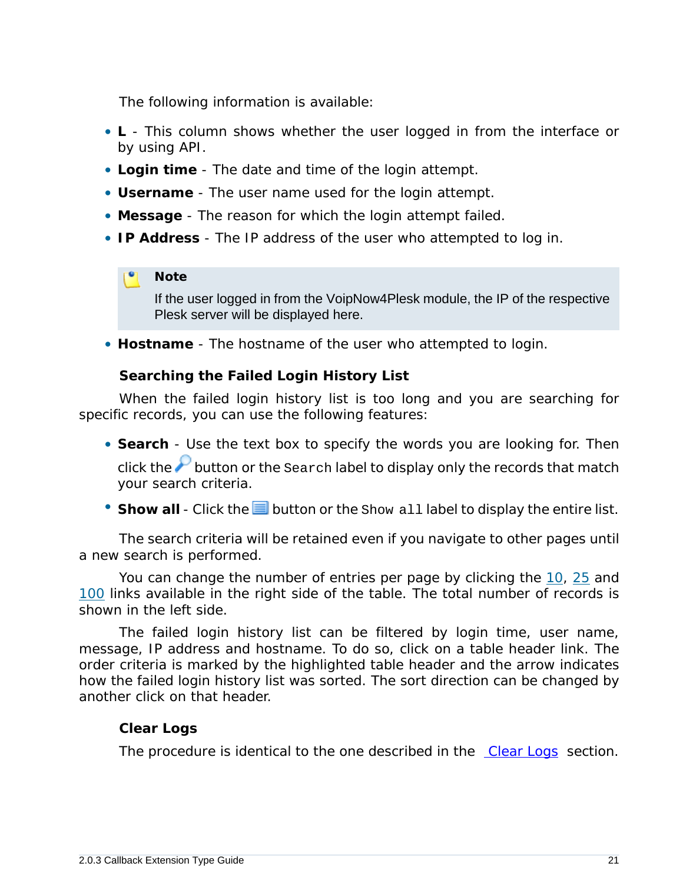The following information is available:

- **L** - This column shows whether the user logged in from the interface or by using API.
- **Login time** - The date and time of the login attempt.
- **Username** - The user name used for the login attempt.
- **Message** - The reason for which the login attempt failed.
- **IP Address** - The IP address of the user who attempted to log in.

> **Note**
>
> If the user logged in from the VoipNow4Plesk module, the IP of the respective Plesk server will be displayed here.

- **Hostname** - The hostname of the user who attempted to login.

### Searching the Failed Login History List

When the failed login history list is too long and you are searching for specific records, you can use the following features:

- **Search** - Use the text box to specify the words you are looking for. Then click the button or the `Search` label to display only the records that match your search criteria.
- **Show all** - Click the button or the `Show all` label to display the entire list.

The search criteria will be retained even if you navigate to other pages until a new search is performed.

You can change the number of entries per page by clicking the 10, 25 and 100 links available in the right side of the table. The total number of records is shown in the left side.

The failed login history list can be filtered by login time, user name, message, IP address and hostname. To do so, click on a table header link. The order criteria is marked by the highlighted table header and the arrow indicates how the failed login history list was sorted. The sort direction can be changed by another click on that header.

### Clear Logs

The procedure is identical to the one described in the Clear Logs section.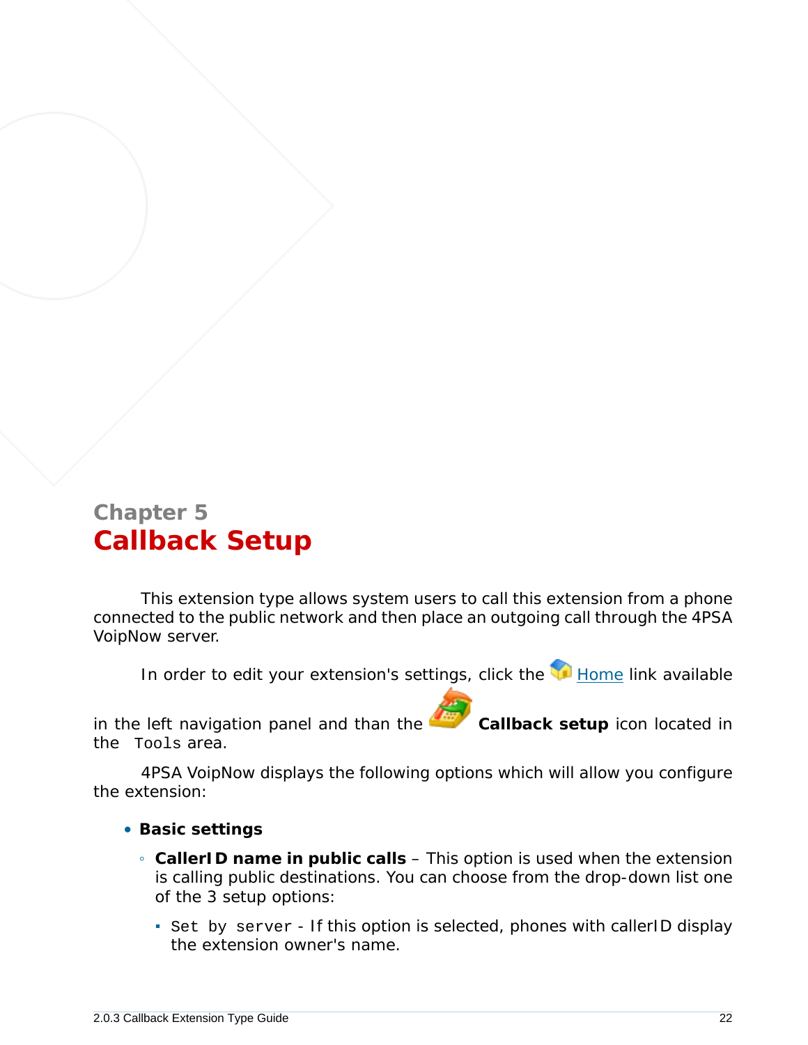Chapter 5

# Callback Setup

This extension type allows system users to call this extension from a phone connected to the public network and then place an outgoing call through the 4PSA VoipNow server.

In order to edit your extension's settings, click the Home link available in the left navigation panel and than the **Callback setup** icon located in the `Tools` area.

4PSA VoipNow displays the following options which will allow you configure the extension:

- **Basic settings**
  - **CallerID name in public calls** – This option is used when the extension is calling public destinations. You can choose from the drop-down list one of the 3 setup options:
    - `Set by server` - If this option is selected, phones with callerID display the extension owner's name.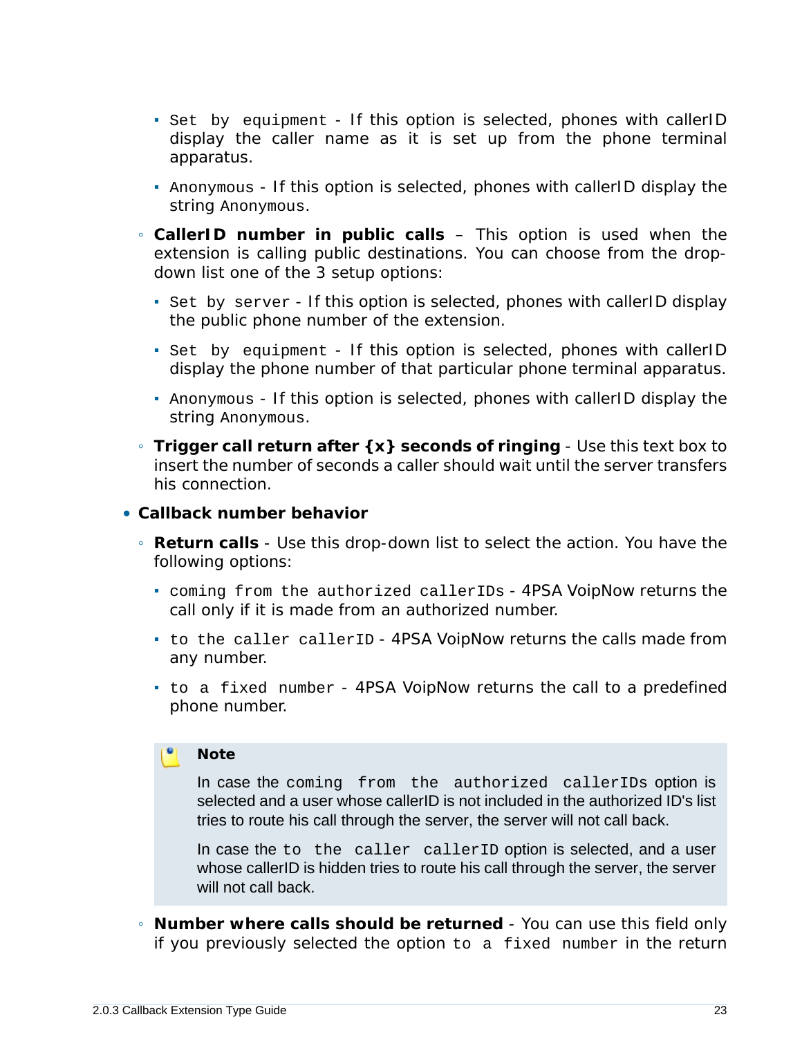- `Set by equipment` - If this option is selected, phones with callerID display the caller name as it is set up from the phone terminal apparatus.
        - `Anonymous` - If this option is selected, phones with callerID display the string `Anonymous`.
    - **CallerID number in public calls** – This option is used when the extension is calling public destinations. You can choose from the drop-down list one of the 3 setup options:
        - `Set by server` - If this option is selected, phones with callerID display the public phone number of the extension.
        - `Set by equipment` - If this option is selected, phones with callerID display the phone number of that particular phone terminal apparatus.
        - `Anonymous` - If this option is selected, phones with callerID display the string `Anonymous`.
    - **Trigger call return after {x} seconds of ringing** - Use this text box to insert the number of seconds a caller should wait until the server transfers his connection.

- **Callback number behavior**
    - **Return calls** - Use this drop-down list to select the action. You have the following options:
        - `coming from the authorized callerIDs` - 4PSA VoipNow returns the call only if it is made from an authorized number.
        - `to the caller callerID` - 4PSA VoipNow returns the calls made from any number.
        - `to a fixed number` - 4PSA VoipNow returns the call to a predefined phone number.

    > **Note**
    >
    > In case the `coming from the authorized callerIDs` option is selected and a user whose callerID is not included in the authorized ID's list tries to route his call through the server, the server will not call back.
    >
    > In case the `to the caller callerID` option is selected, and a user whose callerID is hidden tries to route his call through the server, the server will not call back.

    - **Number where calls should be returned** - You can use this field only if you previously selected the option `to a fixed number` in the return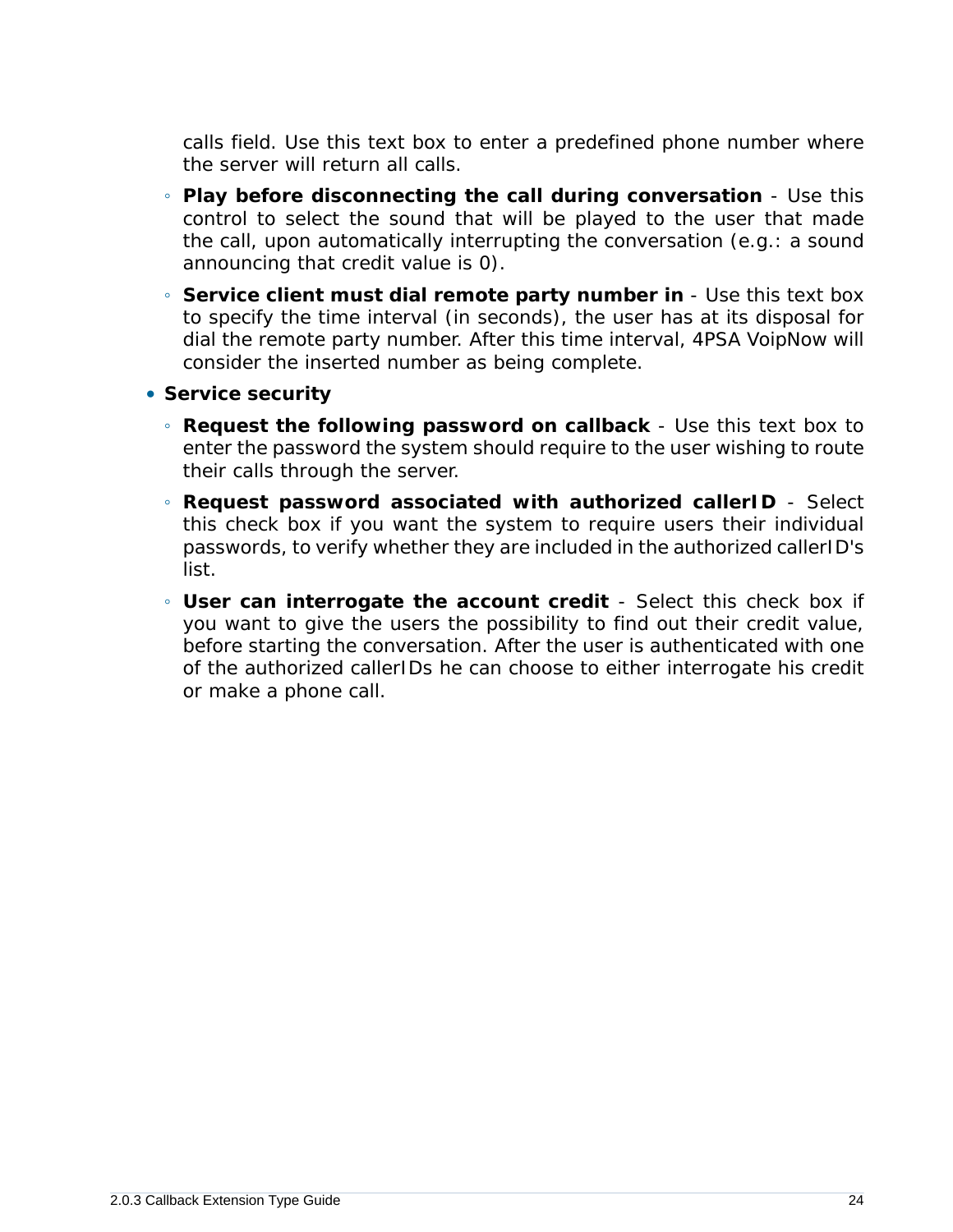calls field. Use this text box to enter a predefined phone number where the server will return all calls.

  - **Play before disconnecting the call during conversation** - Use this control to select the sound that will be played to the user that made the call, upon automatically interrupting the conversation (e.g.: a sound announcing that credit value is 0).
  - **Service client must dial remote party number in** - Use this text box to specify the time interval (in seconds), the user has at its disposal for dial the remote party number. After this time interval, 4PSA VoipNow will consider the inserted number as being complete.

- **Service security**
  - **Request the following password on callback** - Use this text box to enter the password the system should require to the user wishing to route their calls through the server.
  - **Request password associated with authorized callerID** - Select this check box if you want the system to require users their individual passwords, to verify whether they are included in the authorized callerID's list.
  - **User can interrogate the account credit** - Select this check box if you want to give the users the possibility to find out their credit value, before starting the conversation. After the user is authenticated with one of the authorized callerIDs he can choose to either interrogate his credit or make a phone call.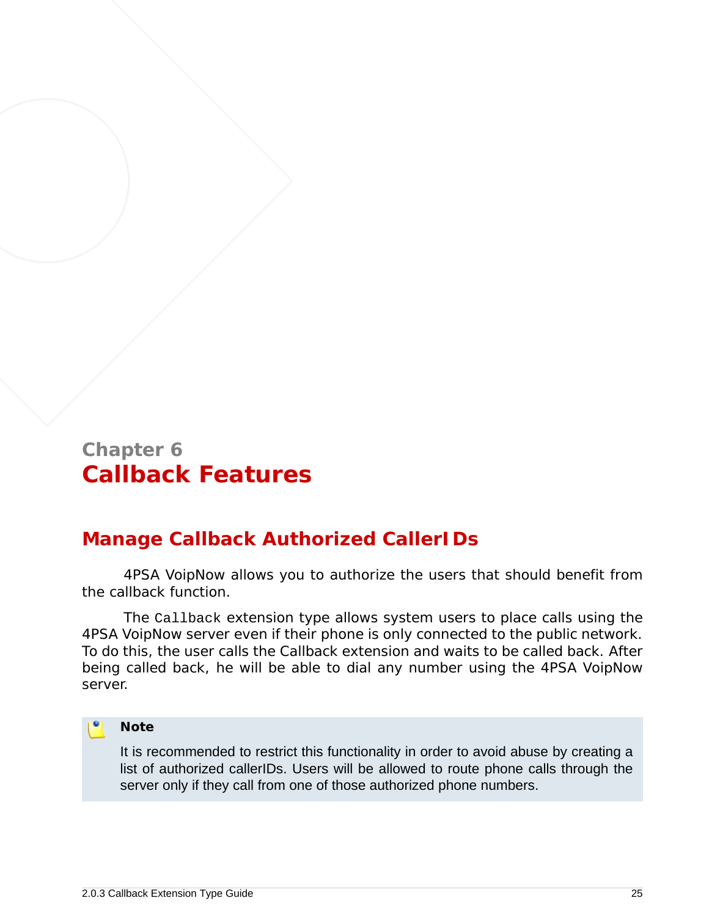Chapter 6

# Callback Features

## Manage Callback Authorized CallerIDs

4PSA VoipNow allows you to authorize the users that should benefit from the callback function.

The `Callback` extension type allows system users to place calls using the 4PSA VoipNow server even if their phone is only connected to the public network. To do this, the user calls the Callback extension and waits to be called back. After being called back, he will be able to dial any number using the 4PSA VoipNow server.

> **Note**
>
> It is recommended to restrict this functionality in order to avoid abuse by creating a list of authorized callerIDs. Users will be allowed to route phone calls through the server only if they call from one of those authorized phone numbers.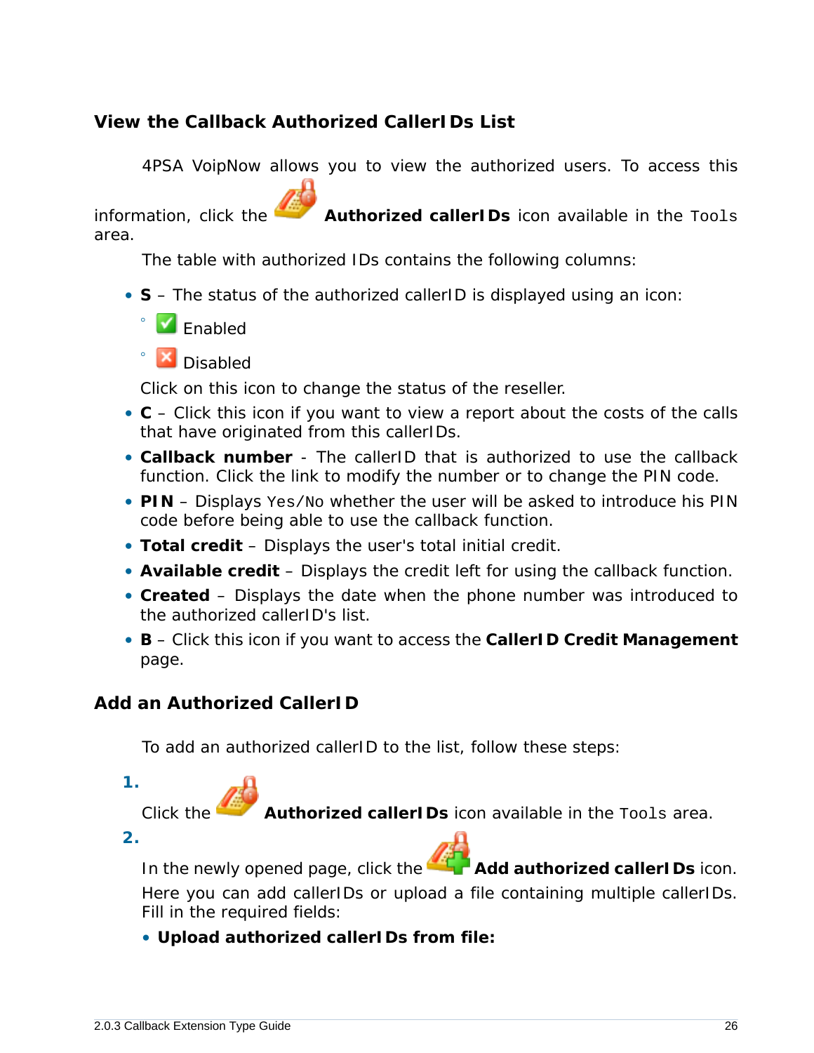## View the Callback Authorized CallerIDs List

4PSA VoipNow allows you to view the authorized users. To access this information, click the **Authorized callerIDs** icon available in the `Tools` area.

The table with authorized IDs contains the following columns:

- **S** – The status of the authorized callerID is displayed using an icon:
  - Enabled
  - Disabled

  Click on this icon to change the status of the reseller.
- **C** – Click this icon if you want to view a report about the costs of the calls that have originated from this callerIDs.
- **Callback number** - The callerID that is authorized to use the callback function. Click the link to modify the number or to change the PIN code.
- **PIN** – Displays `Yes/No` whether the user will be asked to introduce his PIN code before being able to use the callback function.
- **Total credit** – Displays the user's total initial credit.
- **Available credit** – Displays the credit left for using the callback function.
- **Created** – Displays the date when the phone number was introduced to the authorized callerID's list.
- **B** – Click this icon if you want to access the **CallerID Credit Management** page.

## Add an Authorized CallerID

To add an authorized callerID to the list, follow these steps:

1. Click the **Authorized callerIDs** icon available in the `Tools` area.
2. In the newly opened page, click the **Add authorized callerIDs** icon.

   Here you can add callerIDs or upload a file containing multiple callerIDs. Fill in the required fields:

   - **Upload authorized callerIDs from file:**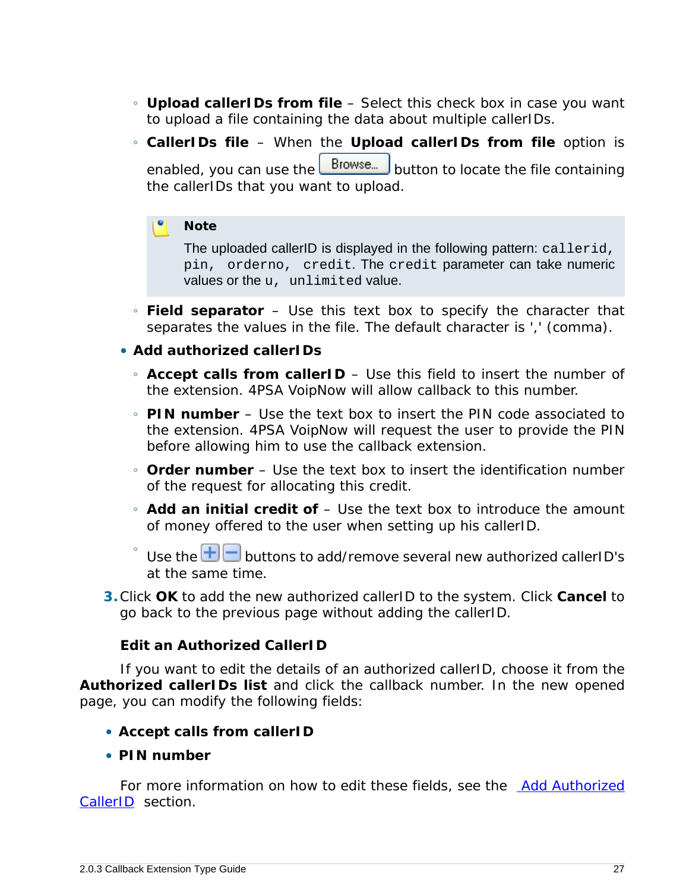- Upload callerIDs from file – Select this check box in case you want to upload a file containing the data about multiple callerIDs.
  - **CallerIDs file** – When the **Upload callerIDs from file** option is enabled, you can use the Browse... button to locate the file containing the callerIDs that you want to upload.

  > **Note**
  >
  > The uploaded callerID is displayed in the following pattern: `callerid, pin, orderno, credit`. The `credit` parameter can take numeric values or the `u, unlimited` value.

  - **Field separator** – Use this text box to specify the character that separates the values in the file. The default character is ',' (comma).
- **Add authorized callerIDs**
  - **Accept calls from callerID** – Use this field to insert the number of the extension. 4PSA VoipNow will allow callback to this number.
  - **PIN number** – Use the text box to insert the PIN code associated to the extension. 4PSA VoipNow will request the user to provide the PIN before allowing him to use the callback extension.
  - **Order number** – Use the text box to insert the identification number of the request for allocating this credit.
  - **Add an initial credit of** – Use the text box to introduce the amount of money offered to the user when setting up his callerID.
  - Use the + − buttons to add/remove several new authorized callerID's at the same time.

3. Click **OK** to add the new authorized callerID to the system. Click **Cancel** to go back to the previous page without adding the callerID.

### Edit an Authorized CallerID

If you want to edit the details of an authorized callerID, choose it from the **Authorized callerIDs list** and click the callback number. In the new opened page, you can modify the following fields:

- **Accept calls from callerID**
- **PIN number**

For more information on how to edit these fields, see the Add Authorized CallerID section.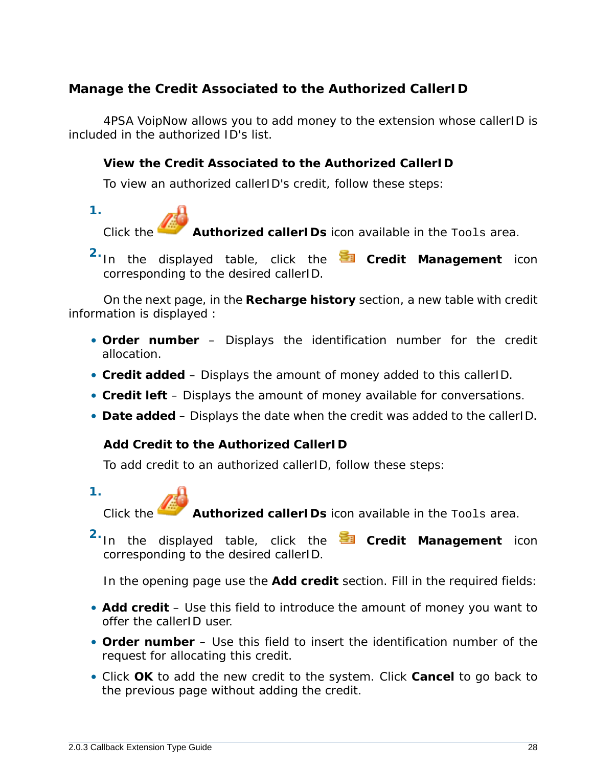## Manage the Credit Associated to the Authorized CallerID

4PSA VoipNow allows you to add money to the extension whose callerID is included in the authorized ID's list.

### View the Credit Associated to the Authorized CallerID

To view an authorized callerID's credit, follow these steps:

1. Click the **Authorized callerIDs** icon available in the `Tools` area.
2. In the displayed table, click the **Credit Management** icon corresponding to the desired callerID.

On the next page, in the **Recharge history** section, a new table with credit information is displayed :

- **Order number** – Displays the identification number for the credit allocation.
- **Credit added** – Displays the amount of money added to this callerID.
- **Credit left** – Displays the amount of money available for conversations.
- **Date added** – Displays the date when the credit was added to the callerID.

### Add Credit to the Authorized CallerID

To add credit to an authorized callerID, follow these steps:

1. Click the **Authorized callerIDs** icon available in the `Tools` area.
2. In the displayed table, click the **Credit Management** icon corresponding to the desired callerID.

In the opening page use the **Add credit** section. Fill in the required fields:

- **Add credit** – Use this field to introduce the amount of money you want to offer the callerID user.
- **Order number** – Use this field to insert the identification number of the request for allocating this credit.
- Click **OK** to add the new credit to the system. Click **Cancel** to go back to the previous page without adding the credit.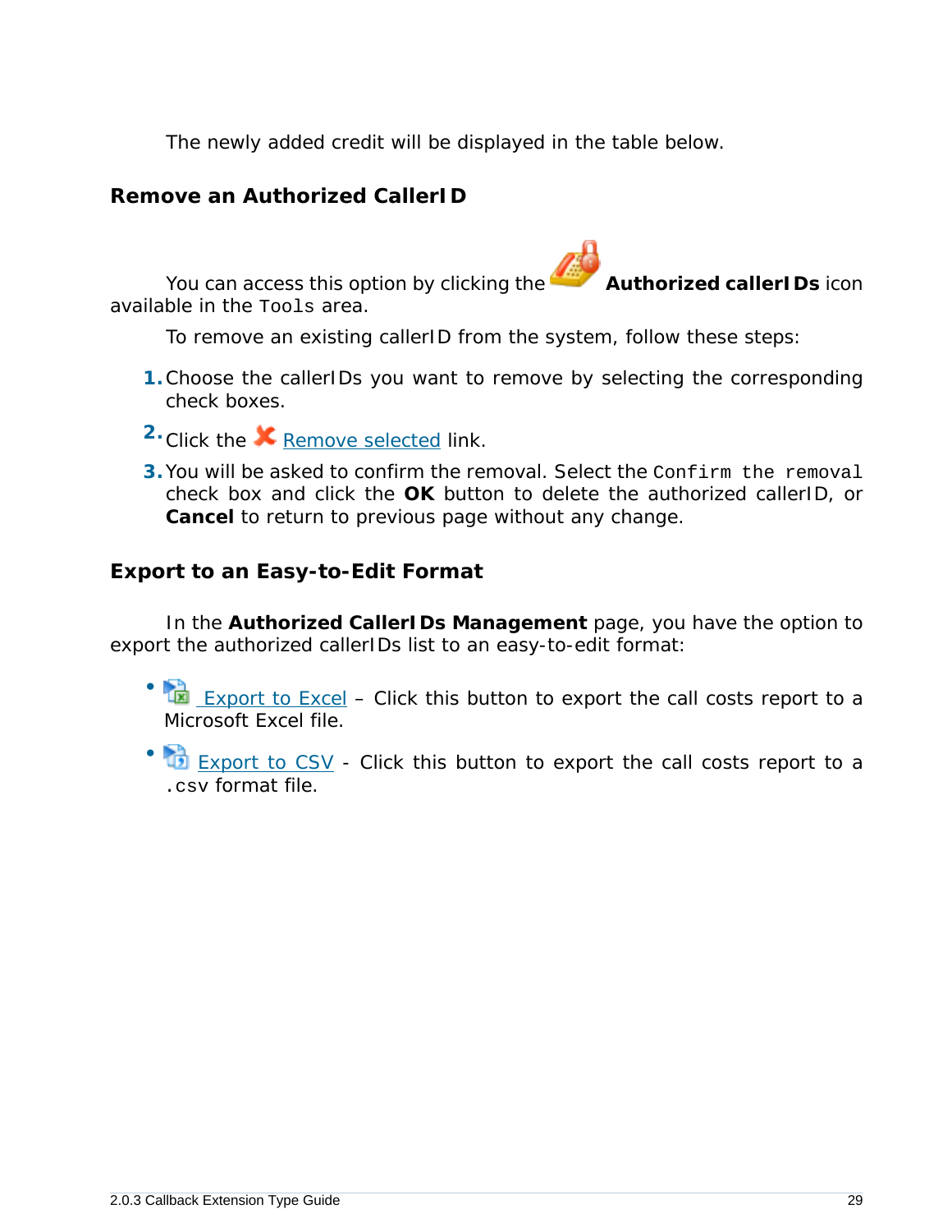The newly added credit will be displayed in the table below.

## Remove an Authorized CallerID

You can access this option by clicking the **Authorized callerIDs** icon available in the `Tools` area.

To remove an existing callerID from the system, follow these steps:

1. Choose the callerIDs you want to remove by selecting the corresponding check boxes.
2. Click the Remove selected link.
3. You will be asked to confirm the removal. Select the `Confirm the removal` check box and click the **OK** button to delete the authorized callerID, or **Cancel** to return to previous page without any change.

## Export to an Easy-to-Edit Format

In the **Authorized CallerIDs Management** page, you have the option to export the authorized callerIDs list to an easy-to-edit format:

- Export to Excel – Click this button to export the call costs report to a Microsoft Excel file.
- Export to CSV - Click this button to export the call costs report to a `.csv` format file.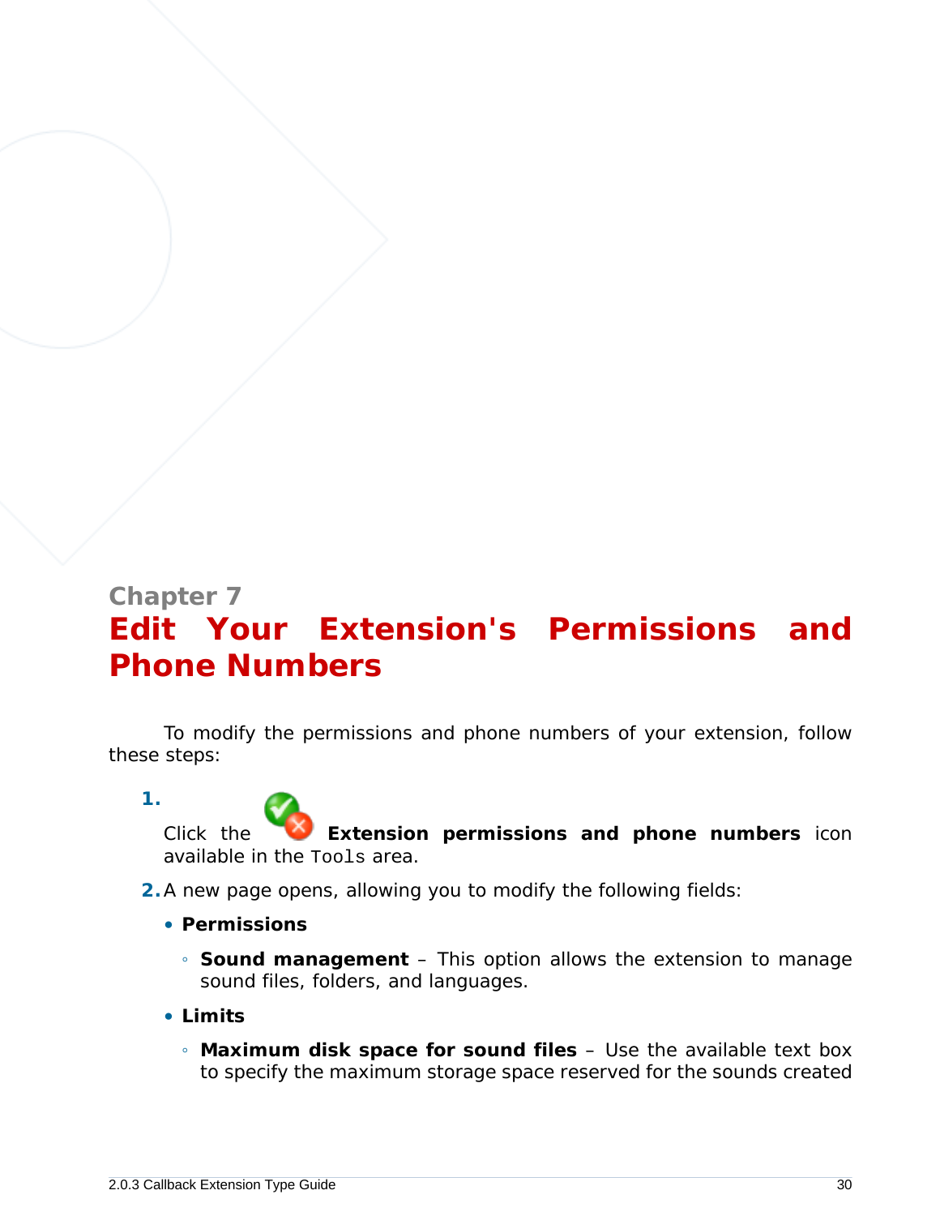Chapter 7

# Edit Your Extension's Permissions and Phone Numbers

To modify the permissions and phone numbers of your extension, follow these steps:

1. Click the **Extension permissions and phone numbers** icon available in the `Tools` area.
2. A new page opens, allowing you to modify the following fields:
   - **Permissions**
     - **Sound management** – This option allows the extension to manage sound files, folders, and languages.
   - **Limits**
     - **Maximum disk space for sound files** – Use the available text box to specify the maximum storage space reserved for the sounds created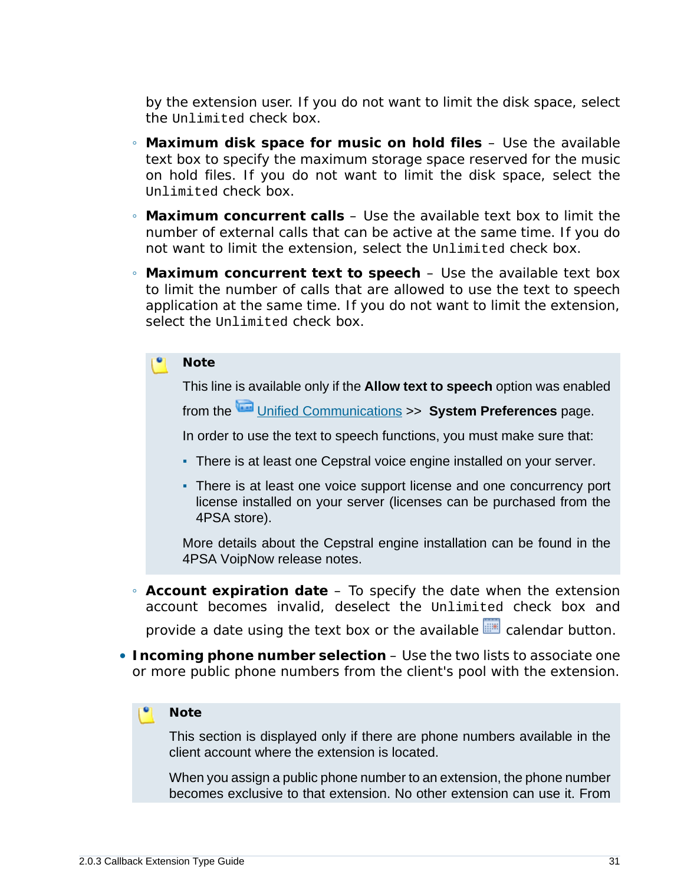by the extension user. If you do not want to limit the disk space, select the `Unlimited` check box.

- **Maximum disk space for music on hold files** – Use the available text box to specify the maximum storage space reserved for the music on hold files. If you do not want to limit the disk space, select the `Unlimited` check box.
- **Maximum concurrent calls** – Use the available text box to limit the number of external calls that can be active at the same time. If you do not want to limit the extension, select the `Unlimited` check box.
- **Maximum concurrent text to speech** – Use the available text box to limit the number of calls that are allowed to use the text to speech application at the same time. If you do not want to limit the extension, select the `Unlimited` check box.

> **Note**
>
> This line is available only if the **Allow text to speech** option was enabled from the Unified Communications >> **System Preferences** page.
>
> In order to use the text to speech functions, you must make sure that:
>
> - There is at least one Cepstral voice engine installed on your server.
> - There is at least one voice support license and one concurrency port license installed on your server (licenses can be purchased from the 4PSA store).
>
> More details about the Cepstral engine installation can be found in the 4PSA VoipNow release notes.

- **Account expiration date** – To specify the date when the extension account becomes invalid, deselect the `Unlimited` check box and provide a date using the text box or the available calendar button.

- **Incoming phone number selection** – Use the two lists to associate one or more public phone numbers from the client's pool with the extension.

> **Note**
>
> This section is displayed only if there are phone numbers available in the client account where the extension is located.
>
> When you assign a public phone number to an extension, the phone number becomes exclusive to that extension. No other extension can use it. From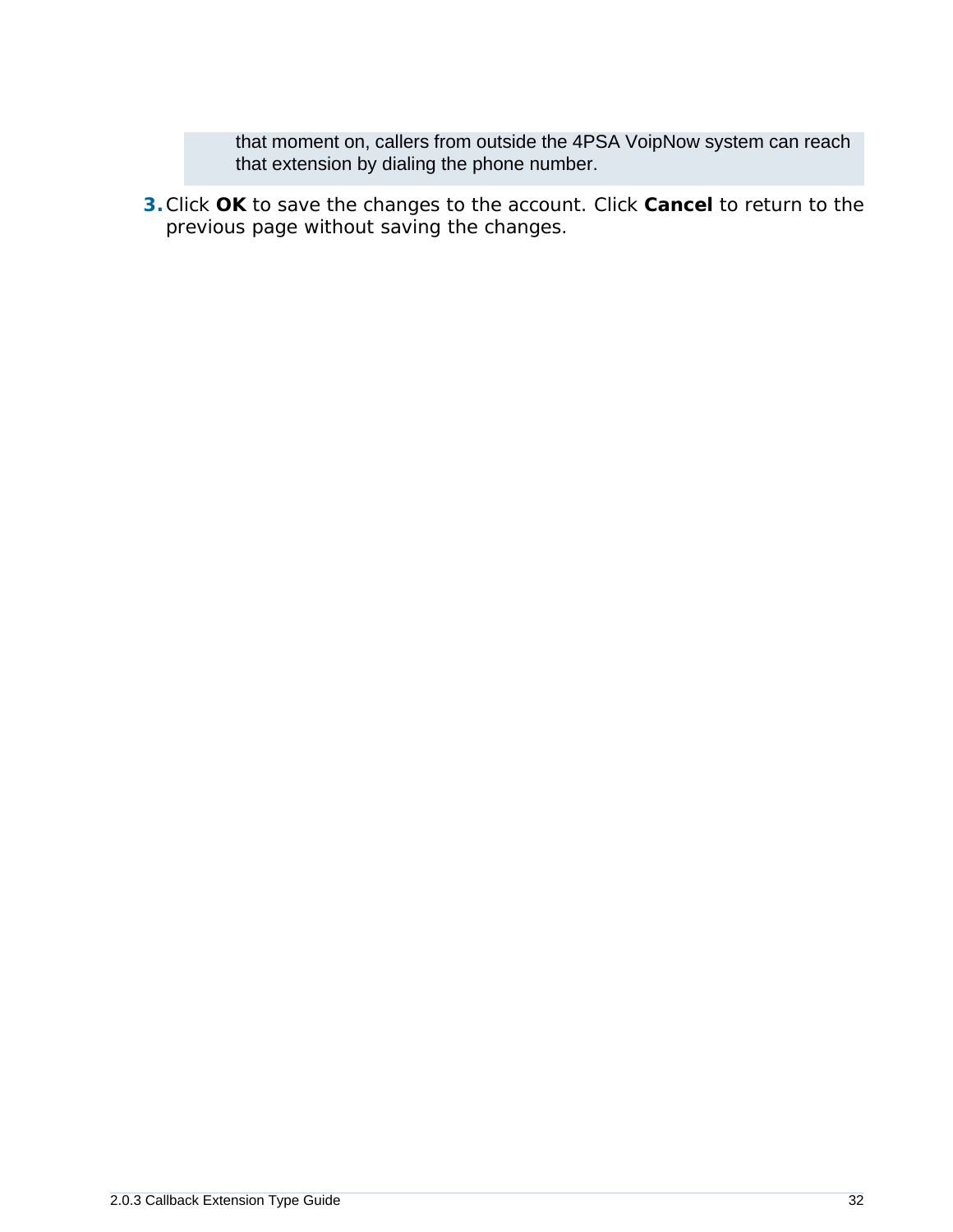> that moment on, callers from outside the 4PSA VoipNow system can reach that extension by dialing the phone number.

3. Click **OK** to save the changes to the account. Click **Cancel** to return to the previous page without saving the changes.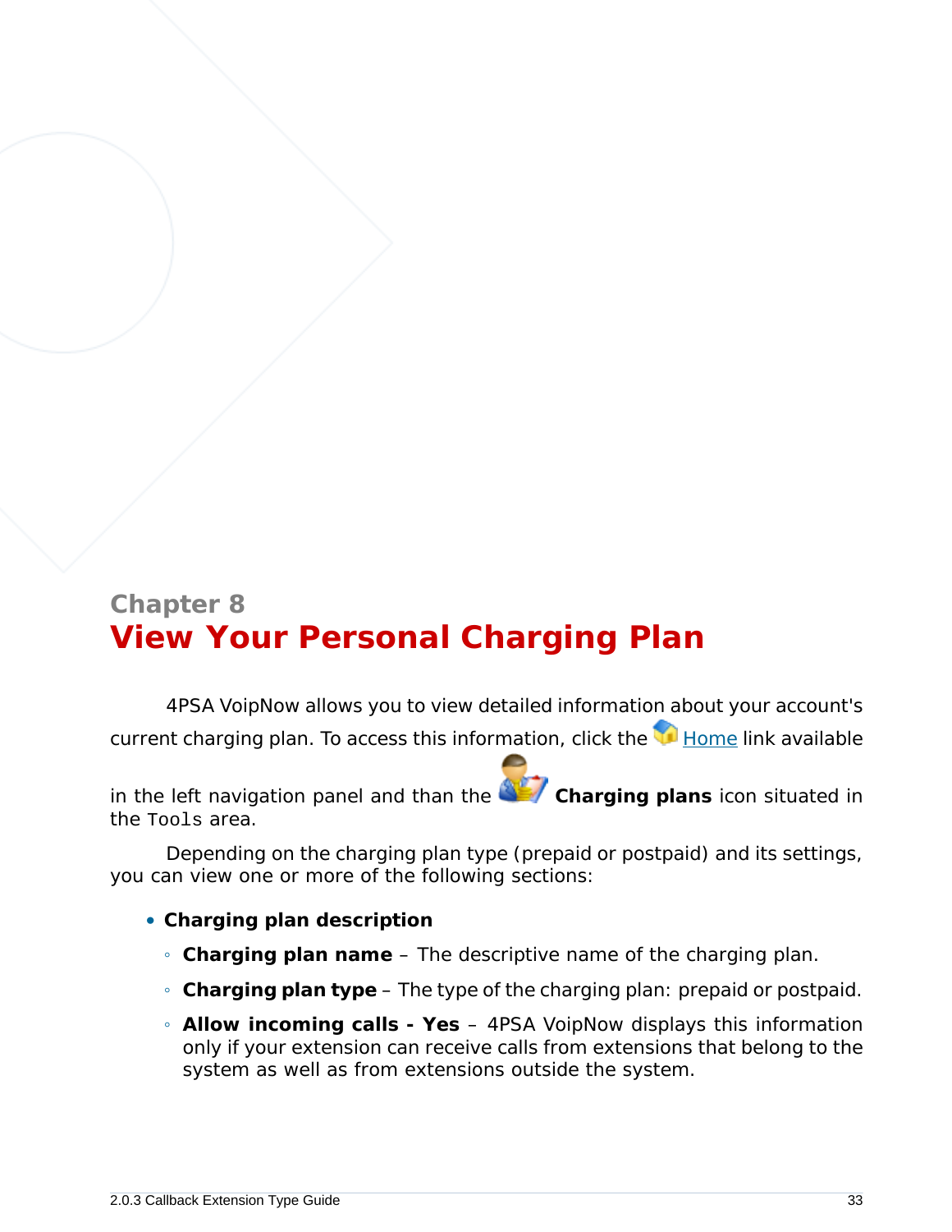# Chapter 8
# View Your Personal Charging Plan

4PSA VoipNow allows you to view detailed information about your account's current charging plan. To access this information, click the Home link available in the left navigation panel and than the **Charging plans** icon situated in the `Tools` area.

Depending on the charging plan type (prepaid or postpaid) and its settings, you can view one or more of the following sections:

- **Charging plan description**
  - **Charging plan name** – The descriptive name of the charging plan.
  - **Charging plan type** – The type of the charging plan: prepaid or postpaid.
  - **Allow incoming calls - Yes** – 4PSA VoipNow displays this information only if your extension can receive calls from extensions that belong to the system as well as from extensions outside the system.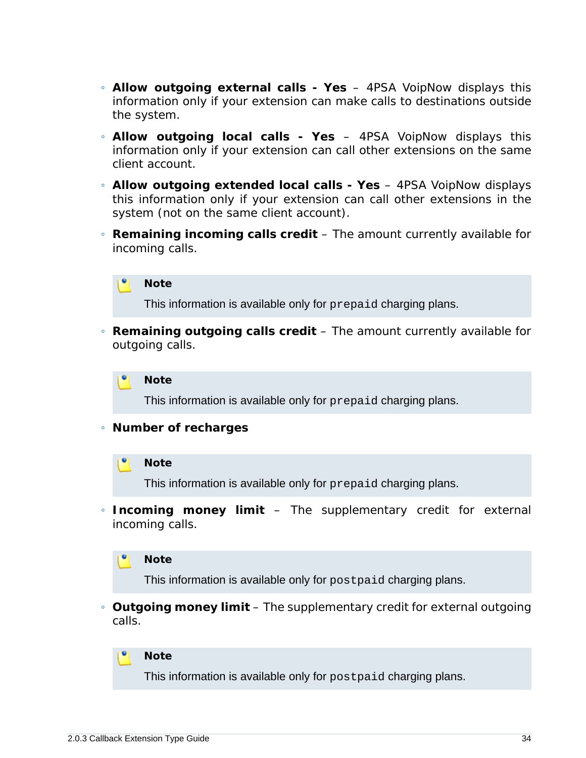- **Allow outgoing external calls - Yes** – 4PSA VoipNow displays this information only if your extension can make calls to destinations outside the system.
- **Allow outgoing local calls - Yes** – 4PSA VoipNow displays this information only if your extension can call other extensions on the same client account.
- **Allow outgoing extended local calls - Yes** – 4PSA VoipNow displays this information only if your extension can call other extensions in the system (not on the same client account).
- **Remaining incoming calls credit** – The amount currently available for incoming calls.

  > **Note**
  >
  > This information is available only for `prepaid` charging plans.

- **Remaining outgoing calls credit** – The amount currently available for outgoing calls.

  > **Note**
  >
  > This information is available only for `prepaid` charging plans.

- **Number of recharges**

  > **Note**
  >
  > This information is available only for `prepaid` charging plans.

- **Incoming money limit** – The supplementary credit for external incoming calls.

  > **Note**
  >
  > This information is available only for `postpaid` charging plans.

- **Outgoing money limit** – The supplementary credit for external outgoing calls.

  > **Note**
  >
  > This information is available only for `postpaid` charging plans.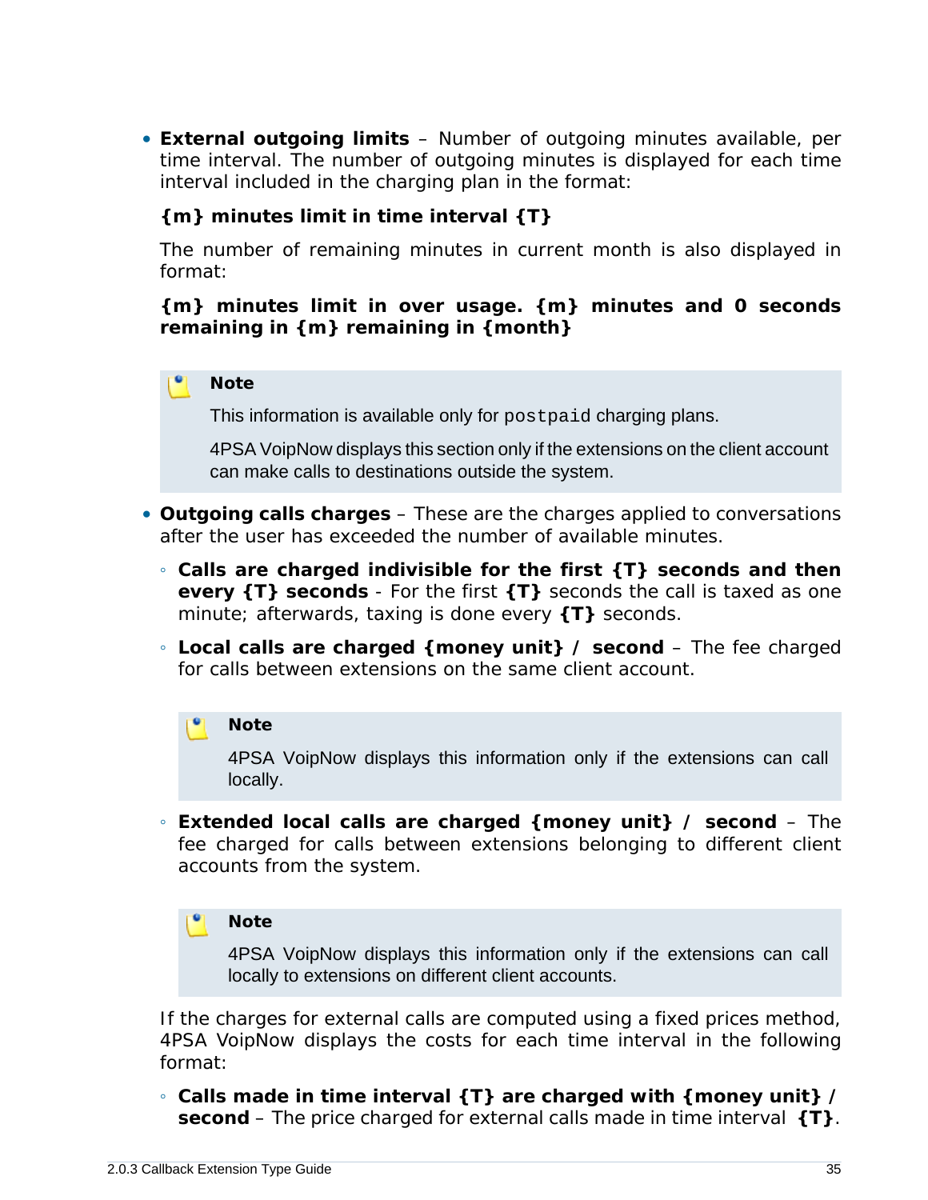- **External outgoing limits** – Number of outgoing minutes available, per time interval. The number of outgoing minutes is displayed for each time interval included in the charging plan in the format:

  **{m} minutes limit in time interval {T}**

  The number of remaining minutes in current month is also displayed in format:

  **{m} minutes limit in over usage. {m} minutes and 0 seconds remaining in {m} remaining in {month}**

  > **Note**
  >
  > This information is available only for `postpaid` charging plans.
  >
  > 4PSA VoipNow displays this section only if the extensions on the client account can make calls to destinations outside the system.

- **Outgoing calls charges** – These are the charges applied to conversations after the user has exceeded the number of available minutes.

  - **Calls are charged indivisible for the first {T} seconds and then every {T} seconds** - For the first **{T}** seconds the call is taxed as one minute; afterwards, taxing is done every **{T}** seconds.
  - **Local calls are charged {money unit} / second** – The fee charged for calls between extensions on the same client account.

    > **Note**
    >
    > 4PSA VoipNow displays this information only if the extensions can call locally.

  - **Extended local calls are charged {money unit} / second** – The fee charged for calls between extensions belonging to different client accounts from the system.

    > **Note**
    >
    > 4PSA VoipNow displays this information only if the extensions can call locally to extensions on different client accounts.

  If the charges for external calls are computed using a fixed prices method, 4PSA VoipNow displays the costs for each time interval in the following format:

  - **Calls made in time interval {T} are charged with {money unit} / second** – The price charged for external calls made in time interval **{T}**.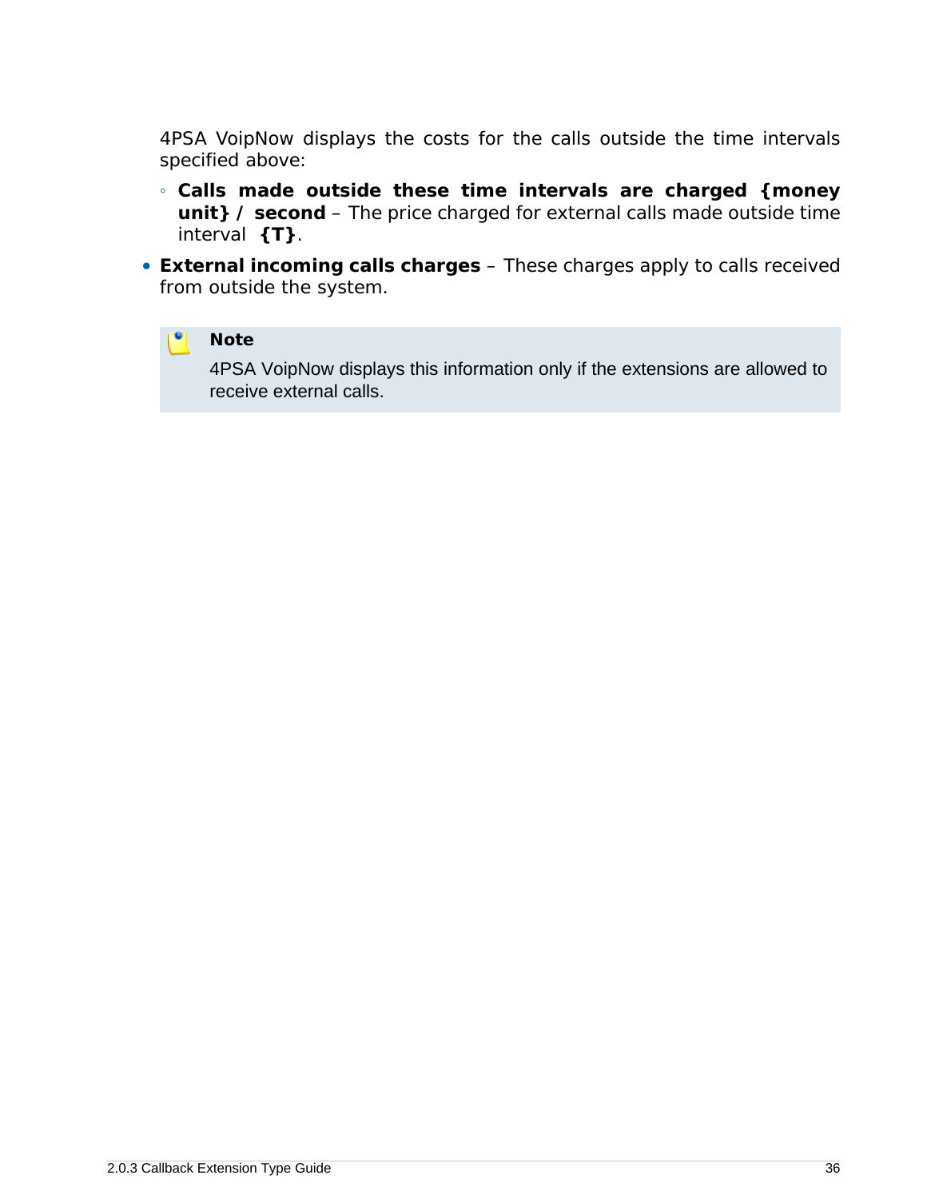4PSA VoipNow displays the costs for the calls outside the time intervals specified above:

  - **Calls made outside these time intervals are charged {money unit} / second** – The price charged for external calls made outside time interval **{T}**.

- **External incoming calls charges** – These charges apply to calls received from outside the system.

> **Note**
>
> 4PSA VoipNow displays this information only if the extensions are allowed to receive external calls.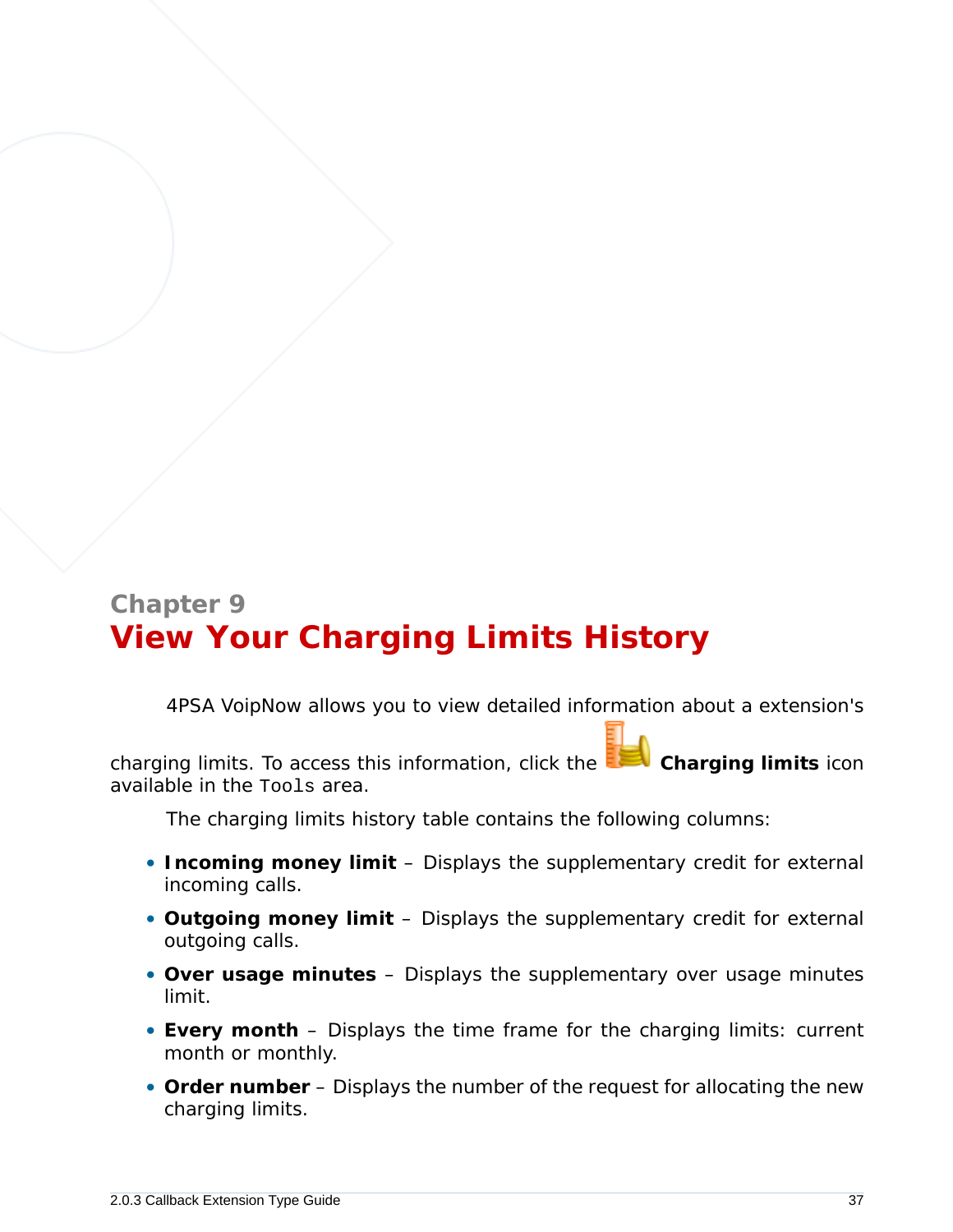Chapter 9

# View Your Charging Limits History

4PSA VoipNow allows you to view detailed information about a extension's charging limits. To access this information, click the **Charging limits** icon available in the `Tools` area.

The charging limits history table contains the following columns:

- **Incoming money limit** – Displays the supplementary credit for external incoming calls.
- **Outgoing money limit** – Displays the supplementary credit for external outgoing calls.
- **Over usage minutes** – Displays the supplementary over usage minutes limit.
- **Every month** – Displays the time frame for the charging limits: current month or monthly.
- **Order number** – Displays the number of the request for allocating the new charging limits.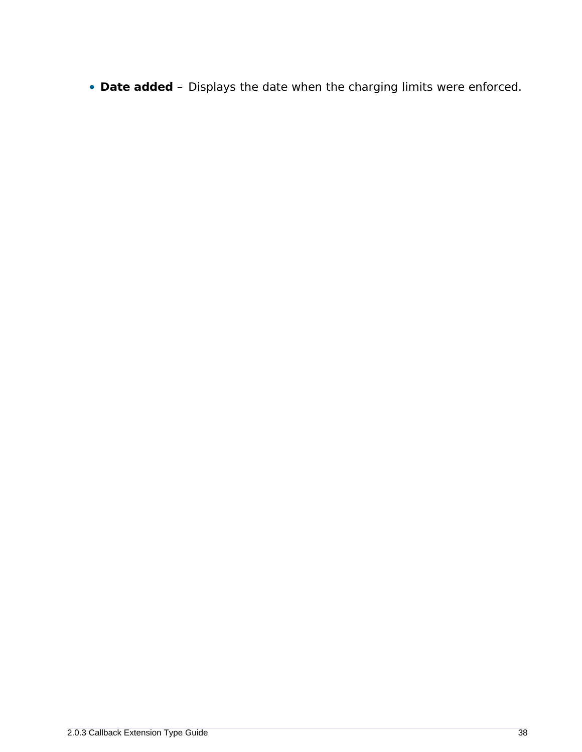- **Date added** – Displays the date when the charging limits were enforced.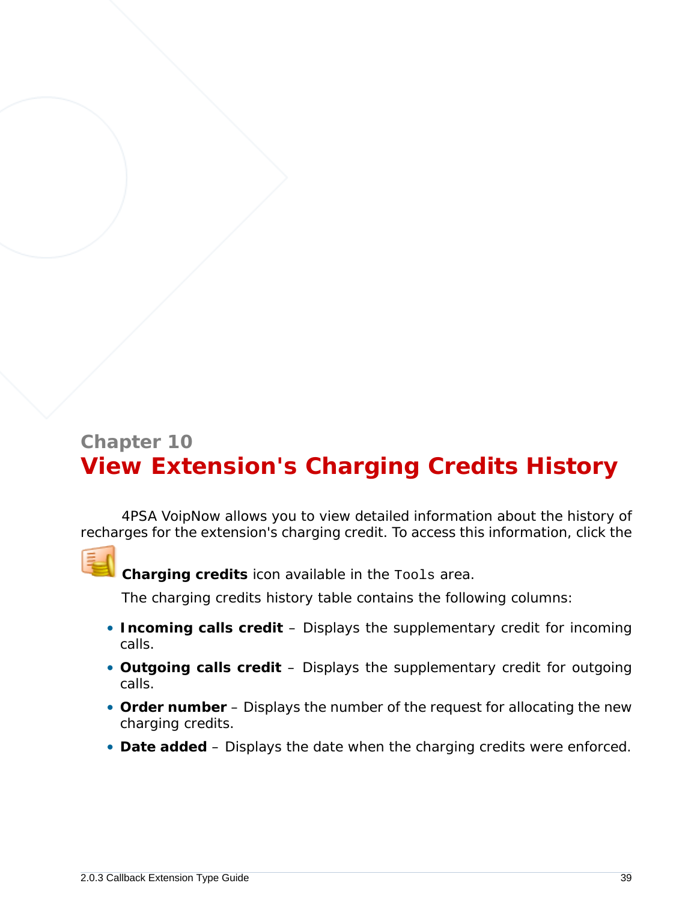# Chapter 10
# View Extension's Charging Credits History

4PSA VoipNow allows you to view detailed information about the history of recharges for the extension's charging credit. To access this information, click the **Charging credits** icon available in the `Tools` area.

The charging credits history table contains the following columns:

- **Incoming calls credit** – Displays the supplementary credit for incoming calls.
- **Outgoing calls credit** – Displays the supplementary credit for outgoing calls.
- **Order number** – Displays the number of the request for allocating the new charging credits.
- **Date added** – Displays the date when the charging credits were enforced.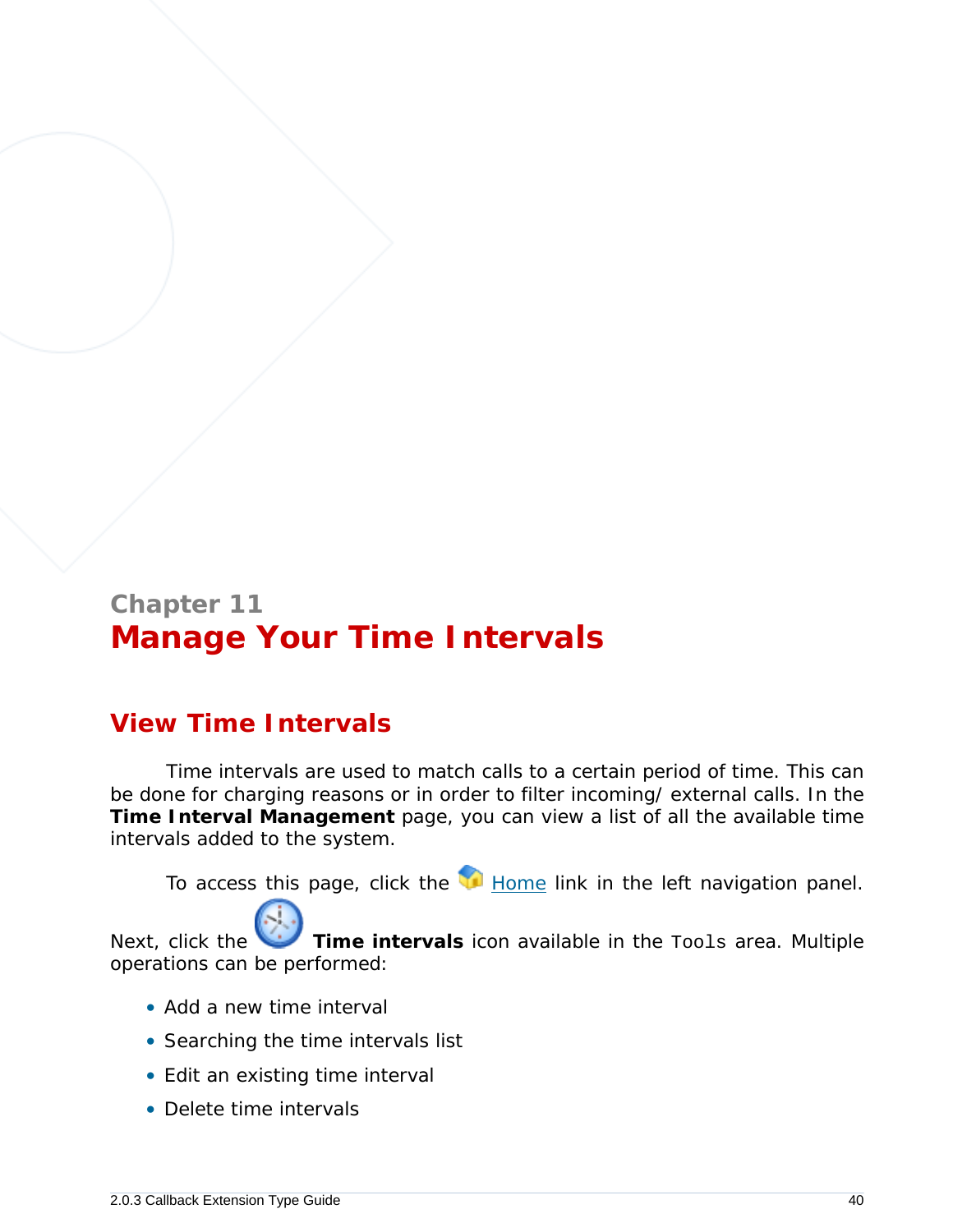Chapter 11

# Manage Your Time Intervals

## View Time Intervals

Time intervals are used to match calls to a certain period of time. This can be done for charging reasons or in order to filter incoming/ external calls. In the **Time Interval Management** page, you can view a list of all the available time intervals added to the system.

To access this page, click the Home link in the left navigation panel. Next, click the **Time intervals** icon available in the `Tools` area. Multiple operations can be performed:

- Add a new time interval
- Searching the time intervals list
- Edit an existing time interval
- Delete time intervals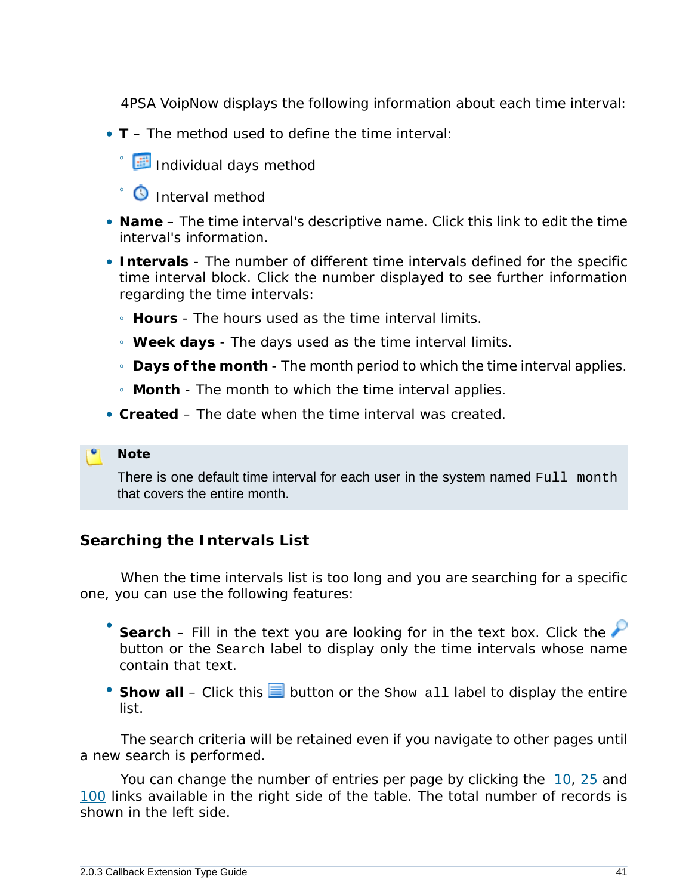4PSA VoipNow displays the following information about each time interval:

- **T** – The method used to define the time interval:
  - Individual days method
  - Interval method
- **Name** – The time interval's descriptive name. Click this link to edit the time interval's information.
- **Intervals** - The number of different time intervals defined for the specific time interval block. Click the number displayed to see further information regarding the time intervals:
  - **Hours** - The hours used as the time interval limits.
  - **Week days** - The days used as the time interval limits.
  - **Days of the month** - The month period to which the time interval applies.
  - **Month** - The month to which the time interval applies.
- **Created** – The date when the time interval was created.

> **Note**
>
> There is one default time interval for each user in the system named `Full month` that covers the entire month.

## Searching the Intervals List

When the time intervals list is too long and you are searching for a specific one, you can use the following features:

- **Search** – Fill in the text you are looking for in the text box. Click the button or the `Search` label to display only the time intervals whose name contain that text.
- **Show all** – Click this button or the `Show all` label to display the entire list.

The search criteria will be retained even if you navigate to other pages until a new search is performed.

You can change the number of entries per page by clicking the 10, 25 and 100 links available in the right side of the table. The total number of records is shown in the left side.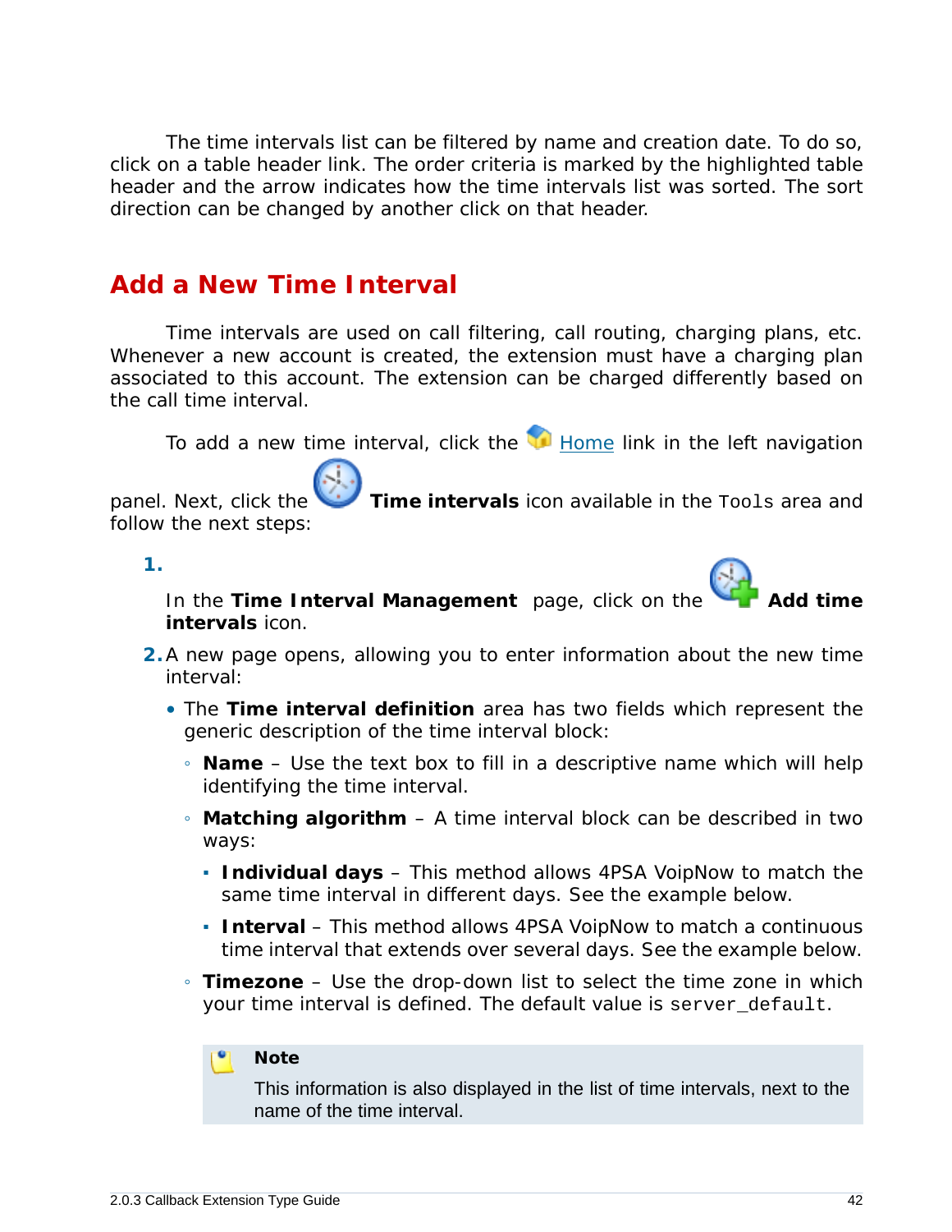The time intervals list can be filtered by name and creation date. To do so, click on a table header link. The order criteria is marked by the highlighted table header and the arrow indicates how the time intervals list was sorted. The sort direction can be changed by another click on that header.

## Add a New Time Interval

Time intervals are used on call filtering, call routing, charging plans, etc. Whenever a new account is created, the extension must have a charging plan associated to this account. The extension can be charged differently based on the call time interval.

To add a new time interval, click the Home link in the left navigation panel. Next, click the **Time intervals** icon available in the `Tools` area and follow the next steps:

1. In the **Time Interval Management** page, click on the **Add time intervals** icon.
2. A new page opens, allowing you to enter information about the new time interval:
   - The **Time interval definition** area has two fields which represent the generic description of the time interval block:
     - **Name** – Use the text box to fill in a descriptive name which will help identifying the time interval.
     - **Matching algorithm** – A time interval block can be described in two ways:
       - **Individual days** – This method allows 4PSA VoipNow to match the same time interval in different days. See the example below.
       - **Interval** – This method allows 4PSA VoipNow to match a continuous time interval that extends over several days. See the example below.
     - **Timezone** – Use the drop-down list to select the time zone in which your time interval is defined. The default value is `server_default`.

     > **Note**
     >
     > This information is also displayed in the list of time intervals, next to the name of the time interval.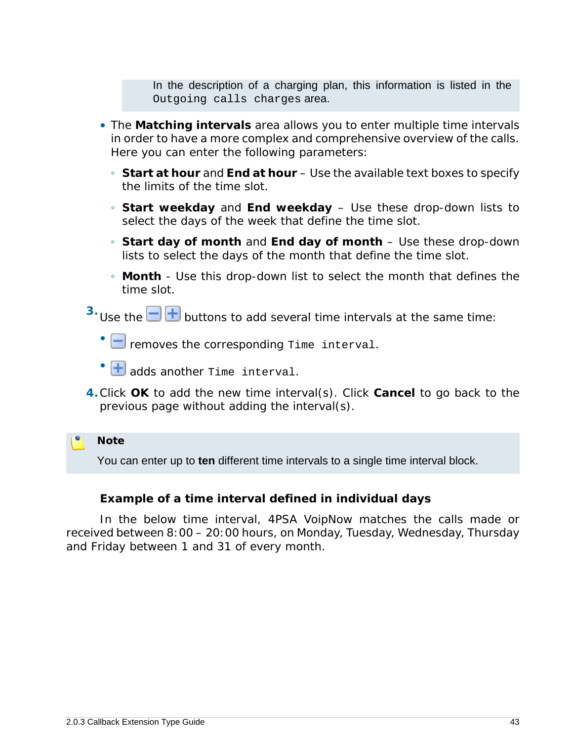> In the description of a charging plan, this information is listed in the `Outgoing calls charges` area.

- The **Matching intervals** area allows you to enter multiple time intervals in order to have a more complex and comprehensive overview of the calls. Here you can enter the following parameters:
  - **Start at hour** and **End at hour** – Use the available text boxes to specify the limits of the time slot.
  - **Start weekday** and **End weekday** – Use these drop-down lists to select the days of the week that define the time slot.
  - **Start day of month** and **End day of month** – Use these drop-down lists to select the days of the month that define the time slot.
  - **Month** - Use this drop-down list to select the month that defines the time slot.

3. Use the [−] [+] buttons to add several time intervals at the same time:
   - [−] removes the corresponding `Time interval`.
   - [+] adds another `Time interval`.
4. Click **OK** to add the new time interval(s). Click **Cancel** to go back to the previous page without adding the interval(s).

> **Note**
>
> You can enter up to **ten** different time intervals to a single time interval block.

### Example of a time interval defined in individual days

In the below time interval, 4PSA VoipNow matches the calls made or received between 8:00 – 20:00 hours, on Monday, Tuesday, Wednesday, Thursday and Friday between 1 and 31 of every month.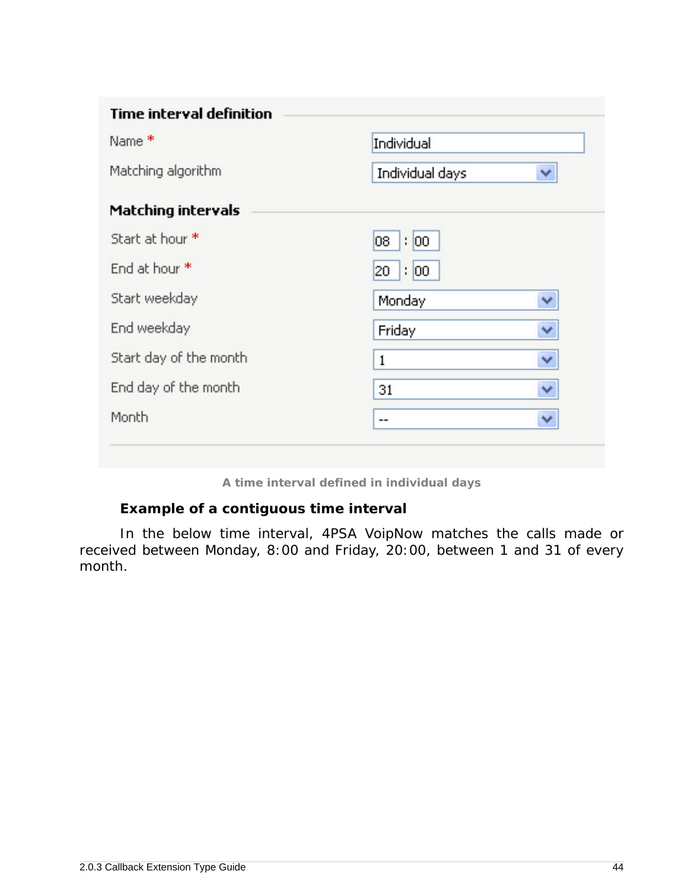**Time interval definition**

| | |
|---|---|
| Name * | Individual |
| Matching algorithm | Individual days |

**Matching intervals**

| | |
|---|---|
| Start at hour * | 08 : 00 |
| End at hour * | 20 : 00 |
| Start weekday | Monday |
| End weekday | Friday |
| Start day of the month | 1 |
| End day of the month | 31 |
| Month | -- |

A time interval defined in individual days

**Example of a contiguous time interval**

In the below time interval, 4PSA VoipNow matches the calls made or received between Monday, 8:00 and Friday, 20:00, between 1 and 31 of every month.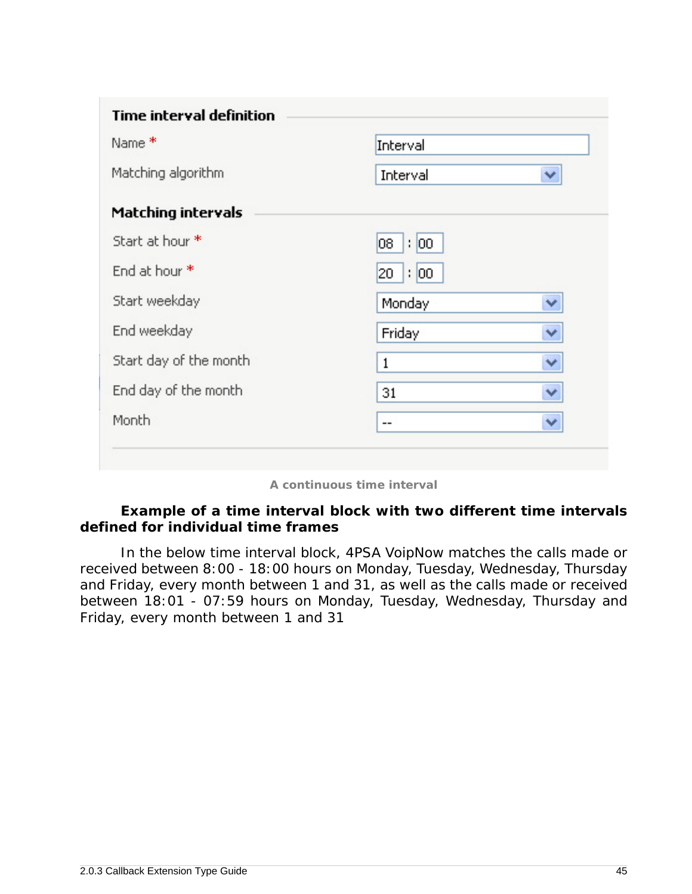| Time interval definition | |
| --- | --- |
| Name * | Interval |
| Matching algorithm | Interval |
| **Matching intervals** | |
| Start at hour * | 08 : 00 |
| End at hour * | 20 : 00 |
| Start weekday | Monday |
| End weekday | Friday |
| Start day of the month | 1 |
| End day of the month | 31 |
| Month | -- |

**A continuous time interval**

**Example of a time interval block with two different time intervals defined for individual time frames**

In the below time interval block, 4PSA VoipNow matches the calls made or received between 8:00 - 18:00 hours on Monday, Tuesday, Wednesday, Thursday and Friday, every month between 1 and 31, as well as the calls made or received between 18:01 - 07:59 hours on Monday, Tuesday, Wednesday, Thursday and Friday, every month between 1 and 31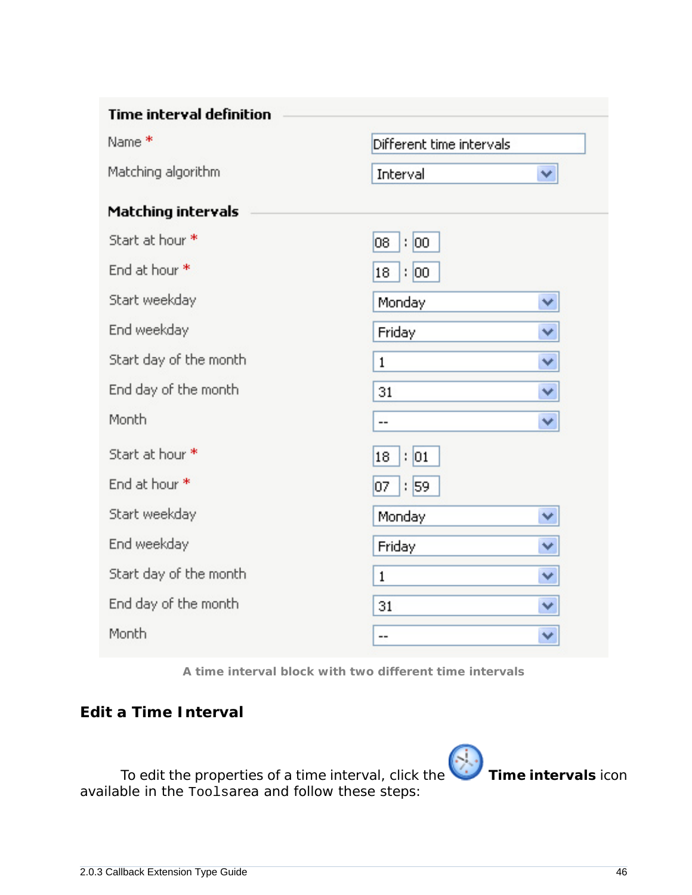**Time interval definition**

| | |
|---|---|
| Name * | Different time intervals |
| Matching algorithm | Interval |

**Matching intervals**

| | |
|---|---|
| Start at hour * | 08 : 00 |
| End at hour * | 18 : 00 |
| Start weekday | Monday |
| End weekday | Friday |
| Start day of the month | 1 |
| End day of the month | 31 |
| Month | -- |
| Start at hour * | 18 : 01 |
| End at hour * | 07 : 59 |
| Start weekday | Monday |
| End weekday | Friday |
| Start day of the month | 1 |
| End day of the month | 31 |
| Month | -- |

A time interval block with two different time intervals

## Edit a Time Interval

To edit the properties of a time interval, click the **Time intervals** icon available in the `Tools`area and follow these steps: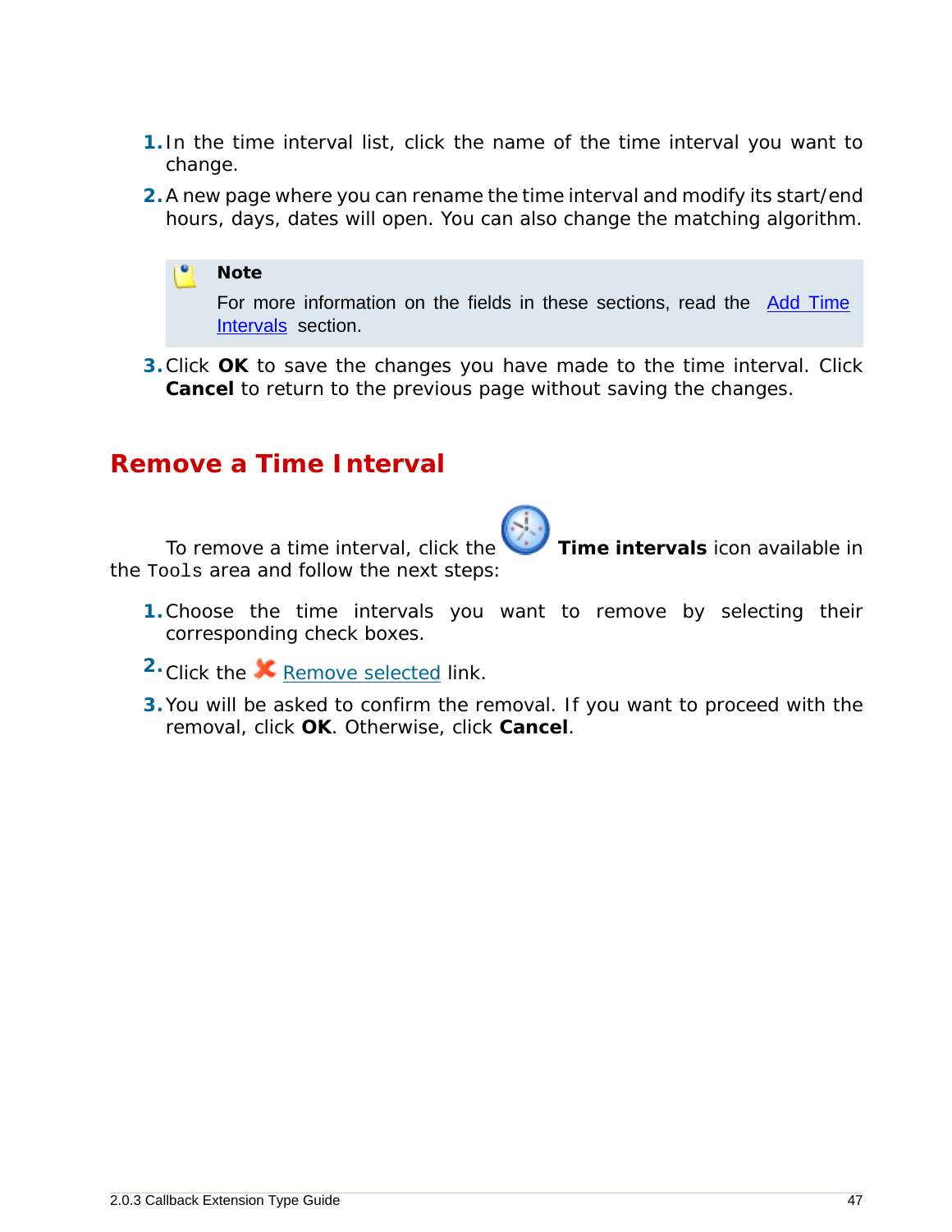1. In the time interval list, click the name of the time interval you want to change.
2. A new page where you can rename the time interval and modify its start/end hours, days, dates will open. You can also change the matching algorithm.

> **Note**
>
> For more information on the fields in these sections, read the Add Time Intervals section.

3. Click **OK** to save the changes you have made to the time interval. Click **Cancel** to return to the previous page without saving the changes.

## Remove a Time Interval

To remove a time interval, click the **Time intervals** icon available in the `Tools` area and follow the next steps:

1. Choose the time intervals you want to remove by selecting their corresponding check boxes.
2. Click the Remove selected link.
3. You will be asked to confirm the removal. If you want to proceed with the removal, click **OK**. Otherwise, click **Cancel**.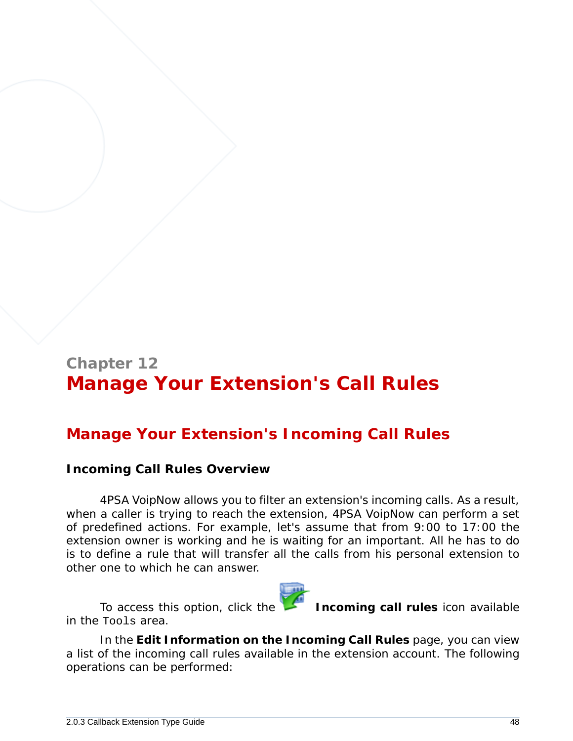Chapter 12

# Manage Your Extension's Call Rules

## Manage Your Extension's Incoming Call Rules

### Incoming Call Rules Overview

4PSA VoipNow allows you to filter an extension's incoming calls. As a result, when a caller is trying to reach the extension, 4PSA VoipNow can perform a set of predefined actions. For example, let's assume that from 9:00 to 17:00 the extension owner is working and he is waiting for an important. All he has to do is to define a rule that will transfer all the calls from his personal extension to other one to which he can answer.

To access this option, click the **Incoming call rules** icon available in the `Tools` area.

In the **Edit Information on the Incoming Call Rules** page, you can view a list of the incoming call rules available in the extension account. The following operations can be performed: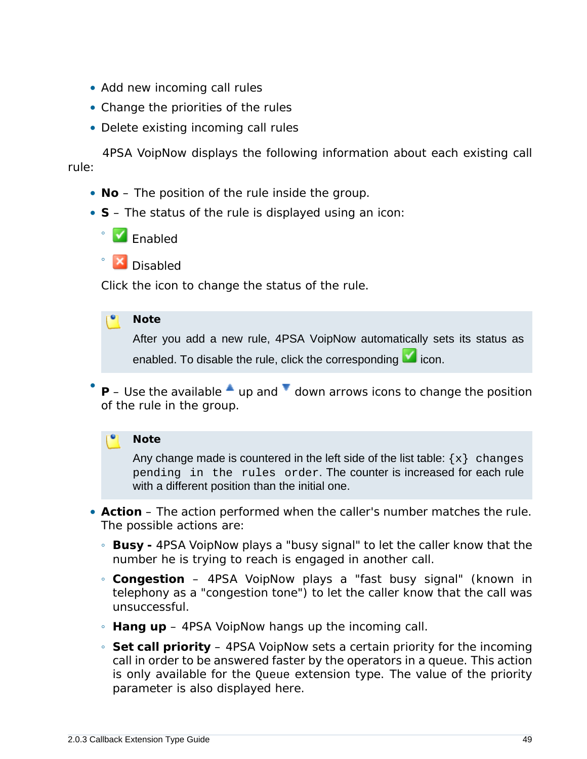- Add new incoming call rules
- Change the priorities of the rules
- Delete existing incoming call rules

4PSA VoipNow displays the following information about each existing call rule:

- **No** – The position of the rule inside the group.
- **S** – The status of the rule is displayed using an icon:
  - Enabled
  - Disabled

  Click the icon to change the status of the rule.

  > **Note**
  >
  > After you add a new rule, 4PSA VoipNow automatically sets its status as enabled. To disable the rule, click the corresponding icon.

- **P** – Use the available up and down arrows icons to change the position of the rule in the group.

  > **Note**
  >
  > Any change made is countered in the left side of the list table: `{x} changes pending in the rules order`. The counter is increased for each rule with a different position than the initial one.

- **Action** – The action performed when the caller's number matches the rule. The possible actions are:
  - **Busy -** 4PSA VoipNow plays a "busy signal" to let the caller know that the number he is trying to reach is engaged in another call.
  - **Congestion** – 4PSA VoipNow plays a "fast busy signal" (known in telephony as a "congestion tone") to let the caller know that the call was unsuccessful.
  - **Hang up** – 4PSA VoipNow hangs up the incoming call.
  - **Set call priority** – 4PSA VoipNow sets a certain priority for the incoming call in order to be answered faster by the operators in a queue. This action is only available for the `Queue` extension type. The value of the priority parameter is also displayed here.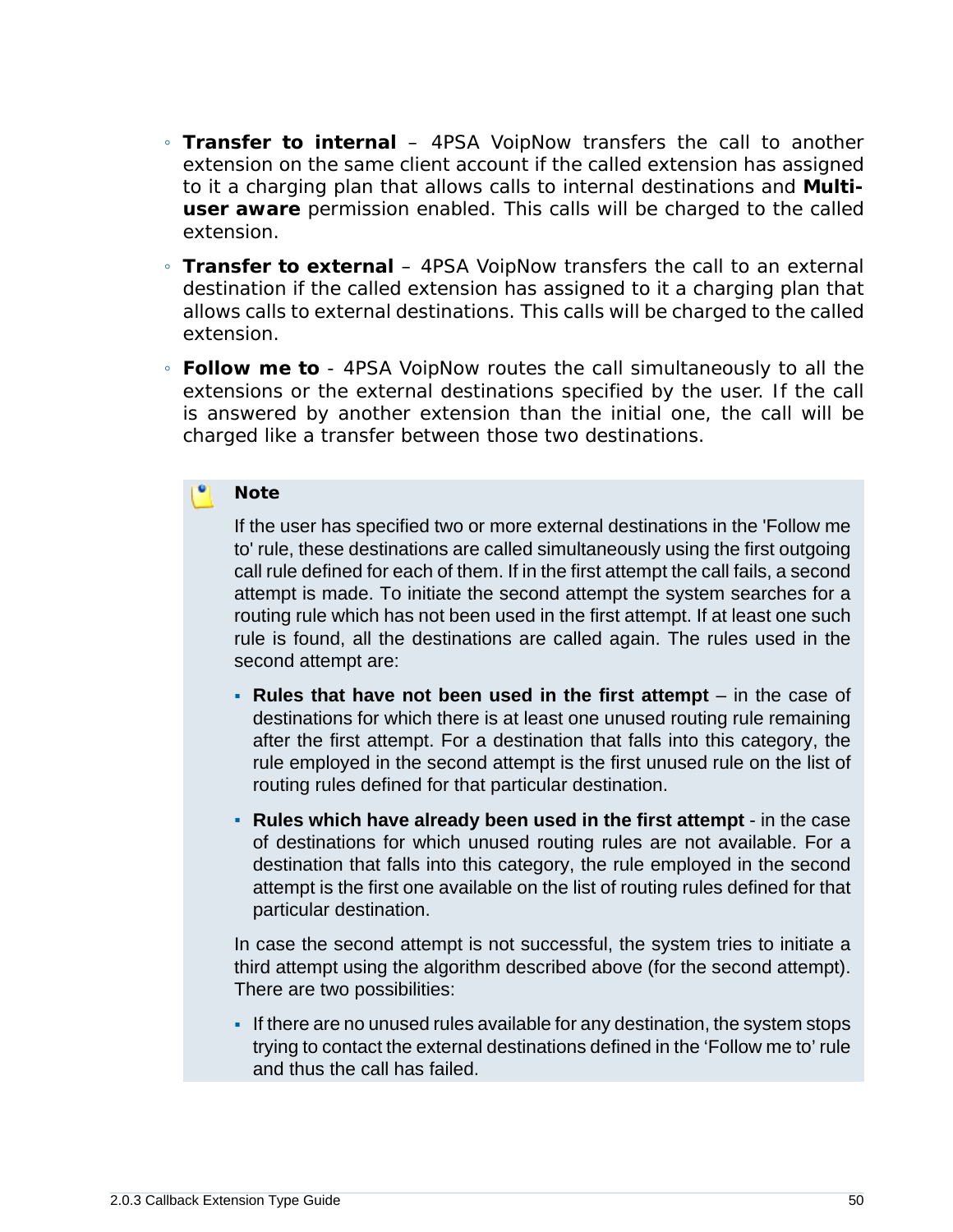- **Transfer to internal** – 4PSA VoipNow transfers the call to another extension on the same client account if the called extension has assigned to it a charging plan that allows calls to internal destinations and **Multi-user aware** permission enabled. This calls will be charged to the called extension.
- **Transfer to external** – 4PSA VoipNow transfers the call to an external destination if the called extension has assigned to it a charging plan that allows calls to external destinations. This calls will be charged to the called extension.
- **Follow me to** - 4PSA VoipNow routes the call simultaneously to all the extensions or the external destinations specified by the user. If the call is answered by another extension than the initial one, the call will be charged like a transfer between those two destinations.

> **Note**
>
> If the user has specified two or more external destinations in the 'Follow me to' rule, these destinations are called simultaneously using the first outgoing call rule defined for each of them. If in the first attempt the call fails, a second attempt is made. To initiate the second attempt the system searches for a routing rule which has not been used in the first attempt. If at least one such rule is found, all the destinations are called again. The rules used in the second attempt are:
>
> - **Rules that have not been used in the first attempt** – in the case of destinations for which there is at least one unused routing rule remaining after the first attempt. For a destination that falls into this category, the rule employed in the second attempt is the first unused rule on the list of routing rules defined for that particular destination.
> - **Rules which have already been used in the first attempt** - in the case of destinations for which unused routing rules are not available. For a destination that falls into this category, the rule employed in the second attempt is the first one available on the list of routing rules defined for that particular destination.
>
> In case the second attempt is not successful, the system tries to initiate a third attempt using the algorithm described above (for the second attempt). There are two possibilities:
>
> - If there are no unused rules available for any destination, the system stops trying to contact the external destinations defined in the 'Follow me to' rule and thus the call has failed.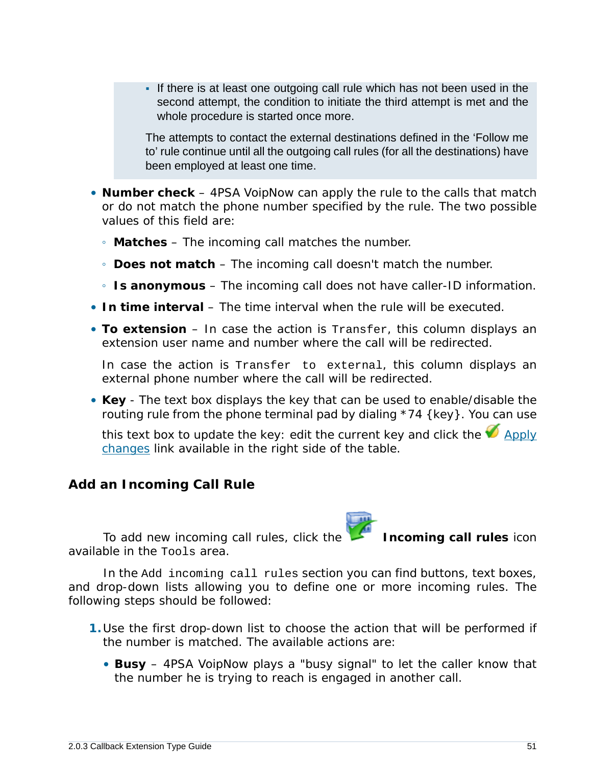- If there is at least one outgoing call rule which has not been used in the second attempt, the condition to initiate the third attempt is met and the whole procedure is started once more.

  The attempts to contact the external destinations defined in the 'Follow me to' rule continue until all the outgoing call rules (for all the destinations) have been employed at least one time.

- **Number check** – 4PSA VoipNow can apply the rule to the calls that match or do not match the phone number specified by the rule. The two possible values of this field are:
  - **Matches** – The incoming call matches the number.
  - **Does not match** – The incoming call doesn't match the number.
  - **Is anonymous** – The incoming call does not have caller-ID information.
- **In time interval** – The time interval when the rule will be executed.
- **To extension** – In case the action is `Transfer`, this column displays an extension user name and number where the call will be redirected.

  In case the action is `Transfer to external`, this column displays an external phone number where the call will be redirected.
- **Key** - The text box displays the key that can be used to enable/disable the routing rule from the phone terminal pad by dialing *74 {key}. You can use this text box to update the key: edit the current key and click the Apply changes link available in the right side of the table.

## Add an Incoming Call Rule

To add new incoming call rules, click the **Incoming call rules** icon available in the `Tools` area.

In the `Add incoming call rules` section you can find buttons, text boxes, and drop-down lists allowing you to define one or more incoming rules. The following steps should be followed:

1. Use the first drop-down list to choose the action that will be performed if the number is matched. The available actions are:
   - **Busy** – 4PSA VoipNow plays a "busy signal" to let the caller know that the number he is trying to reach is engaged in another call.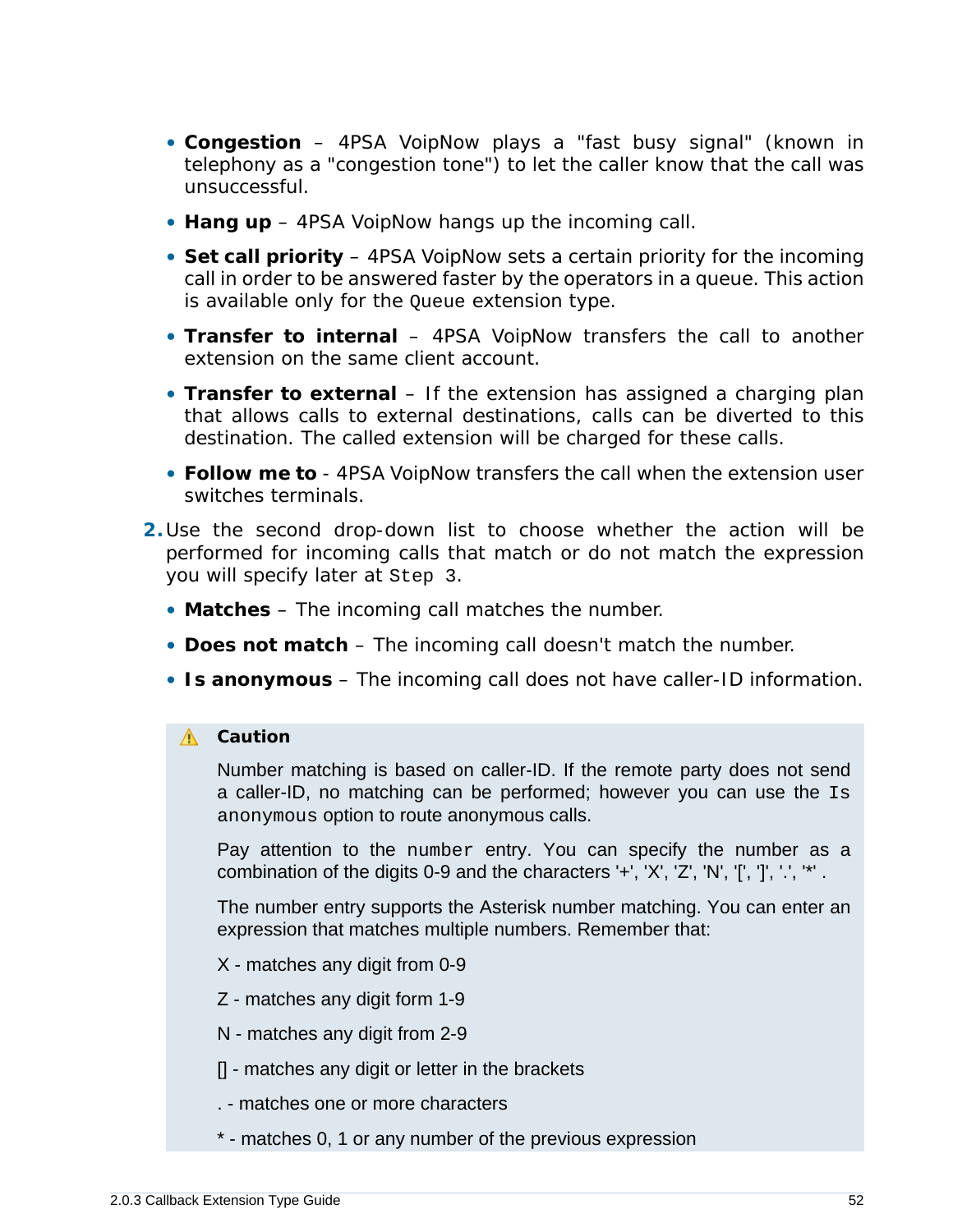- **Congestion** – 4PSA VoipNow plays a "fast busy signal" (known in telephony as a "congestion tone") to let the caller know that the call was unsuccessful.
- **Hang up** – 4PSA VoipNow hangs up the incoming call.
- **Set call priority** – 4PSA VoipNow sets a certain priority for the incoming call in order to be answered faster by the operators in a queue. This action is available only for the `Queue` extension type.
- **Transfer to internal** – 4PSA VoipNow transfers the call to another extension on the same client account.
- **Transfer to external** – If the extension has assigned a charging plan that allows calls to external destinations, calls can be diverted to this destination. The called extension will be charged for these calls.
- **Follow me to** - 4PSA VoipNow transfers the call when the extension user switches terminals.

2. Use the second drop-down list to choose whether the action will be performed for incoming calls that match or do not match the expression you will specify later at `Step 3`.

   - **Matches** – The incoming call matches the number.
   - **Does not match** – The incoming call doesn't match the number.
   - **Is anonymous** – The incoming call does not have caller-ID information.

> **Caution**
>
> Number matching is based on caller-ID. If the remote party does not send a caller-ID, no matching can be performed; however you can use the `Is anonymous` option to route anonymous calls.
>
> Pay attention to the `number` entry. You can specify the number as a combination of the digits 0-9 and the characters '+', 'X', 'Z', 'N', '[', ']', '.', '*' .
>
> The number entry supports the Asterisk number matching. You can enter an expression that matches multiple numbers. Remember that:
>
> X - matches any digit from 0-9
>
> Z - matches any digit form 1-9
>
> N - matches any digit from 2-9
>
> [] - matches any digit or letter in the brackets
>
> . - matches one or more characters
>
> * - matches 0, 1 or any number of the previous expression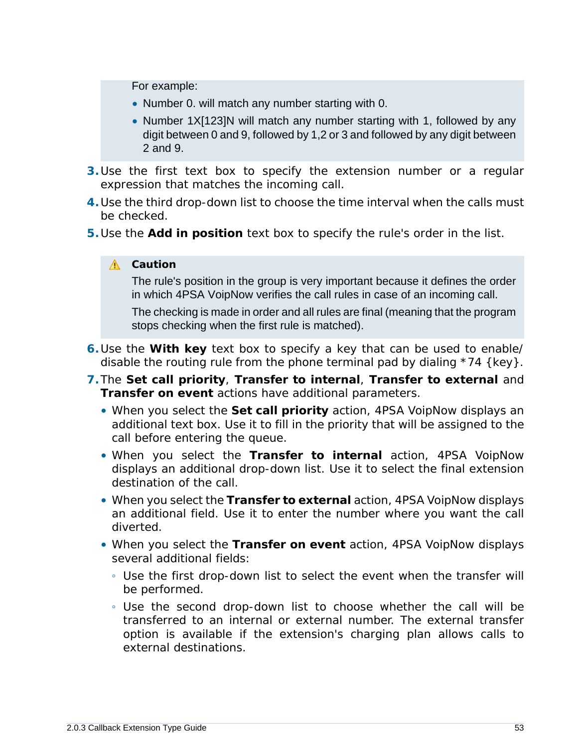For example:

- Number 0. will match any number starting with 0.
- Number 1X[123]N will match any number starting with 1, followed by any digit between 0 and 9, followed by 1,2 or 3 and followed by any digit between 2 and 9.

3. Use the first text box to specify the extension number or a regular expression that matches the incoming call.
4. Use the third drop-down list to choose the time interval when the calls must be checked.
5. Use the **Add in position** text box to specify the rule's order in the list.

> **Caution**
>
> The rule's position in the group is very important because it defines the order in which 4PSA VoipNow verifies the call rules in case of an incoming call.
>
> The checking is made in order and all rules are final (meaning that the program stops checking when the first rule is matched).

6. Use the **With key** text box to specify a key that can be used to enable/disable the routing rule from the phone terminal pad by dialing *74 {key}.
7. The **Set call priority**, **Transfer to internal**, **Transfer to external** and **Transfer on event** actions have additional parameters.
   - When you select the **Set call priority** action, 4PSA VoipNow displays an additional text box. Use it to fill in the priority that will be assigned to the call before entering the queue.
   - When you select the **Transfer to internal** action, 4PSA VoipNow displays an additional drop-down list. Use it to select the final extension destination of the call.
   - When you select the **Transfer to external** action, 4PSA VoipNow displays an additional field. Use it to enter the number where you want the call diverted.
   - When you select the **Transfer on event** action, 4PSA VoipNow displays several additional fields:
     - Use the first drop-down list to select the event when the transfer will be performed.
     - Use the second drop-down list to choose whether the call will be transferred to an internal or external number. The external transfer option is available if the extension's charging plan allows calls to external destinations.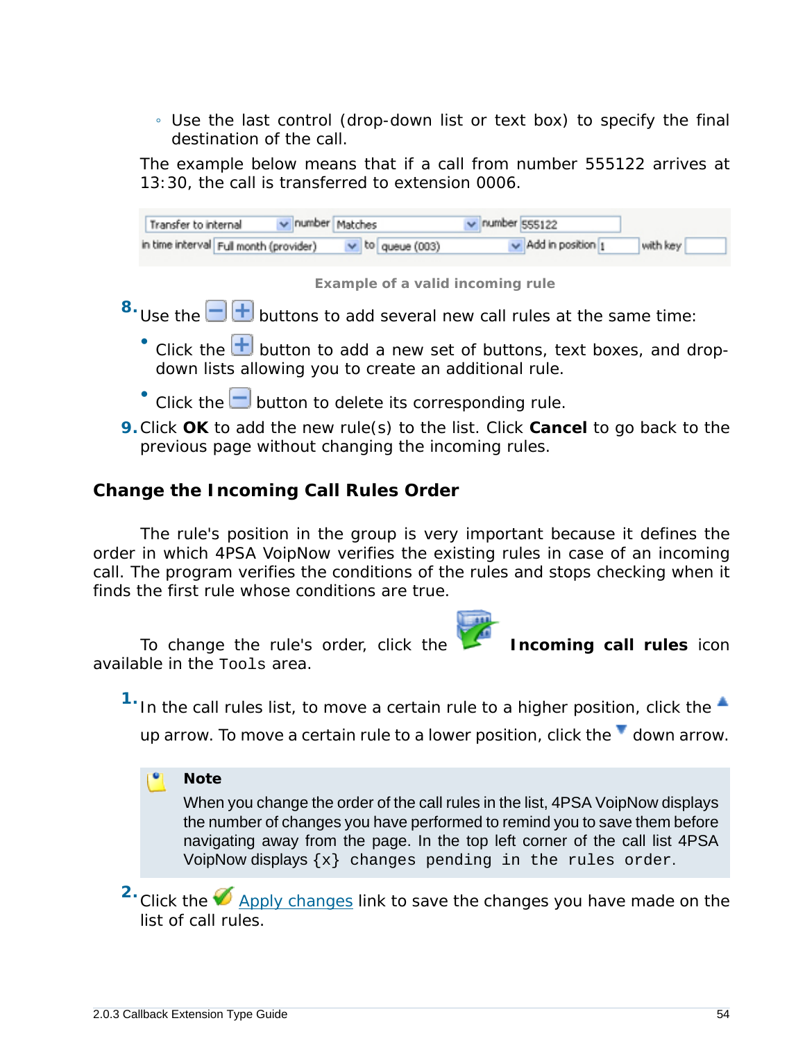- Use the last control (drop-down list or text box) to specify the final destination of the call.

The example below means that if a call from number 555122 arrives at 13:30, the call is transferred to extension 0006.

Example of a valid incoming rule

8. Use the buttons to add several new call rules at the same time:
   - Click the button to add a new set of buttons, text boxes, and drop-down lists allowing you to create an additional rule.
   - Click the button to delete its corresponding rule.
9. Click **OK** to add the new rule(s) to the list. Click **Cancel** to go back to the previous page without changing the incoming rules.

## Change the Incoming Call Rules Order

The rule's position in the group is very important because it defines the order in which 4PSA VoipNow verifies the existing rules in case of an incoming call. The program verifies the conditions of the rules and stops checking when it finds the first rule whose conditions are true.

To change the rule's order, click the **Incoming call rules** icon available in the `Tools` area.

1. In the call rules list, to move a certain rule to a higher position, click the up arrow. To move a certain rule to a lower position, click the down arrow.

> **Note**
>
> When you change the order of the call rules in the list, 4PSA VoipNow displays the number of changes you have performed to remind you to save them before navigating away from the page. In the top left corner of the call list 4PSA VoipNow displays `{x} changes pending in the rules order`.

2. Click the Apply changes link to save the changes you have made on the list of call rules.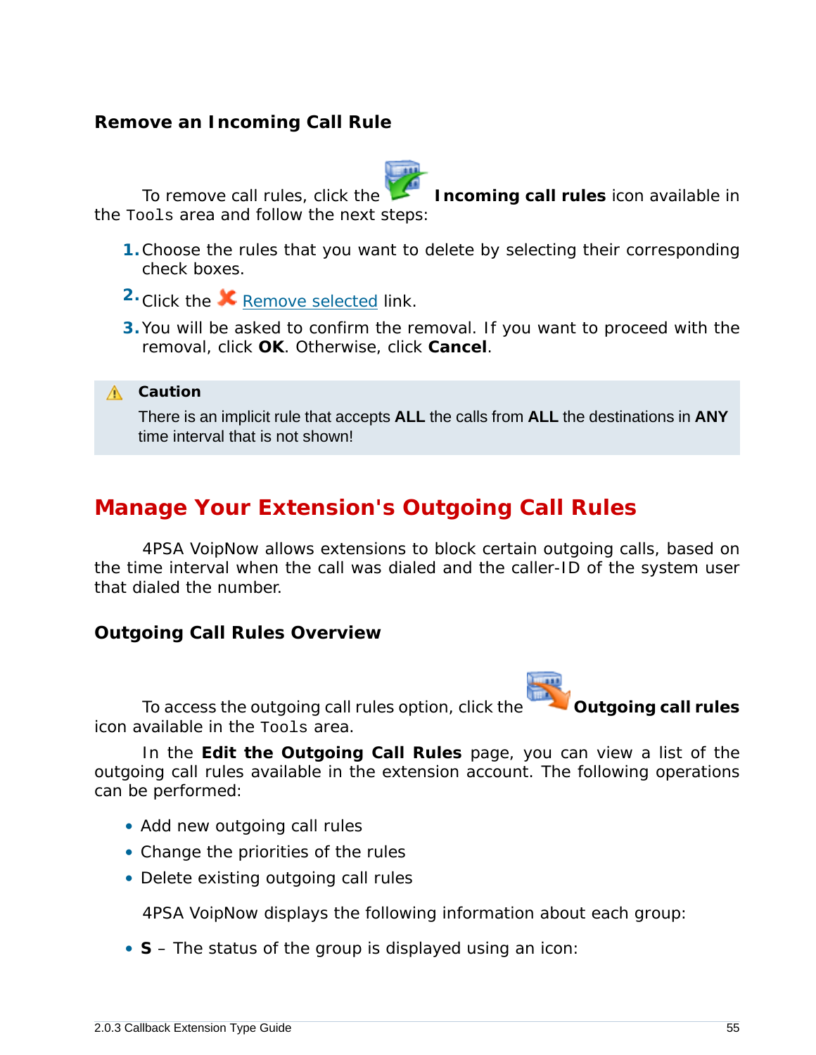### Remove an Incoming Call Rule

To remove call rules, click the **Incoming call rules** icon available in the `Tools` area and follow the next steps:

1. Choose the rules that you want to delete by selecting their corresponding check boxes.
2. Click the Remove selected link.
3. You will be asked to confirm the removal. If you want to proceed with the removal, click **OK**. Otherwise, click **Cancel**.

> **Caution**
>
> There is an implicit rule that accepts **ALL** the calls from **ALL** the destinations in **ANY** time interval that is not shown!

## Manage Your Extension's Outgoing Call Rules

4PSA VoipNow allows extensions to block certain outgoing calls, based on the time interval when the call was dialed and the caller-ID of the system user that dialed the number.

### Outgoing Call Rules Overview

To access the outgoing call rules option, click the **Outgoing call rules** icon available in the `Tools` area.

In the **Edit the Outgoing Call Rules** page, you can view a list of the outgoing call rules available in the extension account. The following operations can be performed:

- Add new outgoing call rules
- Change the priorities of the rules
- Delete existing outgoing call rules

4PSA VoipNow displays the following information about each group:

- **S** – The status of the group is displayed using an icon: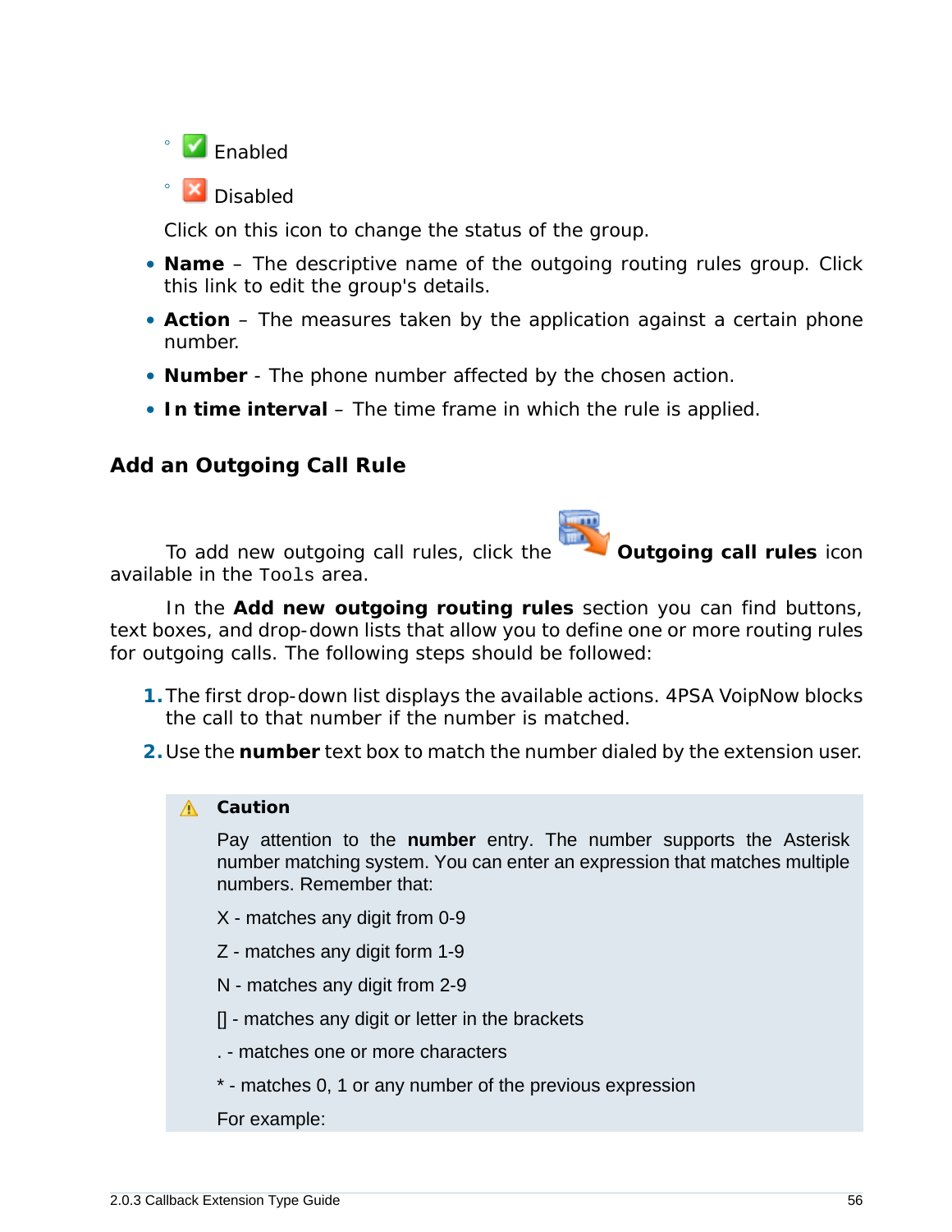- Enabled
- Disabled

Click on this icon to change the status of the group.

- **Name** – The descriptive name of the outgoing routing rules group. Click this link to edit the group's details.
- **Action** – The measures taken by the application against a certain phone number.
- **Number** - The phone number affected by the chosen action.
- **In time interval** – The time frame in which the rule is applied.

## Add an Outgoing Call Rule

To add new outgoing call rules, click the **Outgoing call rules** icon available in the `Tools` area.

In the **Add new outgoing routing rules** section you can find buttons, text boxes, and drop-down lists that allow you to define one or more routing rules for outgoing calls. The following steps should be followed:

1. The first drop-down list displays the available actions. 4PSA VoipNow blocks the call to that number if the number is matched.
2. Use the **number** text box to match the number dialed by the extension user.

> **Caution**
>
> Pay attention to the **number** entry. The number supports the Asterisk number matching system. You can enter an expression that matches multiple numbers. Remember that:
>
> X - matches any digit from 0-9
>
> Z - matches any digit form 1-9
>
> N - matches any digit from 2-9
>
> [] - matches any digit or letter in the brackets
>
> . - matches one or more characters
>
> * - matches 0, 1 or any number of the previous expression
>
> For example: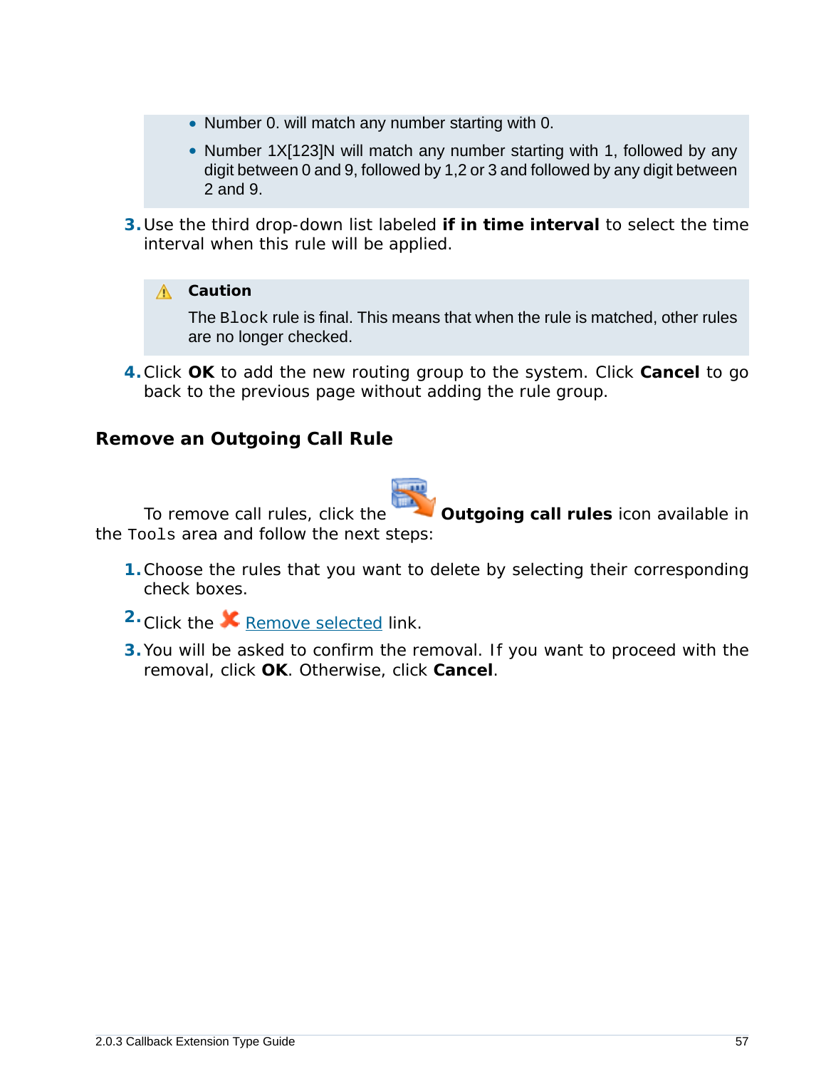- Number 0. will match any number starting with 0.
- Number 1X[123]N will match any number starting with 1, followed by any digit between 0 and 9, followed by 1,2 or 3 and followed by any digit between 2 and 9.

3. Use the third drop-down list labeled **if in time interval** to select the time interval when this rule will be applied.

> **Caution**
>
> The `Block` rule is final. This means that when the rule is matched, other rules are no longer checked.

4. Click **OK** to add the new routing group to the system. Click **Cancel** to go back to the previous page without adding the rule group.

### Remove an Outgoing Call Rule

To remove call rules, click the **Outgoing call rules** icon available in the `Tools` area and follow the next steps:

1. Choose the rules that you want to delete by selecting their corresponding check boxes.
2. Click the Remove selected link.
3. You will be asked to confirm the removal. If you want to proceed with the removal, click **OK**. Otherwise, click **Cancel**.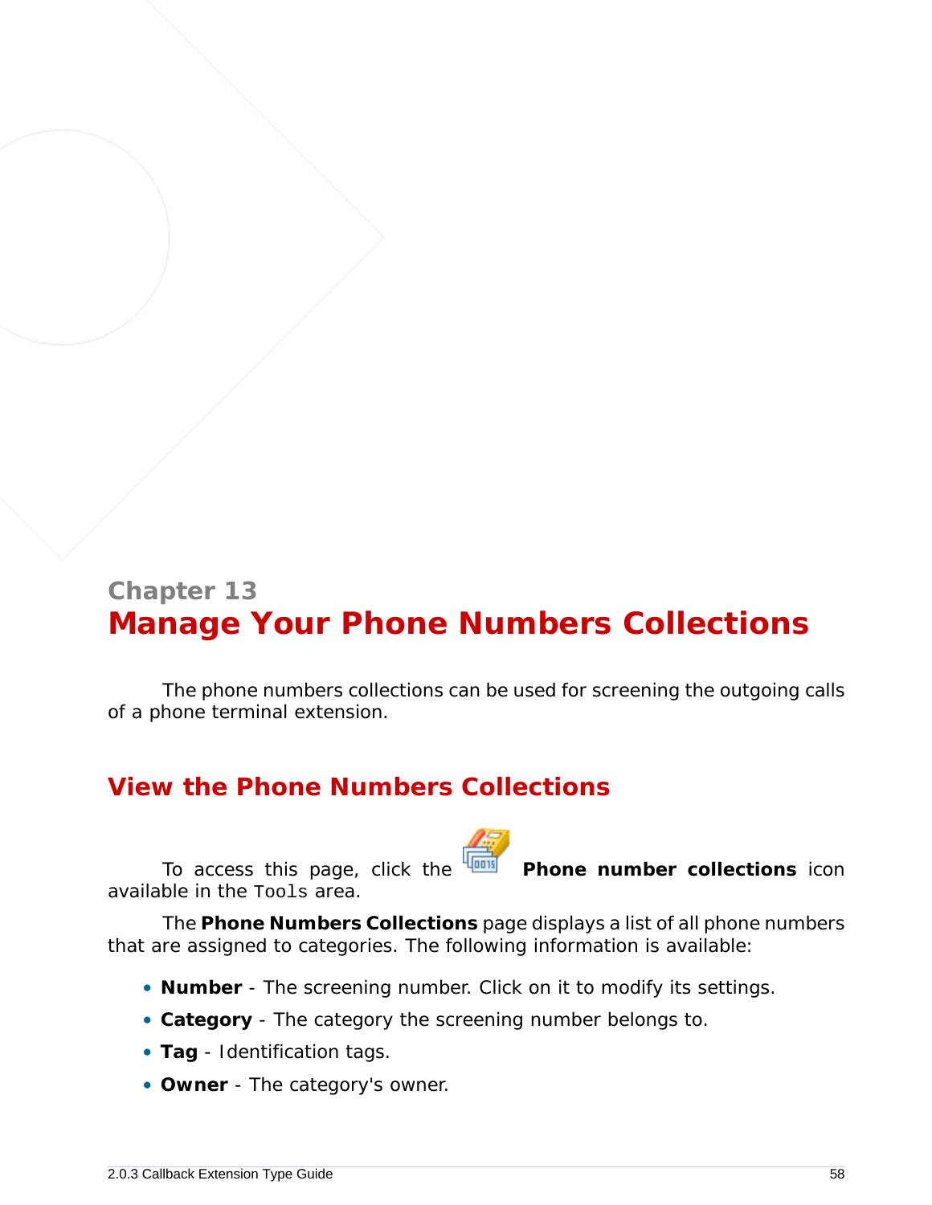Chapter 13

# Manage Your Phone Numbers Collections

The phone numbers collections can be used for screening the outgoing calls of a phone terminal extension.

## View the Phone Numbers Collections

To access this page, click the **Phone number collections** icon available in the `Tools` area.

The **Phone Numbers Collections** page displays a list of all phone numbers that are assigned to categories. The following information is available:

- **Number** - The screening number. Click on it to modify its settings.
- **Category** - The category the screening number belongs to.
- **Tag** - Identification tags.
- **Owner** - The category's owner.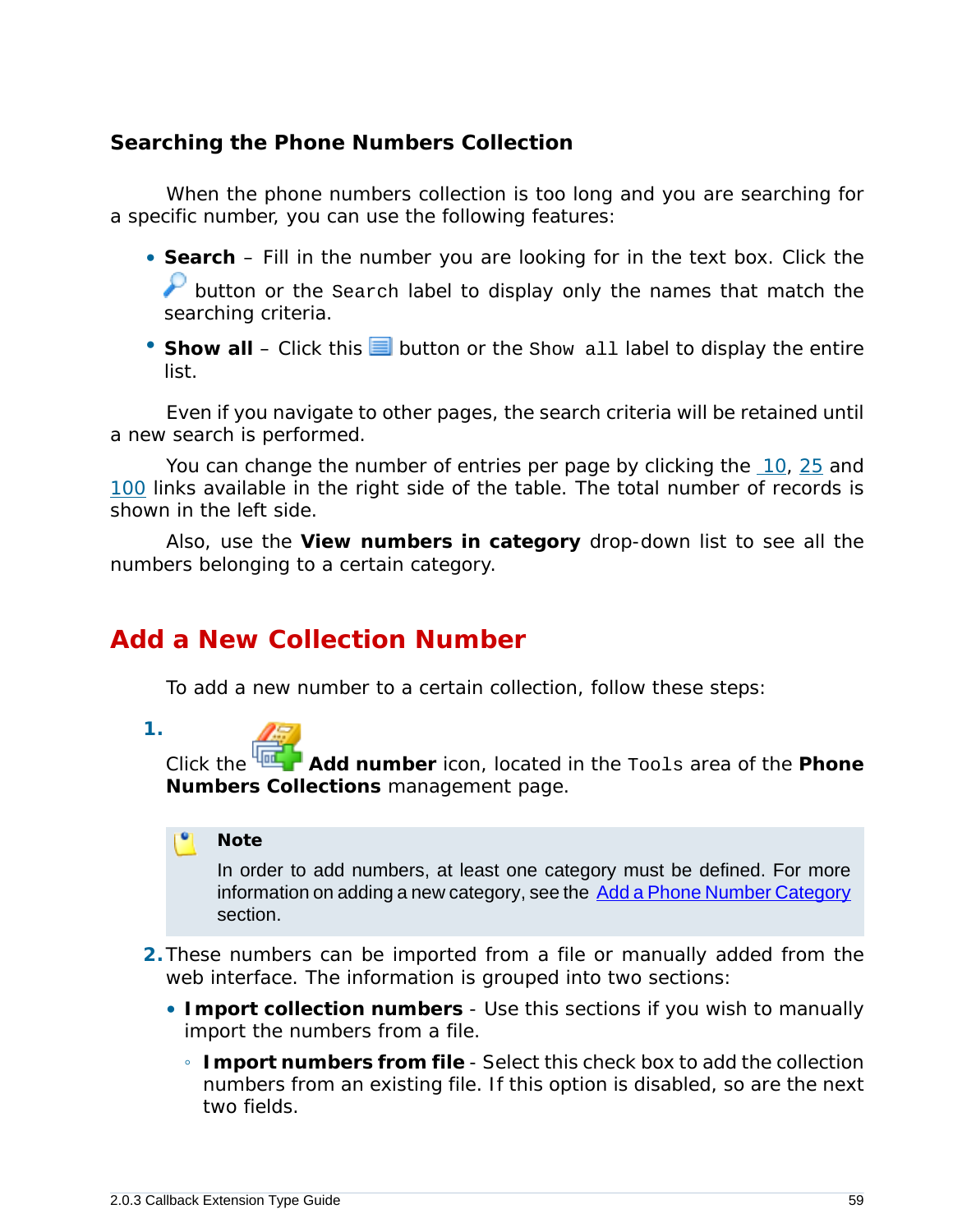### Searching the Phone Numbers Collection

When the phone numbers collection is too long and you are searching for a specific number, you can use the following features:

- **Search** – Fill in the number you are looking for in the text box. Click the button or the `Search` label to display only the names that match the searching criteria.
- **Show all** – Click this button or the `Show all` label to display the entire list.

Even if you navigate to other pages, the search criteria will be retained until a new search is performed.

You can change the number of entries per page by clicking the 10, 25 and 100 links available in the right side of the table. The total number of records is shown in the left side.

Also, use the **View numbers in category** drop-down list to see all the numbers belonging to a certain category.

## Add a New Collection Number

To add a new number to a certain collection, follow these steps:

1. Click the **Add number** icon, located in the `Tools` area of the **Phone Numbers Collections** management page.

   > **Note**
   >
   > In order to add numbers, at least one category must be defined. For more information on adding a new category, see the Add a Phone Number Category section.

2. These numbers can be imported from a file or manually added from the web interface. The information is grouped into two sections:
   - **Import collection numbers** - Use this sections if you wish to manually import the numbers from a file.
     - **Import numbers from file** - Select this check box to add the collection numbers from an existing file. If this option is disabled, so are the next two fields.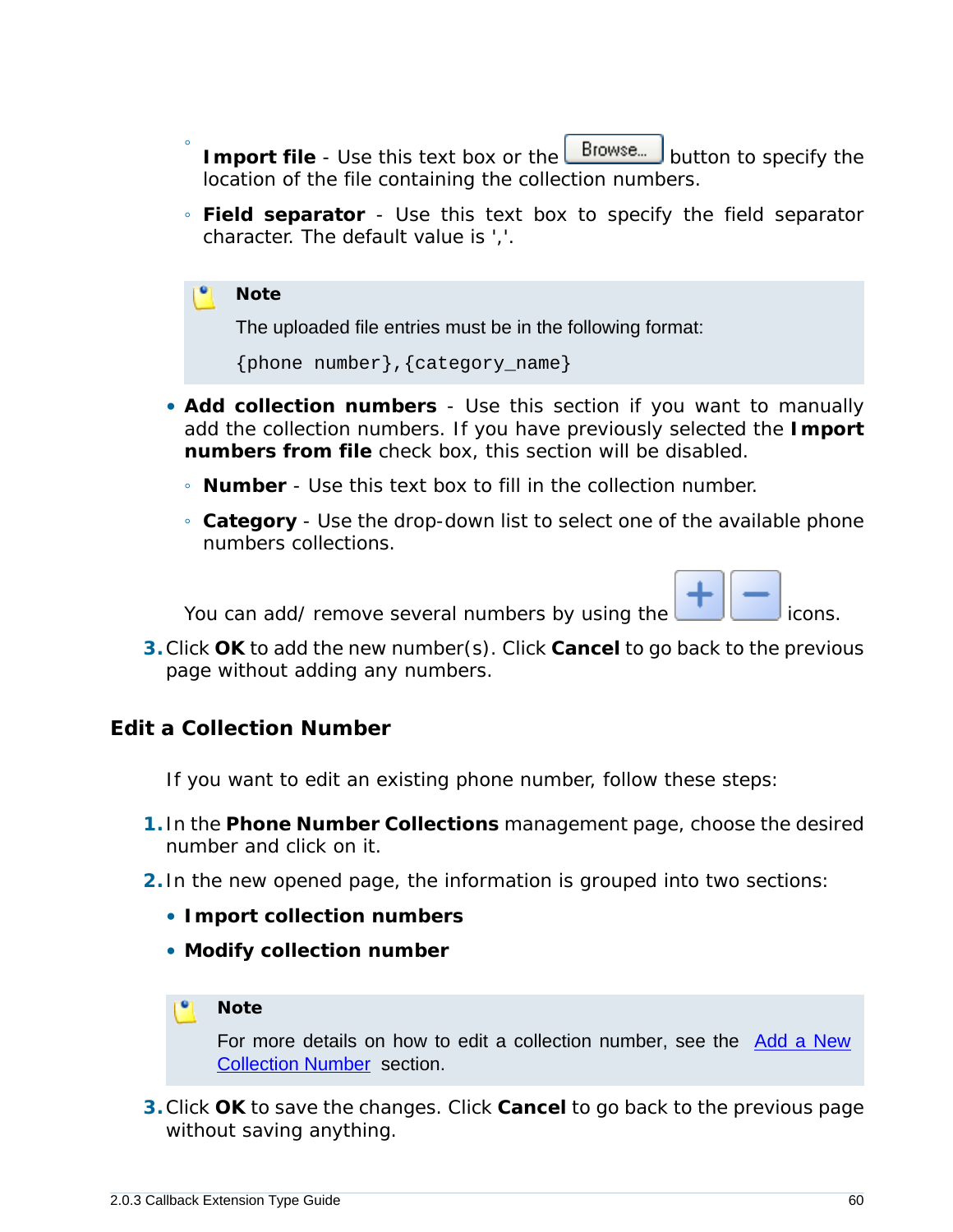- **Import file** - Use this text box or the Browse... button to specify the location of the file containing the collection numbers.
- **Field separator** - Use this text box to specify the field separator character. The default value is ','.

> **Note**
>
> The uploaded file entries must be in the following format:
>
> `{phone number},{category_name}`

- **Add collection numbers** - Use this section if you want to manually add the collection numbers. If you have previously selected the **Import numbers from file** check box, this section will be disabled.
  - **Number** - Use this text box to fill in the collection number.
  - **Category** - Use the drop-down list to select one of the available phone numbers collections.

  You can add/ remove several numbers by using the + − icons.

3. Click **OK** to add the new number(s). Click **Cancel** to go back to the previous page without adding any numbers.

## Edit a Collection Number

If you want to edit an existing phone number, follow these steps:

1. In the **Phone Number Collections** management page, choose the desired number and click on it.
2. In the new opened page, the information is grouped into two sections:
   - **Import collection numbers**
   - **Modify collection number**

> **Note**
>
> For more details on how to edit a collection number, see the Add a New Collection Number section.

3. Click **OK** to save the changes. Click **Cancel** to go back to the previous page without saving anything.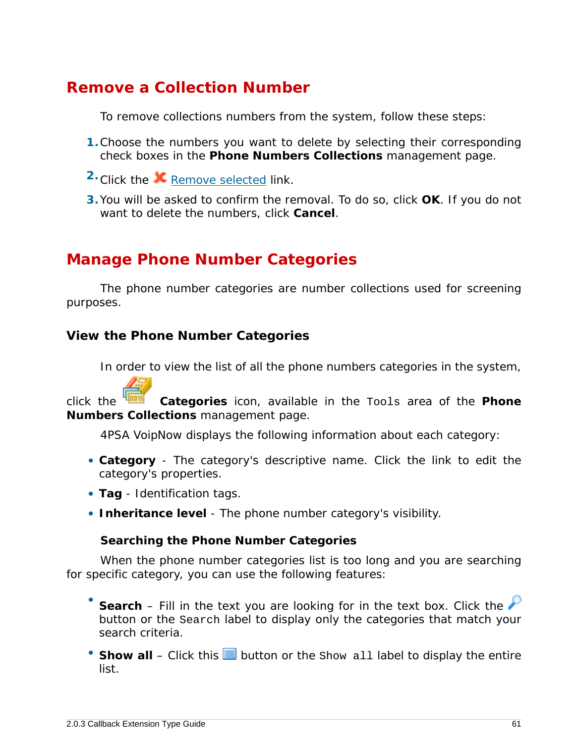## Remove a Collection Number

To remove collections numbers from the system, follow these steps:

1. Choose the numbers you want to delete by selecting their corresponding check boxes in the **Phone Numbers Collections** management page.
2. Click the Remove selected link.
3. You will be asked to confirm the removal. To do so, click **OK**. If you do not want to delete the numbers, click **Cancel**.

## Manage Phone Number Categories

The phone number categories are number collections used for screening purposes.

### View the Phone Number Categories

In order to view the list of all the phone numbers categories in the system, click the **Categories** icon, available in the `Tools` area of the **Phone Numbers Collections** management page.

4PSA VoipNow displays the following information about each category:

- **Category** - The category's descriptive name. Click the link to edit the category's properties.
- **Tag** - Identification tags.
- **Inheritance level** - The phone number category's visibility.

#### Searching the Phone Number Categories

When the phone number categories list is too long and you are searching for specific category, you can use the following features:

- **Search** – Fill in the text you are looking for in the text box. Click the button or the `Search` label to display only the categories that match your search criteria.
- **Show all** – Click this button or the `Show all` label to display the entire list.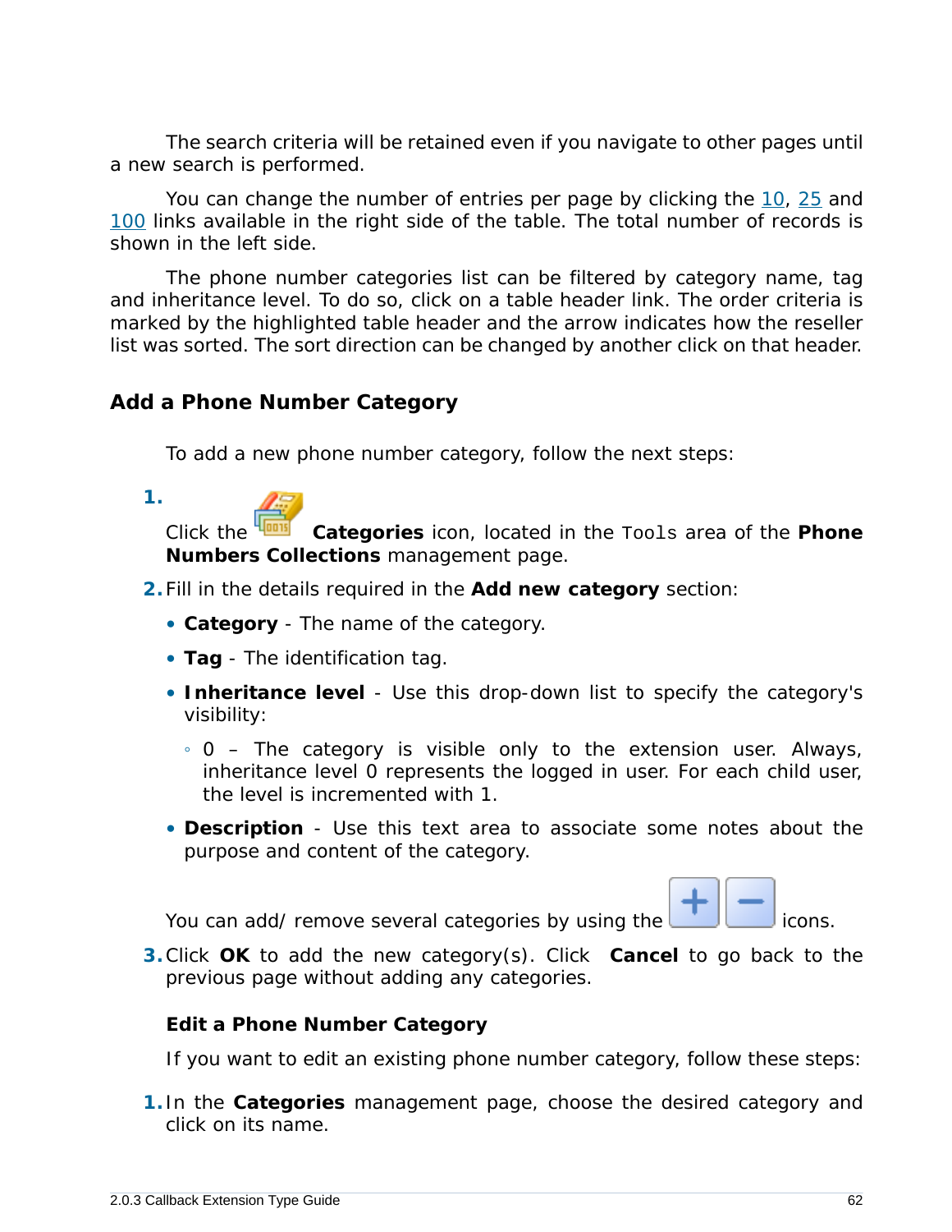The search criteria will be retained even if you navigate to other pages until a new search is performed.

You can change the number of entries per page by clicking the 10, 25 and 100 links available in the right side of the table. The total number of records is shown in the left side.

The phone number categories list can be filtered by category name, tag and inheritance level. To do so, click on a table header link. The order criteria is marked by the highlighted table header and the arrow indicates how the reseller list was sorted. The sort direction can be changed by another click on that header.

## Add a Phone Number Category

To add a new phone number category, follow the next steps:

1. Click the **Categories** icon, located in the `Tools` area of the **Phone Numbers Collections** management page.
2. Fill in the details required in the **Add new category** section:
   - **Category** - The name of the category.
   - **Tag** - The identification tag.
   - **Inheritance level** - Use this drop-down list to specify the category's visibility:
     - 0 – The category is visible only to the extension user. Always, inheritance level 0 represents the logged in user. For each child user, the level is incremented with 1.
   - **Description** - Use this text area to associate some notes about the purpose and content of the category.

   You can add/ remove several categories by using the icons.
3. Click **OK** to add the new category(s). Click **Cancel** to go back to the previous page without adding any categories.

### Edit a Phone Number Category

If you want to edit an existing phone number category, follow these steps:

1. In the **Categories** management page, choose the desired category and click on its name.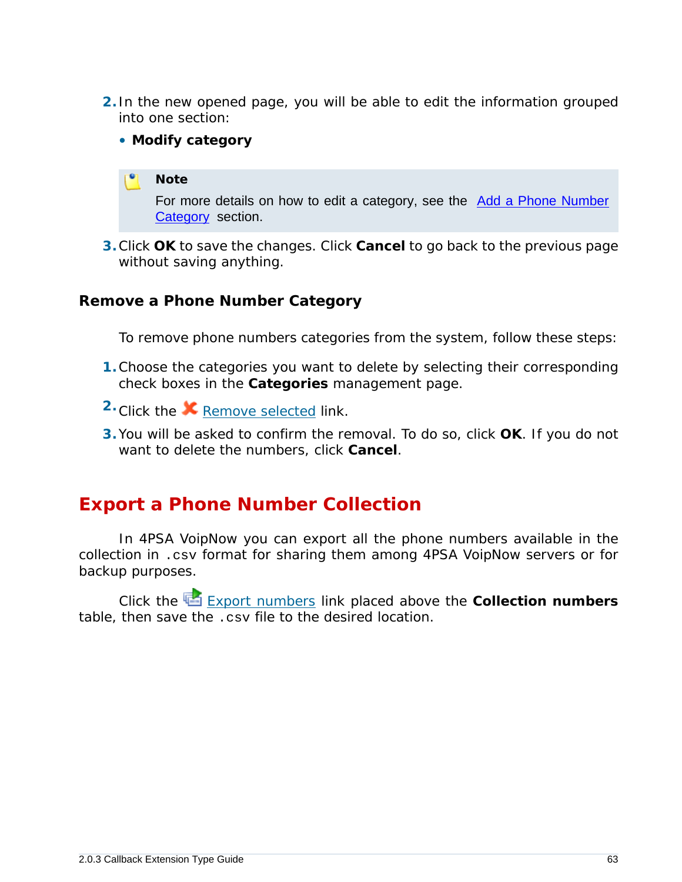2. In the new opened page, you will be able to edit the information grouped into one section:

   - **Modify category**

> **Note**
>
> For more details on how to edit a category, see the Add a Phone Number Category section.

3. Click **OK** to save the changes. Click **Cancel** to go back to the previous page without saving anything.

### Remove a Phone Number Category

To remove phone numbers categories from the system, follow these steps:

1. Choose the categories you want to delete by selecting their corresponding check boxes in the **Categories** management page.
2. Click the Remove selected link.
3. You will be asked to confirm the removal. To do so, click **OK**. If you do not want to delete the numbers, click **Cancel**.

## Export a Phone Number Collection

In 4PSA VoipNow you can export all the phone numbers available in the collection in `.csv` format for sharing them among 4PSA VoipNow servers or for backup purposes.

Click the Export numbers link placed above the **Collection numbers** table, then save the `.csv` file to the desired location.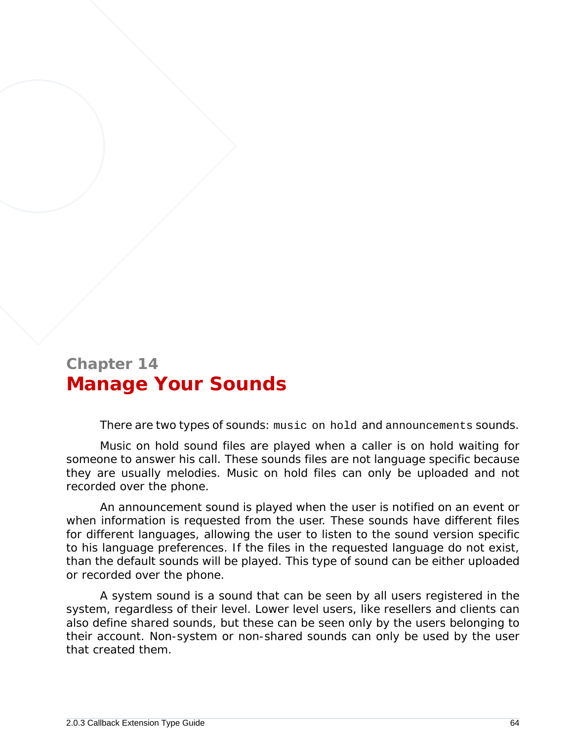# Chapter 14

# Manage Your Sounds

There are two types of sounds: `music on hold` and `announcements` sounds.

Music on hold sound files are played when a caller is on hold waiting for someone to answer his call. These sounds files are not language specific because they are usually melodies. Music on hold files can only be uploaded and not recorded over the phone.

An announcement sound is played when the user is notified on an event or when information is requested from the user. These sounds have different files for different languages, allowing the user to listen to the sound version specific to his language preferences. If the files in the requested language do not exist, than the default sounds will be played. This type of sound can be either uploaded or recorded over the phone.

A system sound is a sound that can be seen by all users registered in the system, regardless of their level. Lower level users, like resellers and clients can also define shared sounds, but these can be seen only by the users belonging to their account. Non-system or non-shared sounds can only be used by the user that created them.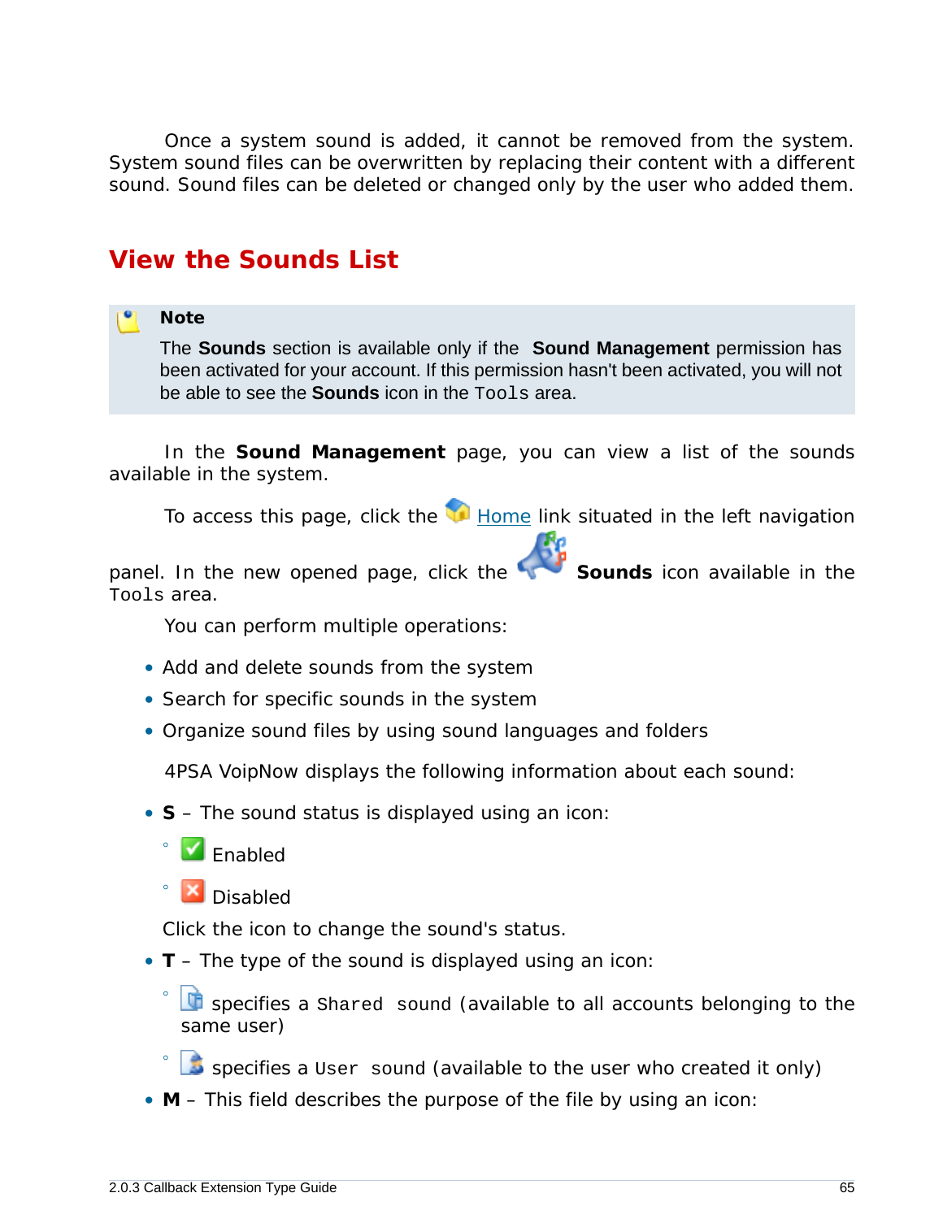Once a system sound is added, it cannot be removed from the system. System sound files can be overwritten by replacing their content with a different sound. Sound files can be deleted or changed only by the user who added them.

## View the Sounds List

> **Note**
>
> The **Sounds** section is available only if the **Sound Management** permission has been activated for your account. If this permission hasn't been activated, you will not be able to see the **Sounds** icon in the `Tools` area.

In the **Sound Management** page, you can view a list of the sounds available in the system.

To access this page, click the Home link situated in the left navigation panel. In the new opened page, click the **Sounds** icon available in the `Tools` area.

You can perform multiple operations:

- Add and delete sounds from the system
- Search for specific sounds in the system
- Organize sound files by using sound languages and folders

4PSA VoipNow displays the following information about each sound:

- **S** – The sound status is displayed using an icon:
  - Enabled
  - Disabled

  Click the icon to change the sound's status.
- **T** – The type of the sound is displayed using an icon:
  - specifies a `Shared` sound (available to all accounts belonging to the same user)
  - specifies a `User` sound (available to the user who created it only)
- **M** – This field describes the purpose of the file by using an icon: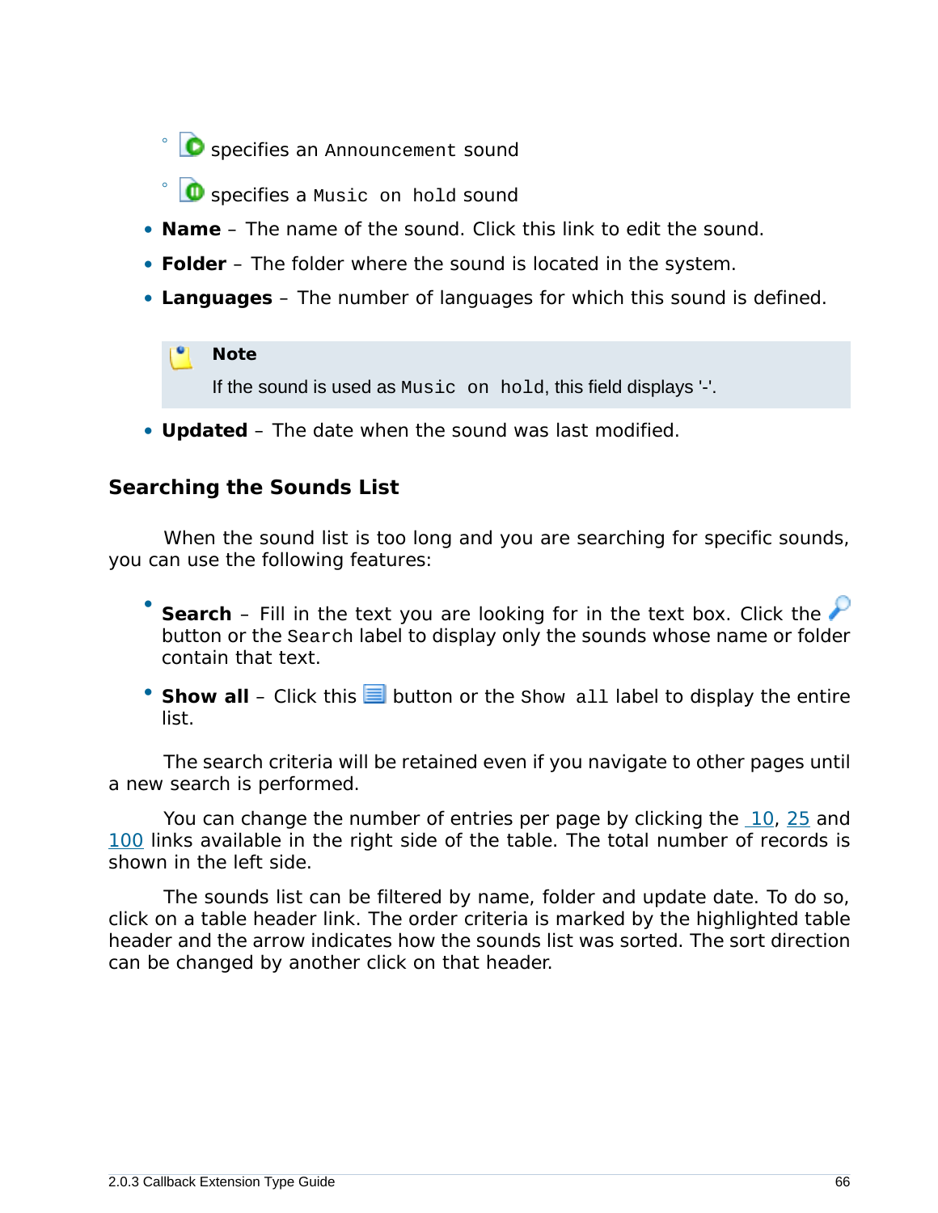- specifies an `Announcement` sound
  - specifies a `Music on hold` sound
- **Name** – The name of the sound. Click this link to edit the sound.
- **Folder** – The folder where the sound is located in the system.
- **Languages** – The number of languages for which this sound is defined.

> **Note**
>
> If the sound is used as `Music on hold`, this field displays '-'.

- **Updated** – The date when the sound was last modified.

### Searching the Sounds List

When the sound list is too long and you are searching for specific sounds, you can use the following features:

- **Search** – Fill in the text you are looking for in the text box. Click the button or the `Search` label to display only the sounds whose name or folder contain that text.
- **Show all** – Click this button or the `Show all` label to display the entire list.

The search criteria will be retained even if you navigate to other pages until a new search is performed.

You can change the number of entries per page by clicking the 10, 25 and 100 links available in the right side of the table. The total number of records is shown in the left side.

The sounds list can be filtered by name, folder and update date. To do so, click on a table header link. The order criteria is marked by the highlighted table header and the arrow indicates how the sounds list was sorted. The sort direction can be changed by another click on that header.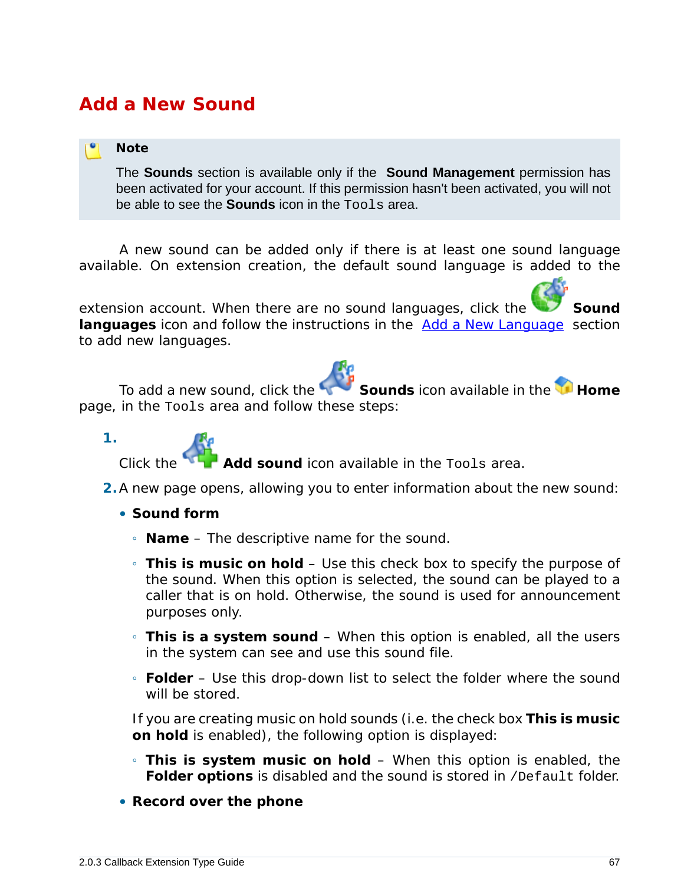# Add a New Sound

> **Note**
>
> The **Sounds** section is available only if the **Sound Management** permission has been activated for your account. If this permission hasn't been activated, you will not be able to see the **Sounds** icon in the `Tools` area.

A new sound can be added only if there is at least one sound language available. On extension creation, the default sound language is added to the extension account. When there are no sound languages, click the **Sound languages** icon and follow the instructions in the [Add a New Language](#) section to add new languages.

To add a new sound, click the **Sounds** icon available in the **Home** page, in the `Tools` area and follow these steps:

1. Click the **Add sound** icon available in the `Tools` area.
2. A new page opens, allowing you to enter information about the new sound:
   - **Sound form**
     - **Name** – The descriptive name for the sound.
     - **This is music on hold** – Use this check box to specify the purpose of the sound. When this option is selected, the sound can be played to a caller that is on hold. Otherwise, the sound is used for announcement purposes only.
     - **This is a system sound** – When this option is enabled, all the users in the system can see and use this sound file.
     - **Folder** – Use this drop-down list to select the folder where the sound will be stored.

     If you are creating music on hold sounds (i.e. the check box **This is music on hold** is enabled), the following option is displayed:

     - **This is system music on hold** – When this option is enabled, the **Folder options** is disabled and the sound is stored in `/Default` folder.
   - **Record over the phone**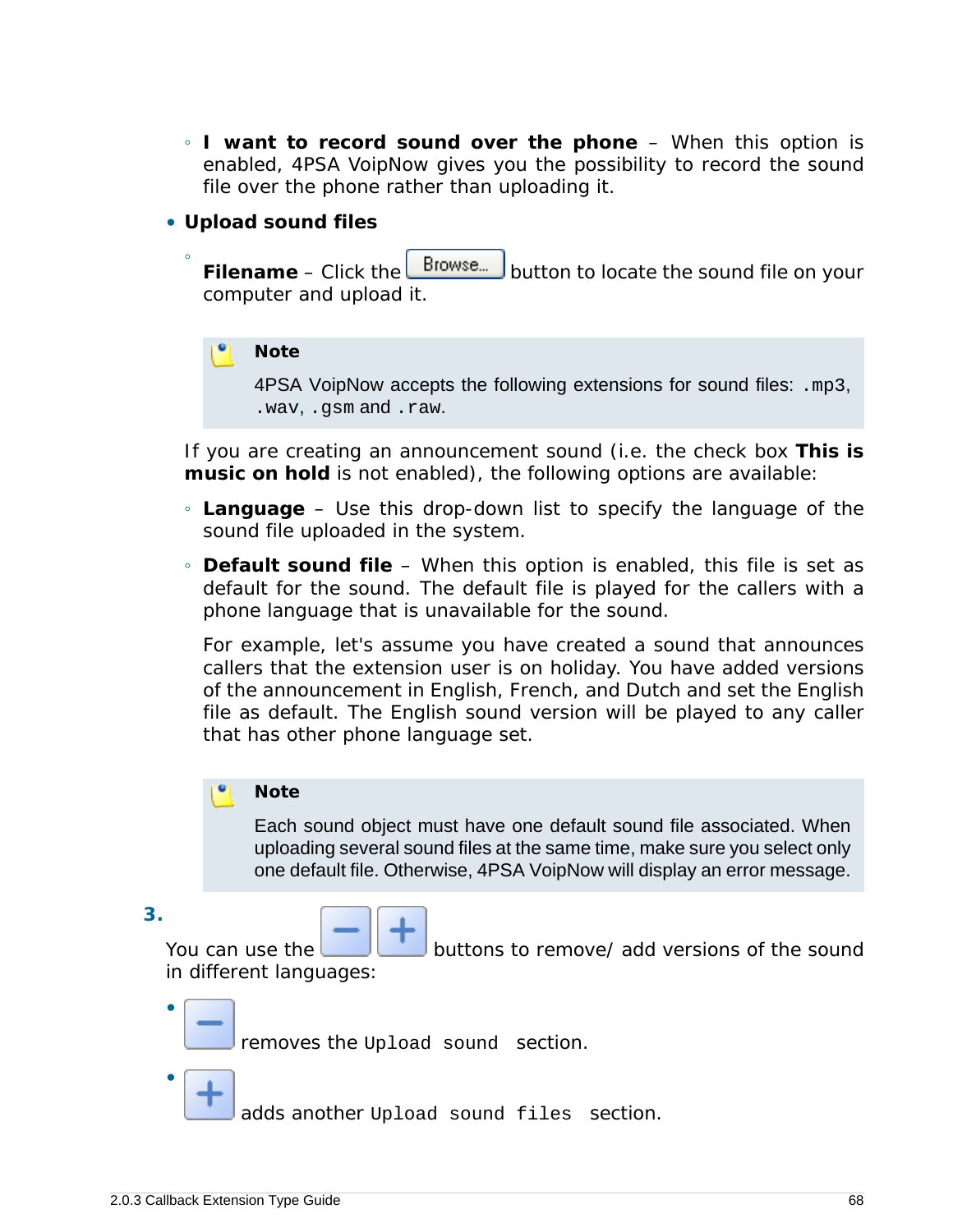- **I want to record sound over the phone** – When this option is enabled, 4PSA VoipNow gives you the possibility to record the sound file over the phone rather than uploading it.

- **Upload sound files**
  - **Filename** – Click the Browse... button to locate the sound file on your computer and upload it.

> **Note**
>
> 4PSA VoipNow accepts the following extensions for sound files: `.mp3`, `.wav`, `.gsm` and `.raw`.

If you are creating an announcement sound (i.e. the check box **This is music on hold** is not enabled), the following options are available:

  - **Language** – Use this drop-down list to specify the language of the sound file uploaded in the system.
  - **Default sound file** – When this option is enabled, this file is set as default for the sound. The default file is played for the callers with a phone language that is unavailable for the sound.

    For example, let's assume you have created a sound that announces callers that the extension user is on holiday. You have added versions of the announcement in English, French, and Dutch and set the English file as default. The English sound version will be played to any caller that has other phone language set.

> **Note**
>
> Each sound object must have one default sound file associated. When uploading several sound files at the same time, make sure you select only one default file. Otherwise, 4PSA VoipNow will display an error message.

3. You can use the [−] [+] buttons to remove/ add versions of the sound in different languages:

   - [−] removes the `Upload sound` section.
   - [+] adds another `Upload sound files` section.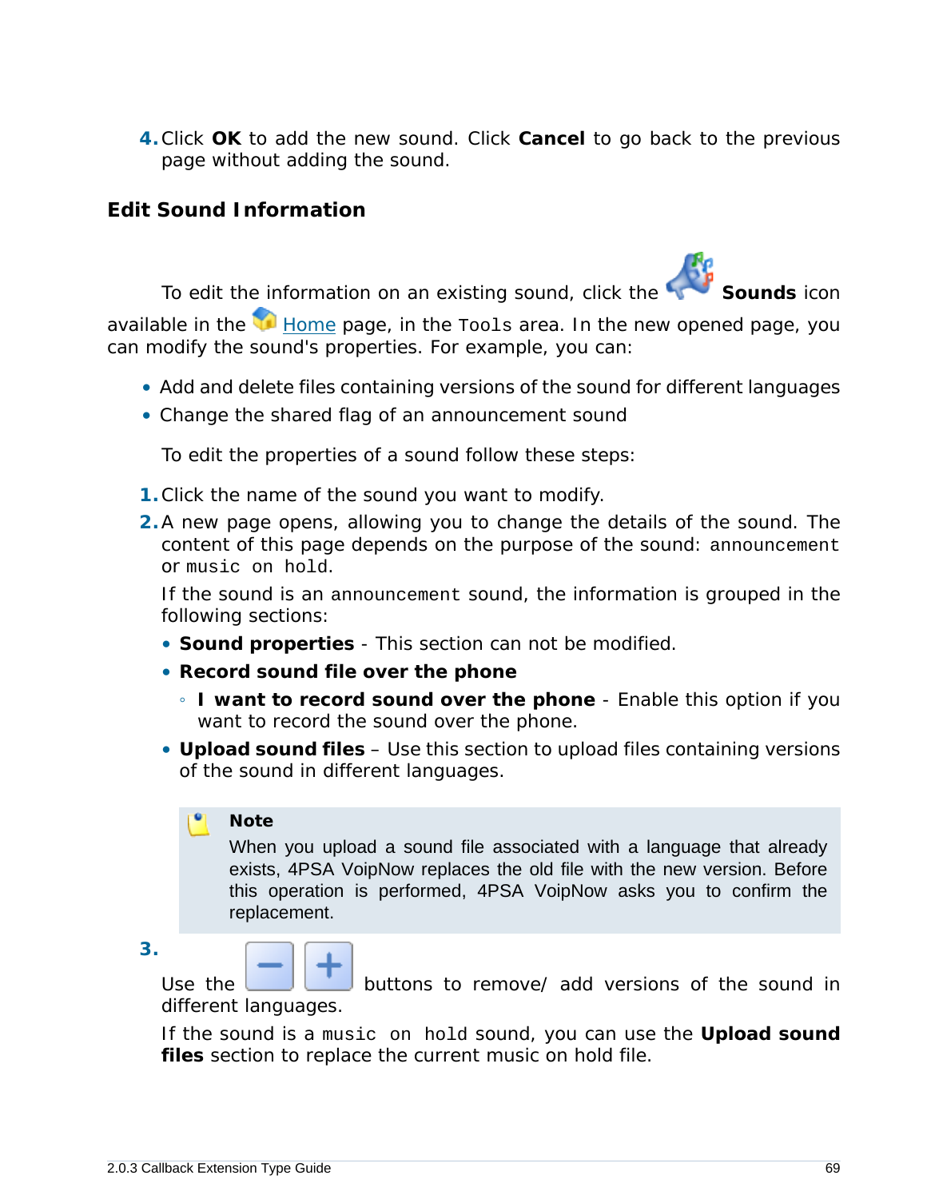4. Click **OK** to add the new sound. Click **Cancel** to go back to the previous page without adding the sound.

### Edit Sound Information

To edit the information on an existing sound, click the **Sounds** icon available in the Home page, in the `Tools` area. In the new opened page, you can modify the sound's properties. For example, you can:

- Add and delete files containing versions of the sound for different languages
- Change the shared flag of an announcement sound

To edit the properties of a sound follow these steps:

1. Click the name of the sound you want to modify.
2. A new page opens, allowing you to change the details of the sound. The content of this page depends on the purpose of the sound: `announcement` or `music on hold`.

   If the sound is an `announcement` sound, the information is grouped in the following sections:

   - **Sound properties** - This section can not be modified.
   - **Record sound file over the phone**
     - **I want to record sound over the phone** - Enable this option if you want to record the sound over the phone.
   - **Upload sound files** – Use this section to upload files containing versions of the sound in different languages.

   > **Note**
   >
   > When you upload a sound file associated with a language that already exists, 4PSA VoipNow replaces the old file with the new version. Before this operation is performed, 4PSA VoipNow asks you to confirm the replacement.

3. Use the buttons to remove/ add versions of the sound in different languages.

   If the sound is a `music on hold` sound, you can use the **Upload sound files** section to replace the current music on hold file.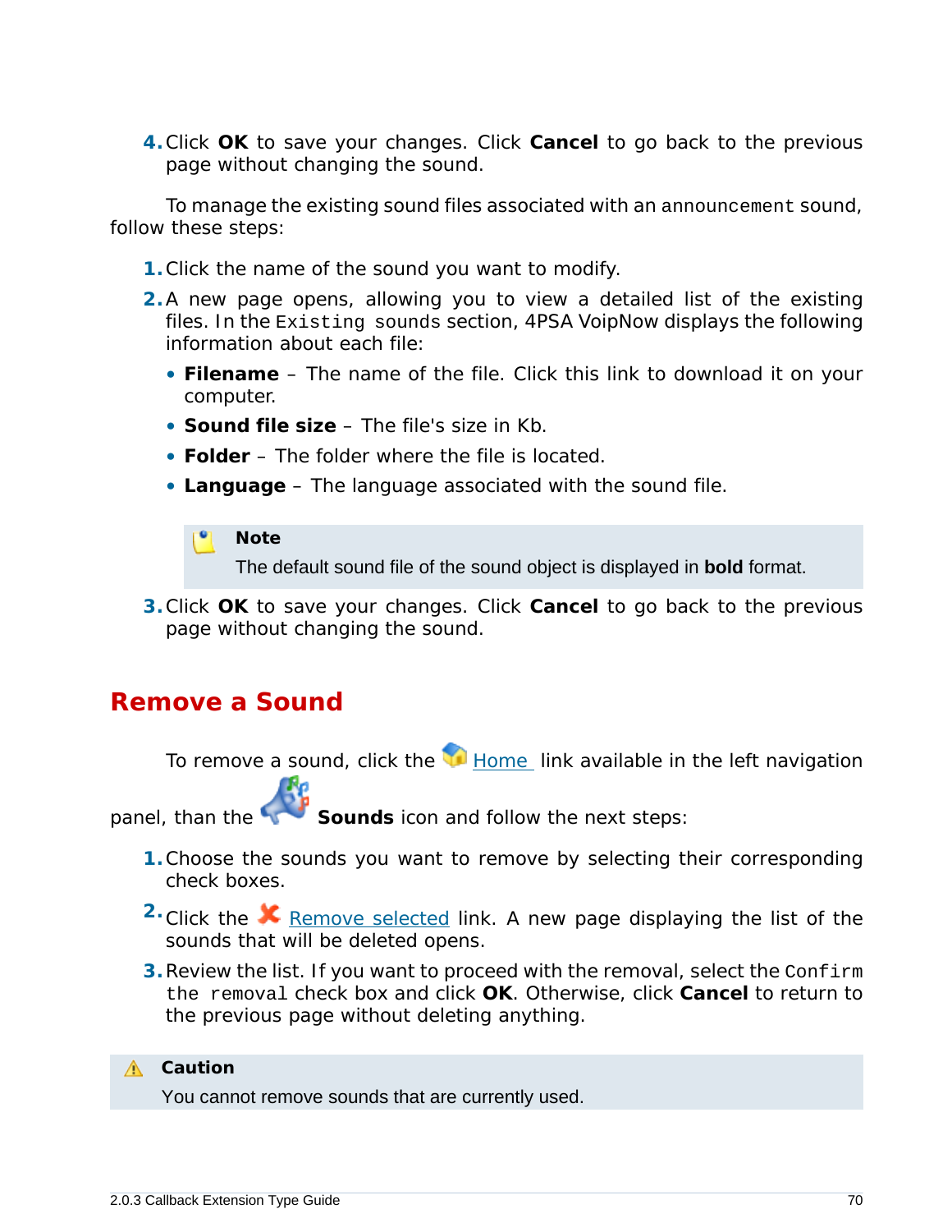4. Click **OK** to save your changes. Click **Cancel** to go back to the previous page without changing the sound.

To manage the existing sound files associated with an `announcement` sound, follow these steps:

1. Click the name of the sound you want to modify.
2. A new page opens, allowing you to view a detailed list of the existing files. In the `Existing sounds` section, 4PSA VoipNow displays the following information about each file:
   - **Filename** – The name of the file. Click this link to download it on your computer.
   - **Sound file size** – The file's size in Kb.
   - **Folder** – The folder where the file is located.
   - **Language** – The language associated with the sound file.

   > **Note**
   >
   > The default sound file of the sound object is displayed in **bold** format.

3. Click **OK** to save your changes. Click **Cancel** to go back to the previous page without changing the sound.

## Remove a Sound

To remove a sound, click the Home link available in the left navigation panel, than the **Sounds** icon and follow the next steps:

1. Choose the sounds you want to remove by selecting their corresponding check boxes.
2. Click the Remove selected link. A new page displaying the list of the sounds that will be deleted opens.
3. Review the list. If you want to proceed with the removal, select the `Confirm the removal` check box and click **OK**. Otherwise, click **Cancel** to return to the previous page without deleting anything.

> **Caution**
>
> You cannot remove sounds that are currently used.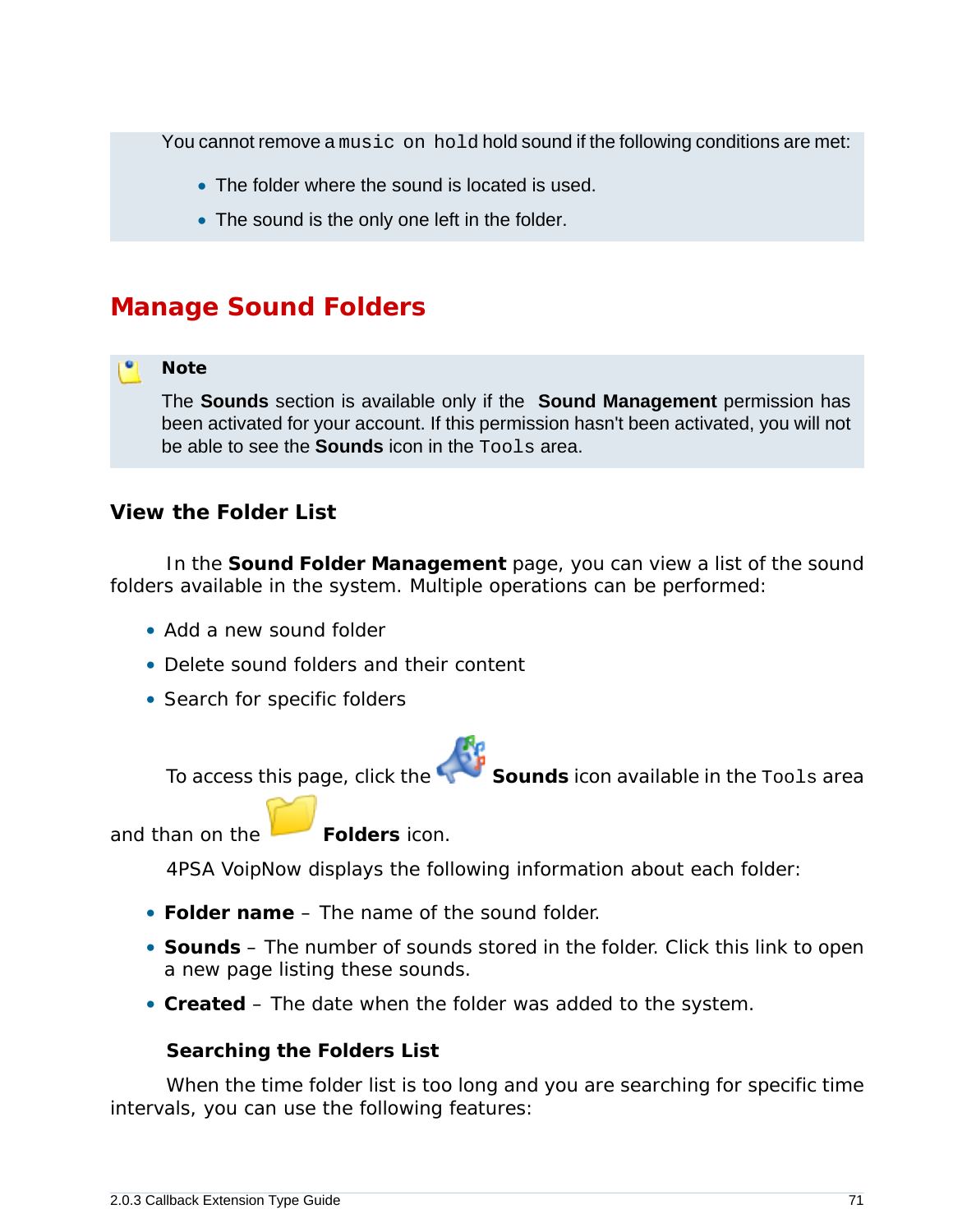You cannot remove a `music on hold` hold sound if the following conditions are met:

- The folder where the sound is located is used.
- The sound is the only one left in the folder.

## Manage Sound Folders

> **Note**
>
> The **Sounds** section is available only if the **Sound Management** permission has been activated for your account. If this permission hasn't been activated, you will not be able to see the **Sounds** icon in the `Tools` area.

### View the Folder List

In the **Sound Folder Management** page, you can view a list of the sound folders available in the system. Multiple operations can be performed:

- Add a new sound folder
- Delete sound folders and their content
- Search for specific folders

To access this page, click the **Sounds** icon available in the `Tools` area and than on the **Folders** icon.

4PSA VoipNow displays the following information about each folder:

- **Folder name** – The name of the sound folder.
- **Sounds** – The number of sounds stored in the folder. Click this link to open a new page listing these sounds.
- **Created** – The date when the folder was added to the system.

#### Searching the Folders List

When the time folder list is too long and you are searching for specific time intervals, you can use the following features: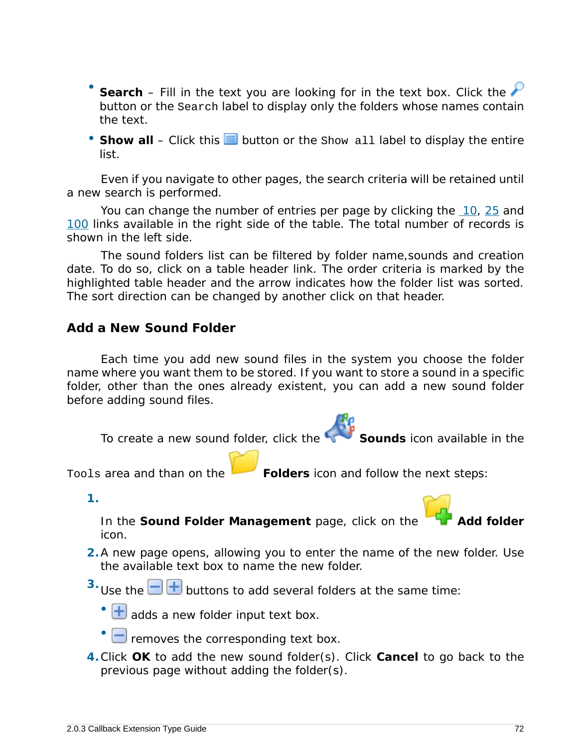- **Search** – Fill in the text you are looking for in the text box. Click the button or the `Search` label to display only the folders whose names contain the text.
- **Show all** – Click this button or the `Show all` label to display the entire list.

Even if you navigate to other pages, the search criteria will be retained until a new search is performed.

You can change the number of entries per page by clicking the 10, 25 and 100 links available in the right side of the table. The total number of records is shown in the left side.

The sound folders list can be filtered by folder name,sounds and creation date. To do so, click on a table header link. The order criteria is marked by the highlighted table header and the arrow indicates how the folder list was sorted. The sort direction can be changed by another click on that header.

## Add a New Sound Folder

Each time you add new sound files in the system you choose the folder name where you want them to be stored. If you want to store a sound in a specific folder, other than the ones already existent, you can add a new sound folder before adding sound files.

To create a new sound folder, click the **Sounds** icon available in the `Tools` area and than on the **Folders** icon and follow the next steps:

1. In the **Sound Folder Management** page, click on the **Add folder** icon.
2. A new page opens, allowing you to enter the name of the new folder. Use the available text box to name the new folder.
3. Use the buttons to add several folders at the same time:
   - adds a new folder input text box.
   - removes the corresponding text box.
4. Click **OK** to add the new sound folder(s). Click **Cancel** to go back to the previous page without adding the folder(s).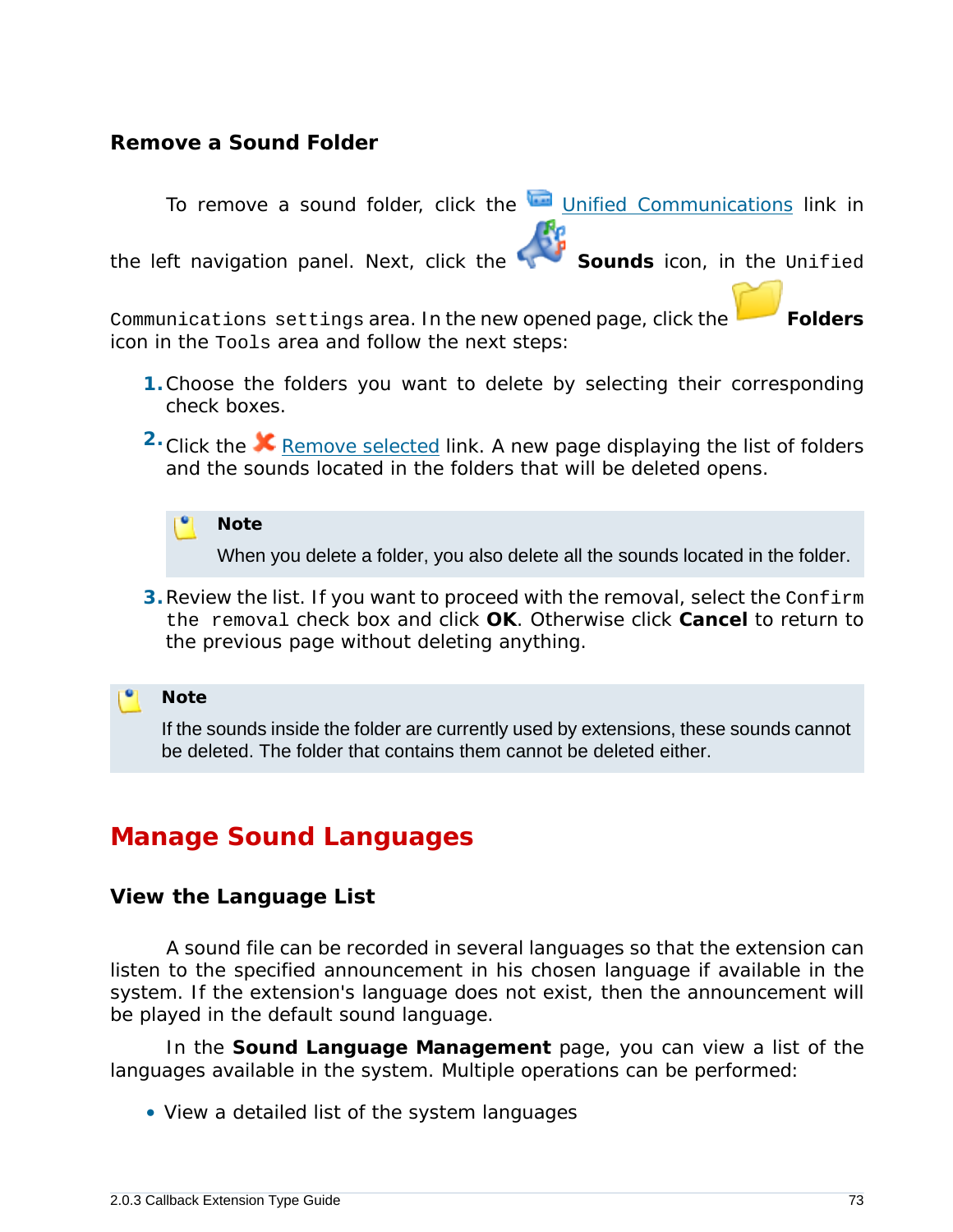### Remove a Sound Folder

To remove a sound folder, click the Unified Communications link in the left navigation panel. Next, click the **Sounds** icon, in the `Unified Communications settings` area. In the new opened page, click the **Folders** icon in the `Tools` area and follow the next steps:

1. Choose the folders you want to delete by selecting their corresponding check boxes.
2. Click the Remove selected link. A new page displaying the list of folders and the sounds located in the folders that will be deleted opens.

   > **Note**
   >
   > When you delete a folder, you also delete all the sounds located in the folder.

3. Review the list. If you want to proceed with the removal, select the `Confirm the removal` check box and click **OK**. Otherwise click **Cancel** to return to the previous page without deleting anything.

> **Note**
>
> If the sounds inside the folder are currently used by extensions, these sounds cannot be deleted. The folder that contains them cannot be deleted either.

## Manage Sound Languages

### View the Language List

A sound file can be recorded in several languages so that the extension can listen to the specified announcement in his chosen language if available in the system. If the extension's language does not exist, then the announcement will be played in the default sound language.

In the **Sound Language Management** page, you can view a list of the languages available in the system. Multiple operations can be performed:

- View a detailed list of the system languages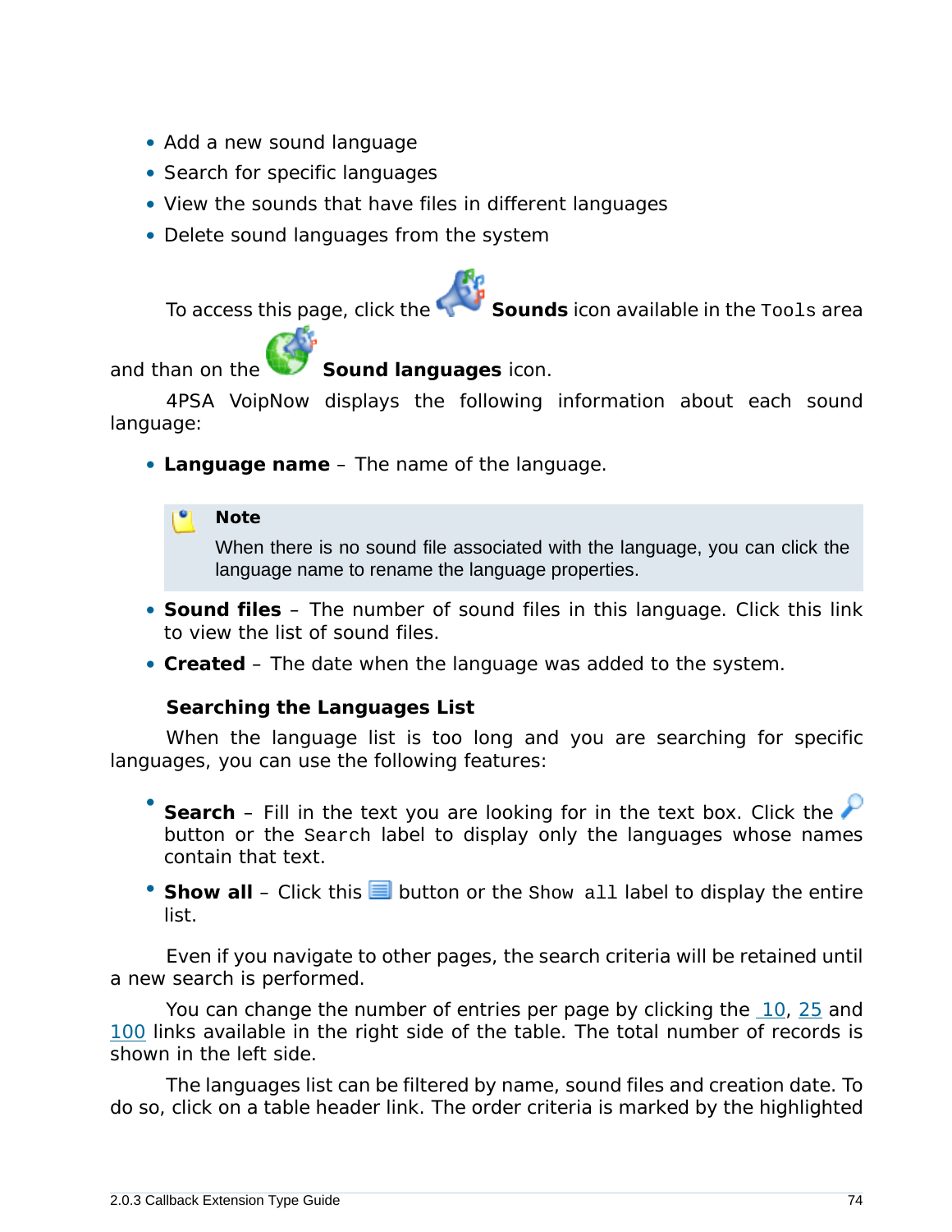- Add a new sound language
- Search for specific languages
- View the sounds that have files in different languages
- Delete sound languages from the system

To access this page, click the **Sounds** icon available in the Tools area and than on the **Sound languages** icon.

4PSA VoipNow displays the following information about each sound language:

- **Language name** – The name of the language.

> **Note**
>
> When there is no sound file associated with the language, you can click the language name to rename the language properties.

- **Sound files** – The number of sound files in this language. Click this link to view the list of sound files.
- **Created** – The date when the language was added to the system.

### Searching the Languages List

When the language list is too long and you are searching for specific languages, you can use the following features:

- **Search** – Fill in the text you are looking for in the text box. Click the button or the `Search` label to display only the languages whose names contain that text.
- **Show all** – Click this button or the `Show all` label to display the entire list.

Even if you navigate to other pages, the search criteria will be retained until a new search is performed.

You can change the number of entries per page by clicking the 10, 25 and 100 links available in the right side of the table. The total number of records is shown in the left side.

The languages list can be filtered by name, sound files and creation date. To do so, click on a table header link. The order criteria is marked by the highlighted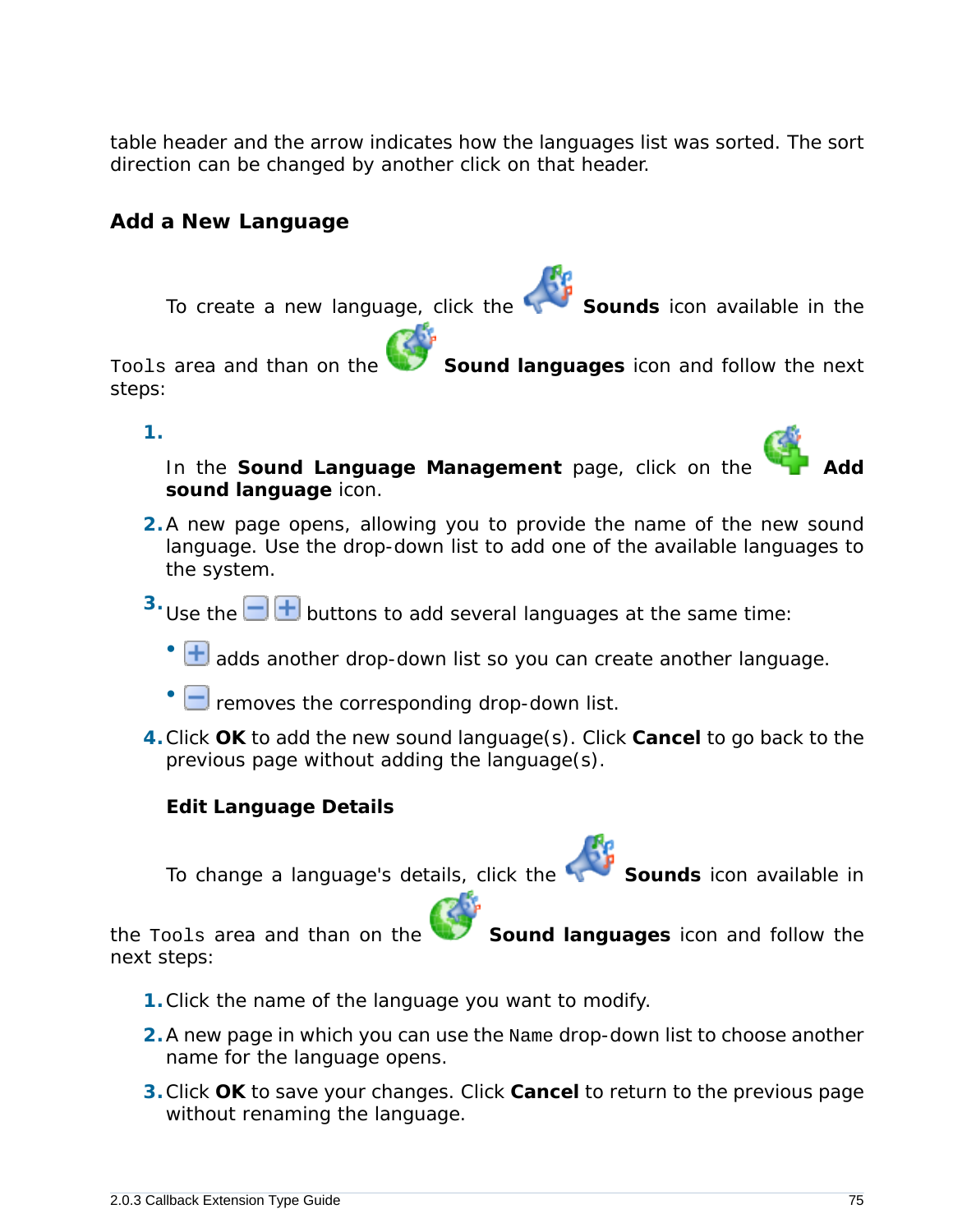table header and the arrow indicates how the languages list was sorted. The sort direction can be changed by another click on that header.

### Add a New Language

To create a new language, click the **Sounds** icon available in the `Tools` area and than on the **Sound languages** icon and follow the next steps:

1. In the **Sound Language Management** page, click on the **Add sound language** icon.
2. A new page opens, allowing you to provide the name of the new sound language. Use the drop-down list to add one of the available languages to the system.
3. Use the buttons to add several languages at the same time:
   - adds another drop-down list so you can create another language.
   - removes the corresponding drop-down list.
4. Click **OK** to add the new sound language(s). Click **Cancel** to go back to the previous page without adding the language(s).

#### Edit Language Details

To change a language's details, click the **Sounds** icon available in the `Tools` area and than on the **Sound languages** icon and follow the next steps:

1. Click the name of the language you want to modify.
2. A new page in which you can use the `Name` drop-down list to choose another name for the language opens.
3. Click **OK** to save your changes. Click **Cancel** to return to the previous page without renaming the language.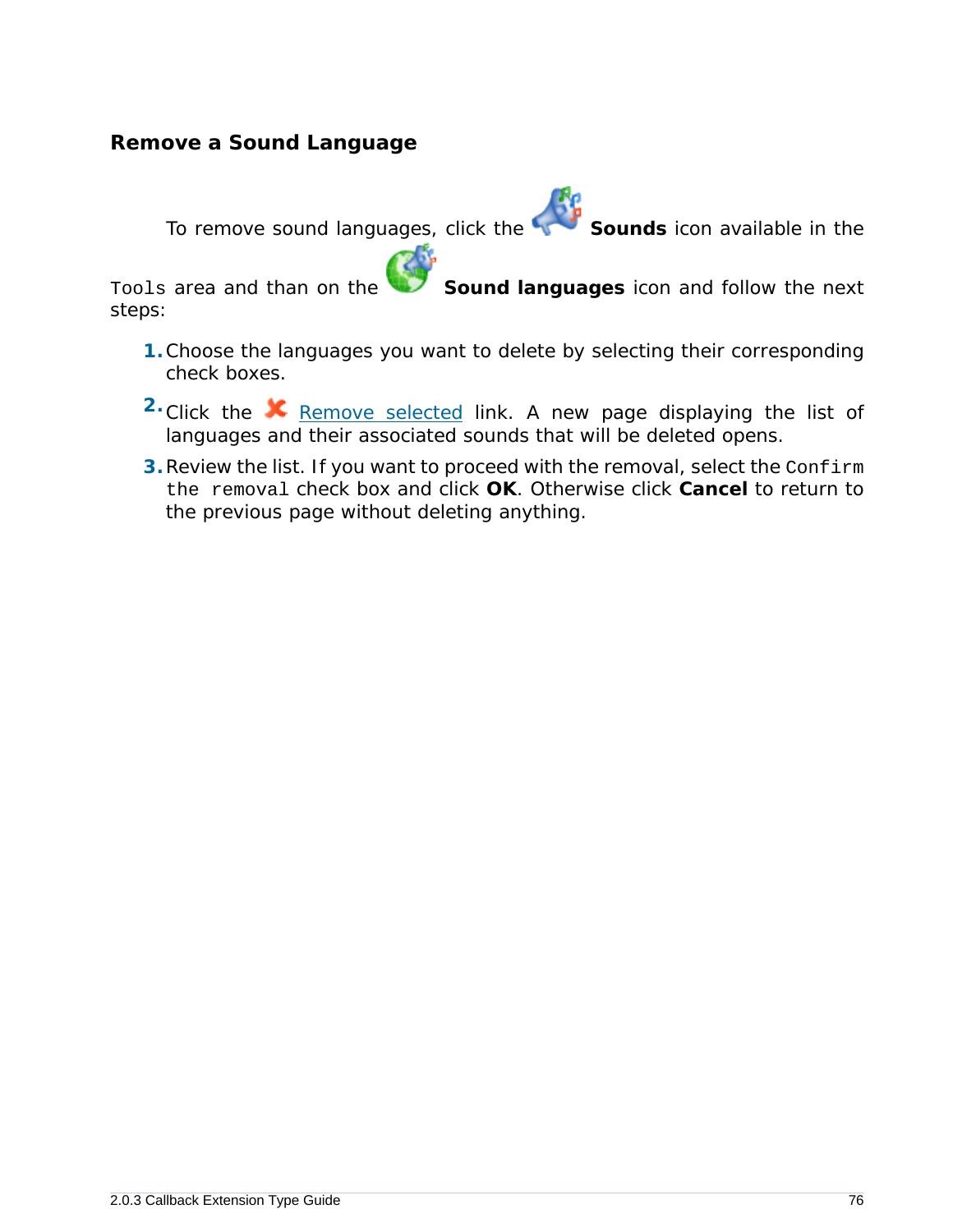## Remove a Sound Language

To remove sound languages, click the **Sounds** icon available in the `Tools` area and than on the **Sound languages** icon and follow the next steps:

1. Choose the languages you want to delete by selecting their corresponding check boxes.
2. Click the Remove selected link. A new page displaying the list of languages and their associated sounds that will be deleted opens.
3. Review the list. If you want to proceed with the removal, select the `Confirm the removal` check box and click **OK**. Otherwise click **Cancel** to return to the previous page without deleting anything.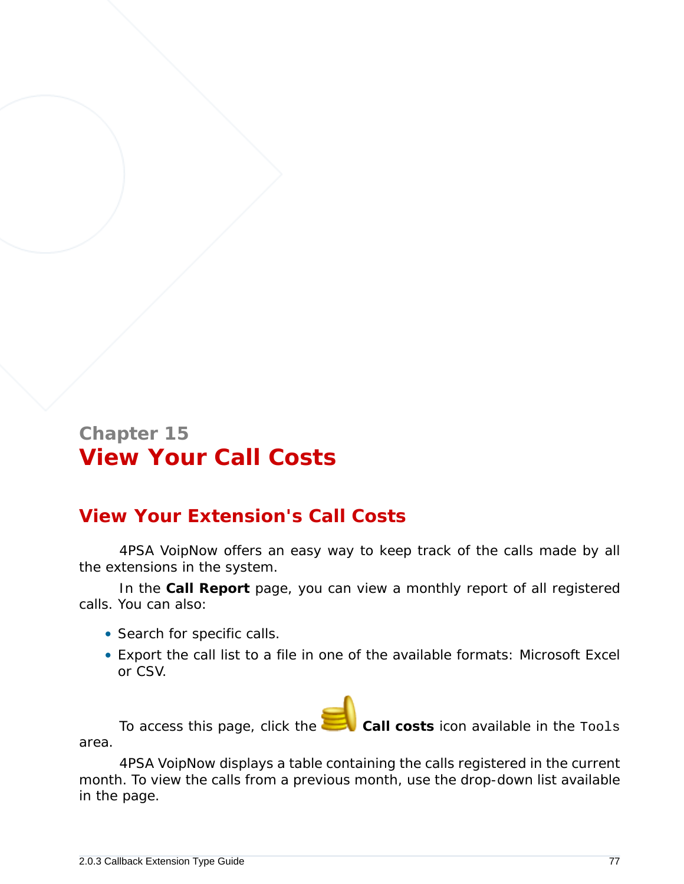Chapter 15

# View Your Call Costs

## View Your Extension's Call Costs

4PSA VoipNow offers an easy way to keep track of the calls made by all the extensions in the system.

In the **Call Report** page, you can view a monthly report of all registered calls. You can also:

- Search for specific calls.
- Export the call list to a file in one of the available formats: Microsoft Excel or CSV.

To access this page, click the **Call costs** icon available in the `Tools` area.

4PSA VoipNow displays a table containing the calls registered in the current month. To view the calls from a previous month, use the drop-down list available in the page.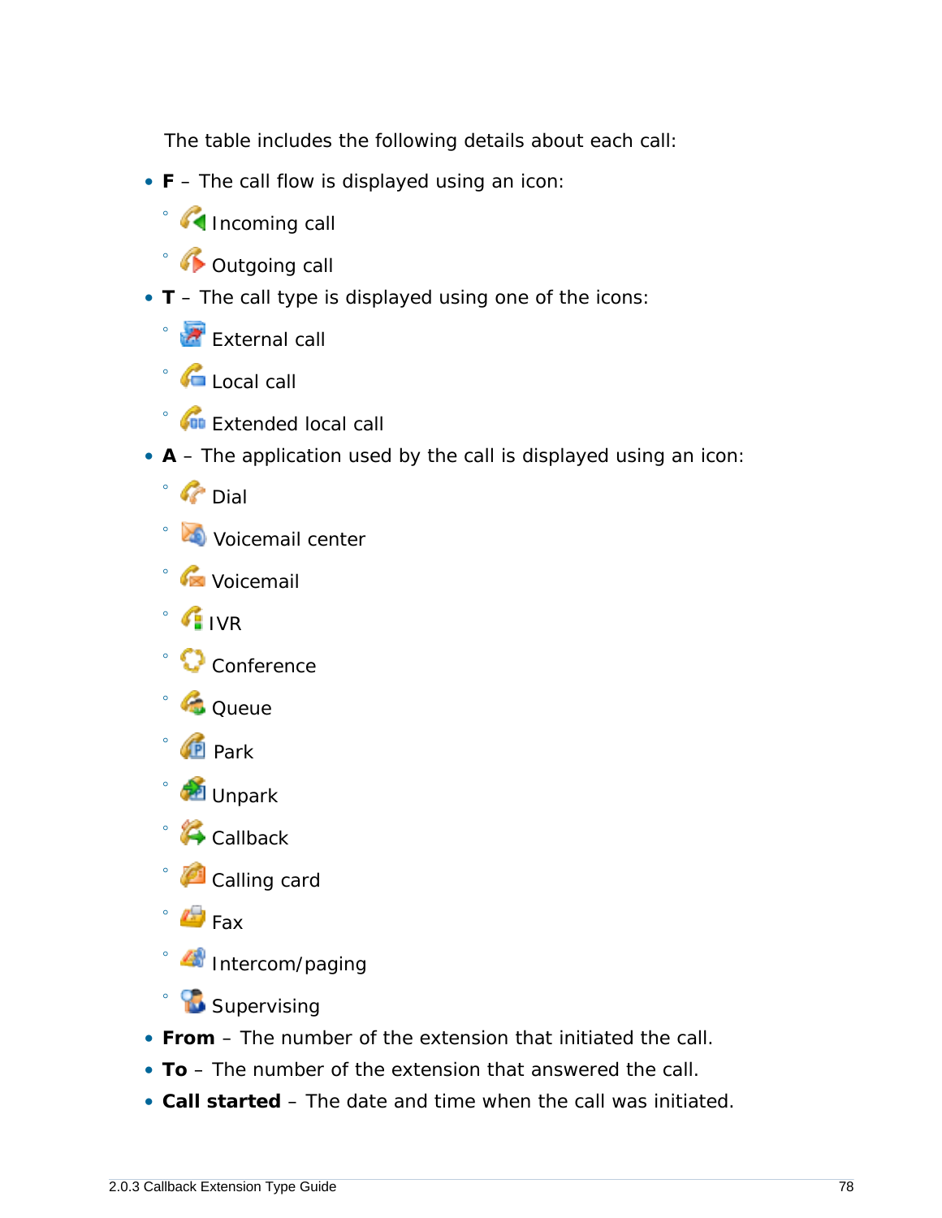The table includes the following details about each call:

- **F** – The call flow is displayed using an icon:
  - Incoming call
  - Outgoing call
- **T** – The call type is displayed using one of the icons:
  - External call
  - Local call
  - Extended local call
- **A** – The application used by the call is displayed using an icon:
  - Dial
  - Voicemail center
  - Voicemail
  - IVR
  - Conference
  - Queue
  - Park
  - Unpark
  - Callback
  - Calling card
  - Fax
  - Intercom/paging
  - Supervising
- **From** – The number of the extension that initiated the call.
- **To** – The number of the extension that answered the call.
- **Call started** – The date and time when the call was initiated.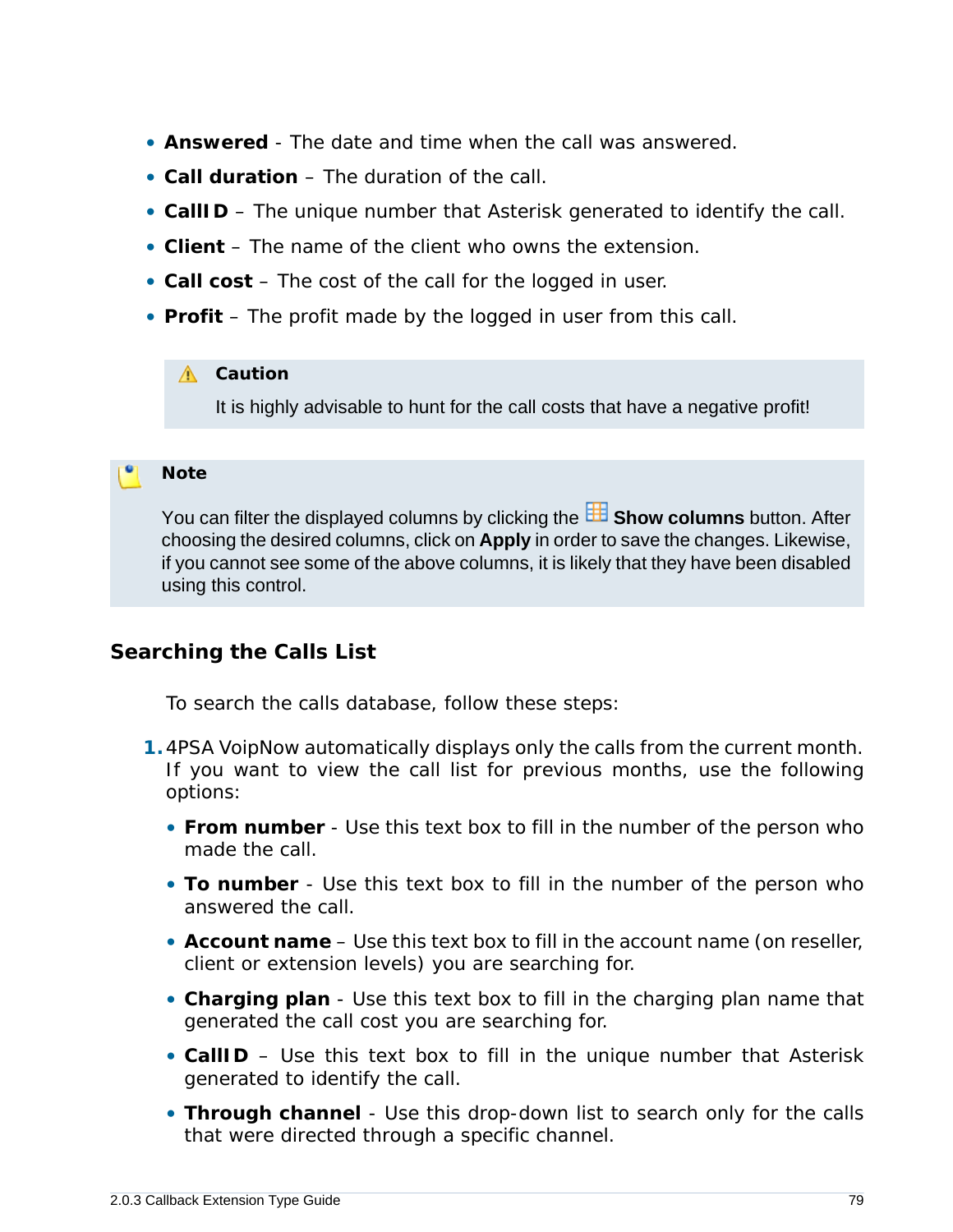- **Answered** - The date and time when the call was answered.
- **Call duration** – The duration of the call.
- **CallID** – The unique number that Asterisk generated to identify the call.
- **Client** – The name of the client who owns the extension.
- **Call cost** – The cost of the call for the logged in user.
- **Profit** – The profit made by the logged in user from this call.

> **Caution**
>
> It is highly advisable to hunt for the call costs that have a negative profit!

> **Note**
>
> You can filter the displayed columns by clicking the **Show columns** button. After choosing the desired columns, click on **Apply** in order to save the changes. Likewise, if you cannot see some of the above columns, it is likely that they have been disabled using this control.

## Searching the Calls List

To search the calls database, follow these steps:

1. 4PSA VoipNow automatically displays only the calls from the current month. If you want to view the call list for previous months, use the following options:
   - **From number** - Use this text box to fill in the number of the person who made the call.
   - **To number** - Use this text box to fill in the number of the person who answered the call.
   - **Account name** – Use this text box to fill in the account name (on reseller, client or extension levels) you are searching for.
   - **Charging plan** - Use this text box to fill in the charging plan name that generated the call cost you are searching for.
   - **CallID** – Use this text box to fill in the unique number that Asterisk generated to identify the call.
   - **Through channel** - Use this drop-down list to search only for the calls that were directed through a specific channel.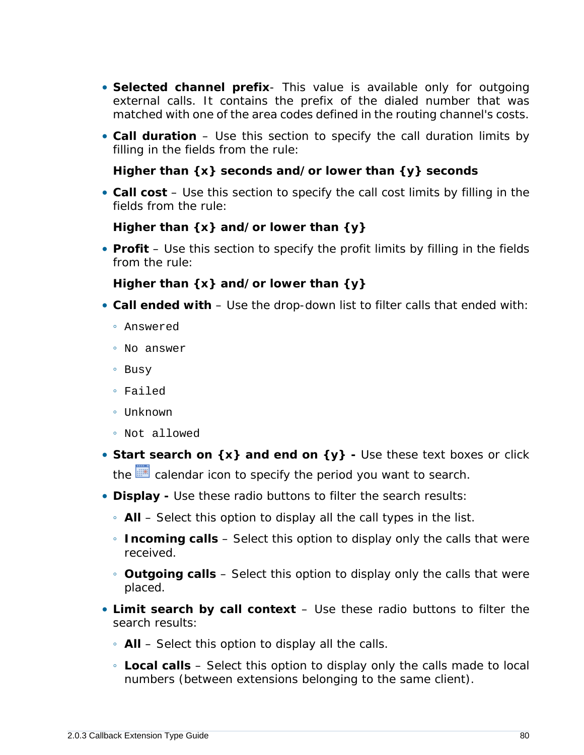- **Selected channel prefix**- This value is available only for outgoing external calls. It contains the prefix of the dialed number that was matched with one of the area codes defined in the routing channel's costs.
- **Call duration** – Use this section to specify the call duration limits by filling in the fields from the rule:

  **Higher than {x} seconds and/or lower than {y} seconds**

- **Call cost** – Use this section to specify the call cost limits by filling in the fields from the rule:

  **Higher than {x} and/or lower than {y}**

- **Profit** – Use this section to specify the profit limits by filling in the fields from the rule:

  **Higher than {x} and/or lower than {y}**

- **Call ended with** – Use the drop-down list to filter calls that ended with:
  - `Answered`
  - `No answer`
  - `Busy`
  - `Failed`
  - `Unknown`
  - `Not allowed`
- **Start search on {x} and end on {y} -** Use these text boxes or click the calendar icon to specify the period you want to search.
- **Display -** Use these radio buttons to filter the search results:
  - **All** – Select this option to display all the call types in the list.
  - **Incoming calls** – Select this option to display only the calls that were received.
  - **Outgoing calls** – Select this option to display only the calls that were placed.
- **Limit search by call context** – Use these radio buttons to filter the search results:
  - **All** – Select this option to display all the calls.
  - **Local calls** – Select this option to display only the calls made to local numbers (between extensions belonging to the same client).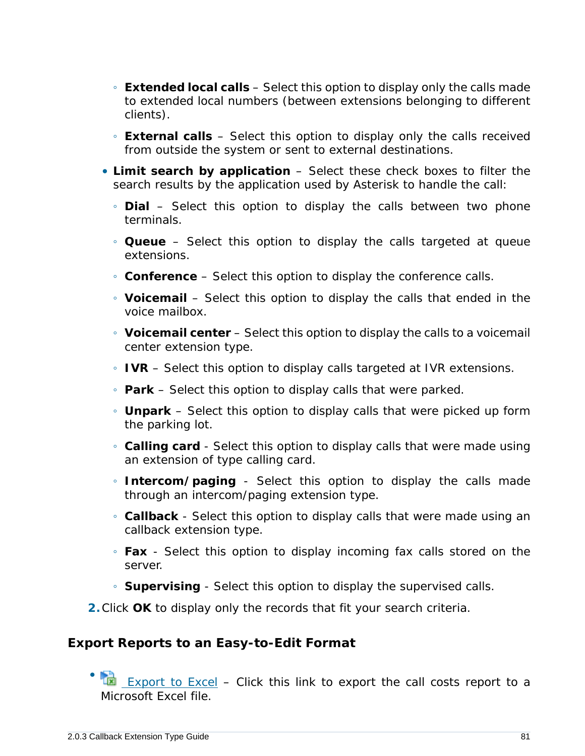- **Extended local calls** – Select this option to display only the calls made to extended local numbers (between extensions belonging to different clients).
- **External calls** – Select this option to display only the calls received from outside the system or sent to external destinations.

- **Limit search by application** – Select these check boxes to filter the search results by the application used by Asterisk to handle the call:
  - **Dial** – Select this option to display the calls between two phone terminals.
  - **Queue** – Select this option to display the calls targeted at queue extensions.
  - **Conference** – Select this option to display the conference calls.
  - **Voicemail** – Select this option to display the calls that ended in the voice mailbox.
  - **Voicemail center** – Select this option to display the calls to a voicemail center extension type.
  - **IVR** – Select this option to display calls targeted at IVR extensions.
  - **Park** – Select this option to display calls that were parked.
  - **Unpark** – Select this option to display calls that were picked up form the parking lot.
  - **Calling card** - Select this option to display calls that were made using an extension of type calling card.
  - **Intercom/paging** - Select this option to display the calls made through an intercom/paging extension type.
  - **Callback** - Select this option to display calls that were made using an callback extension type.
  - **Fax** - Select this option to display incoming fax calls stored on the server.
  - **Supervising** - Select this option to display the supervised calls.

2. Click **OK** to display only the records that fit your search criteria.

### Export Reports to an Easy-to-Edit Format

- Export to Excel – Click this link to export the call costs report to a Microsoft Excel file.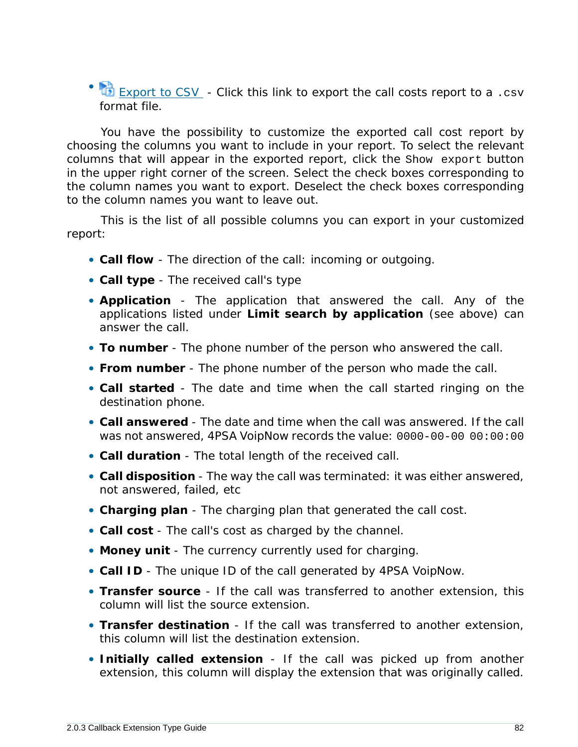- Export to CSV - Click this link to export the call costs report to a `.csv` format file.

You have the possibility to customize the exported call cost report by choosing the columns you want to include in your report. To select the relevant columns that will appear in the exported report, click the `Show export` button in the upper right corner of the screen. Select the check boxes corresponding to the column names you want to export. Deselect the check boxes corresponding to the column names you want to leave out.

This is the list of all possible columns you can export in your customized report:

- **Call flow** - The direction of the call: incoming or outgoing.
- **Call type** - The received call's type
- **Application** - The application that answered the call. Any of the applications listed under **Limit search by application** (see above) can answer the call.
- **To number** - The phone number of the person who answered the call.
- **From number** - The phone number of the person who made the call.
- **Call started** - The date and time when the call started ringing on the destination phone.
- **Call answered** - The date and time when the call was answered. If the call was not answered, 4PSA VoipNow records the value: `0000-00-00 00:00:00`
- **Call duration** - The total length of the received call.
- **Call disposition** - The way the call was terminated: it was either answered, not answered, failed, etc
- **Charging plan** - The charging plan that generated the call cost.
- **Call cost** - The call's cost as charged by the channel.
- **Money unit** - The currency currently used for charging.
- **Call ID** - The unique ID of the call generated by 4PSA VoipNow.
- **Transfer source** - If the call was transferred to another extension, this column will list the source extension.
- **Transfer destination** - If the call was transferred to another extension, this column will list the destination extension.
- **Initially called extension** - If the call was picked up from another extension, this column will display the extension that was originally called.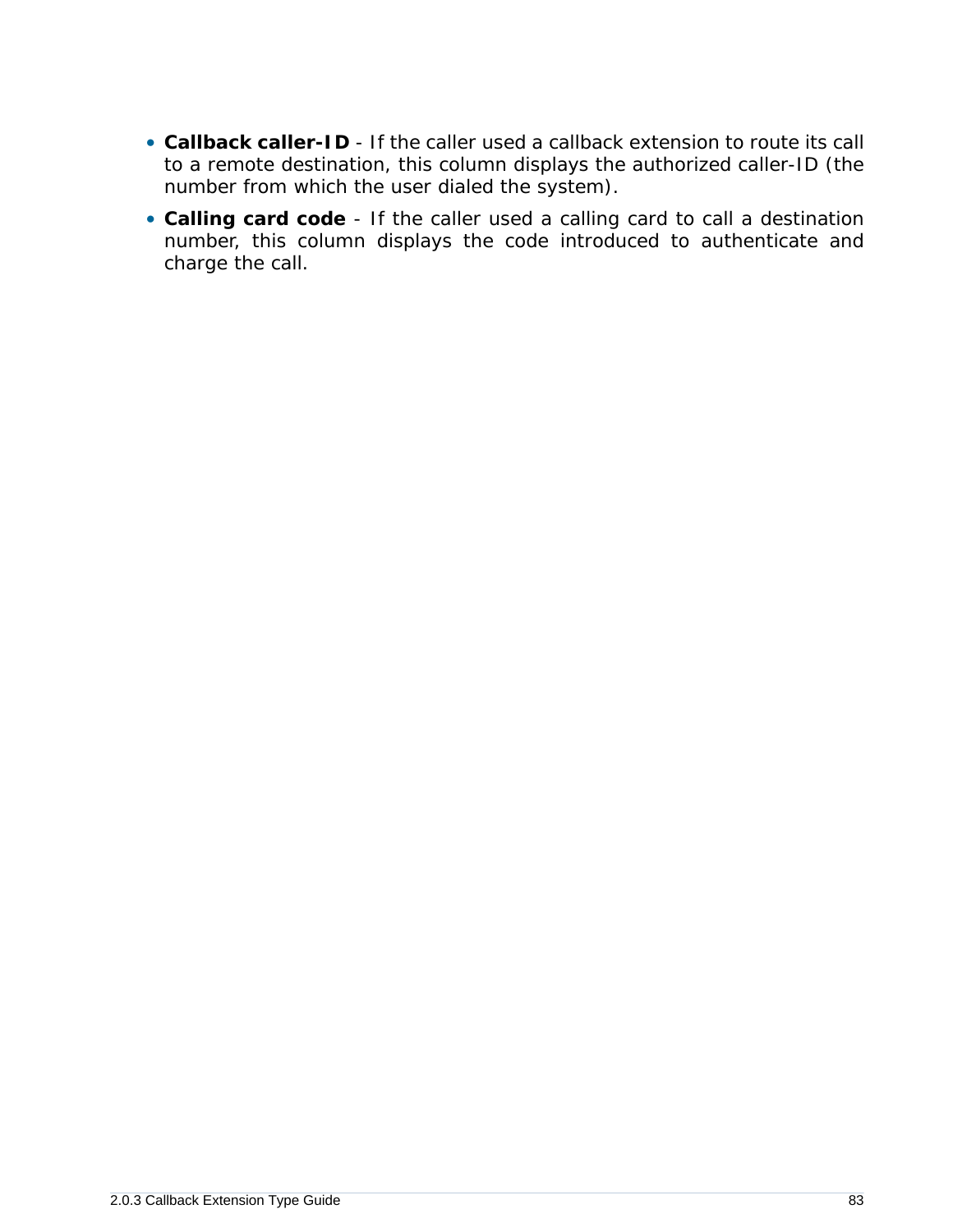- **Callback caller-ID** - If the caller used a callback extension to route its call to a remote destination, this column displays the authorized caller-ID (the number from which the user dialed the system).
- **Calling card code** - If the caller used a calling card to call a destination number, this column displays the code introduced to authenticate and charge the call.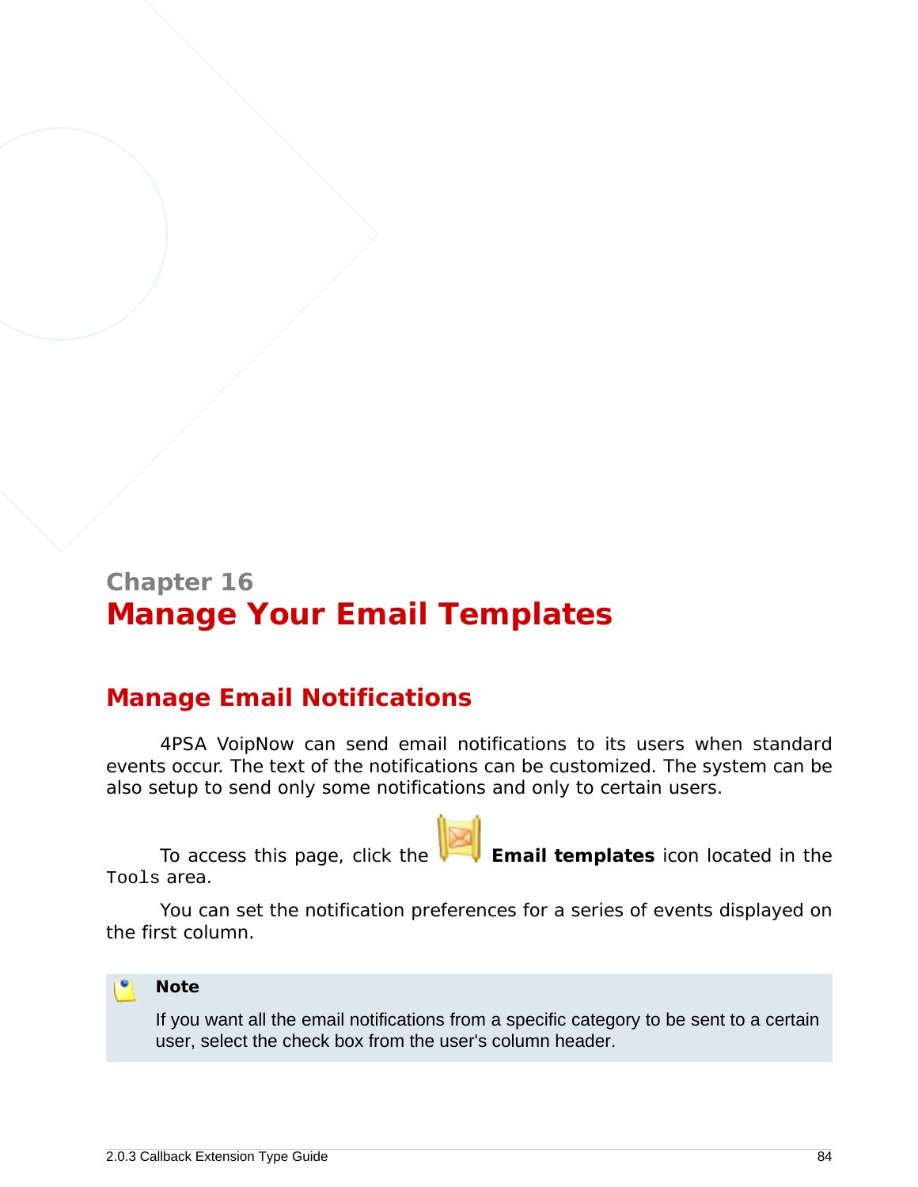# Chapter 16
# Manage Your Email Templates

## Manage Email Notifications

4PSA VoipNow can send email notifications to its users when standard events occur. The text of the notifications can be customized. The system can be also setup to send only some notifications and only to certain users.

To access this page, click the **Email templates** icon located in the `Tools` area.

You can set the notification preferences for a series of events displayed on the first column.

> **Note**
>
> If you want all the email notifications from a specific category to be sent to a certain user, select the check box from the user's column header.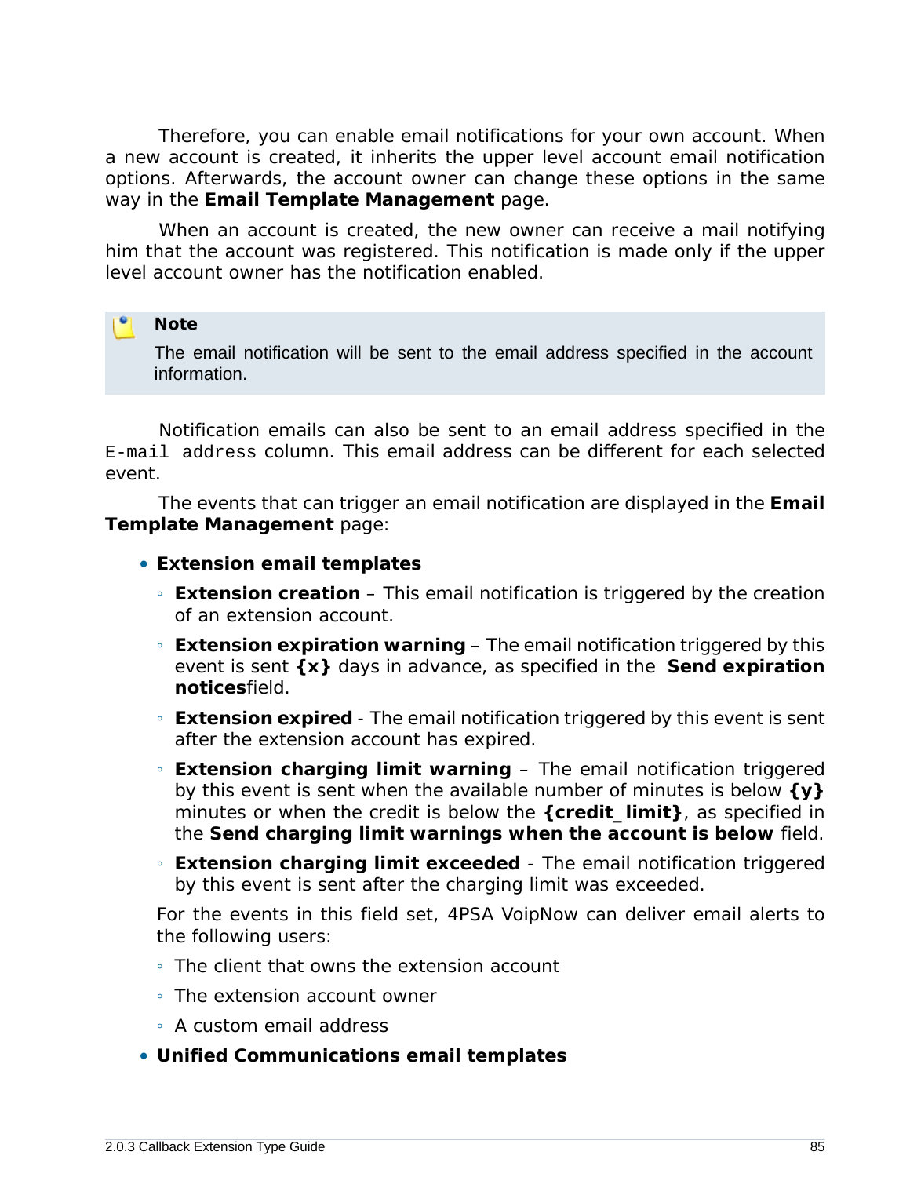Therefore, you can enable email notifications for your own account. When a new account is created, it inherits the upper level account email notification options. Afterwards, the account owner can change these options in the same way in the **Email Template Management** page.

When an account is created, the new owner can receive a mail notifying him that the account was registered. This notification is made only if the upper level account owner has the notification enabled.

> **Note**
>
> The email notification will be sent to the email address specified in the account information.

Notification emails can also be sent to an email address specified in the `E-mail address` column. This email address can be different for each selected event.

The events that can trigger an email notification are displayed in the **Email Template Management** page:

- **Extension email templates**
  - **Extension creation** – This email notification is triggered by the creation of an extension account.
  - **Extension expiration warning** – The email notification triggered by this event is sent **{x}** days in advance, as specified in the **Send expiration notices**field.
  - **Extension expired** - The email notification triggered by this event is sent after the extension account has expired.
  - **Extension charging limit warning** – The email notification triggered by this event is sent when the available number of minutes is below **{y}** minutes or when the credit is below the **{credit_limit}**, as specified in the **Send charging limit warnings when the account is below** field.
  - **Extension charging limit exceeded** - The email notification triggered by this event is sent after the charging limit was exceeded.

  For the events in this field set, 4PSA VoipNow can deliver email alerts to the following users:

  - The client that owns the extension account
  - The extension account owner
  - A custom email address
- **Unified Communications email templates**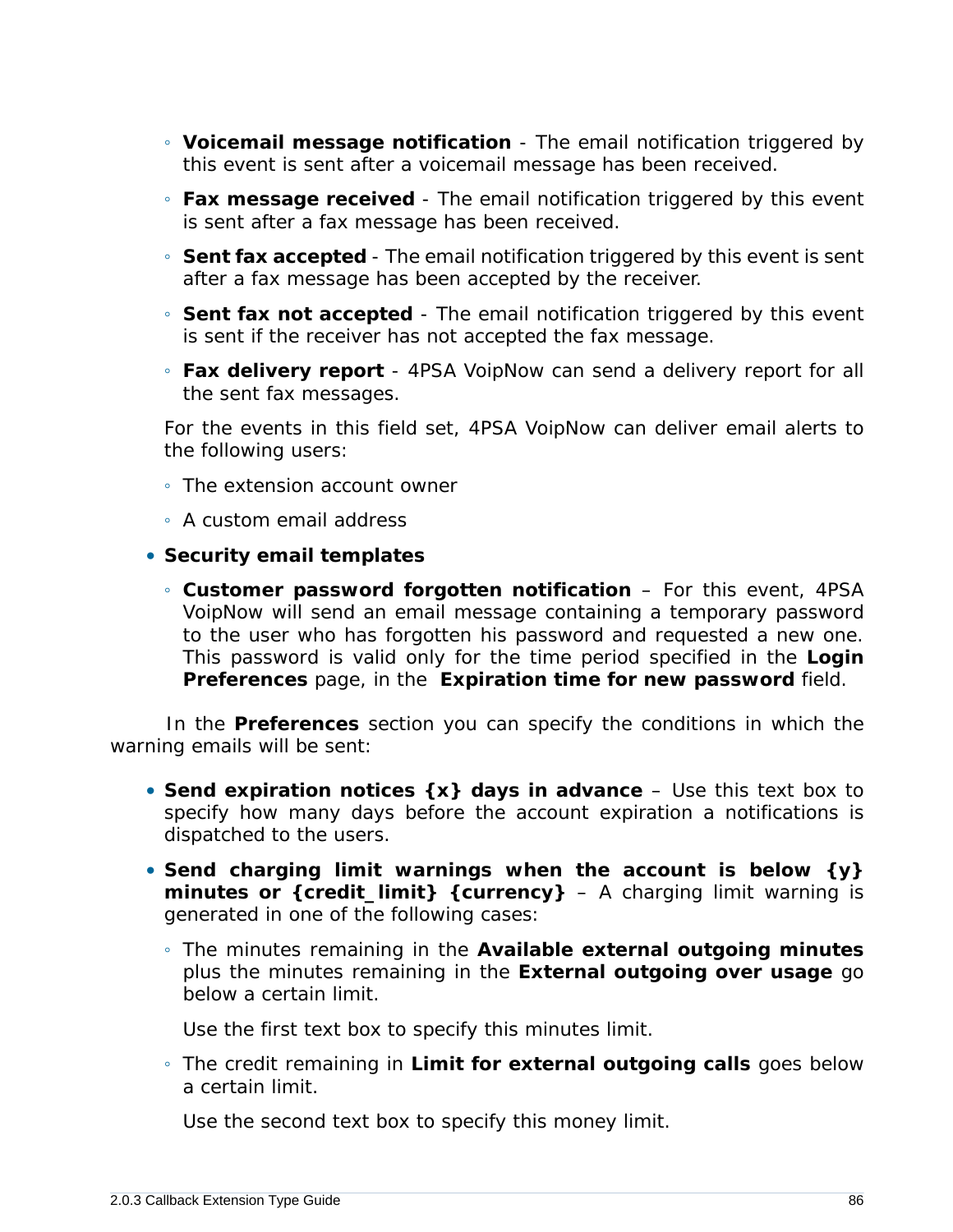- **Voicemail message notification** - The email notification triggered by this event is sent after a voicemail message has been received.
- **Fax message received** - The email notification triggered by this event is sent after a fax message has been received.
- **Sent fax accepted** - The email notification triggered by this event is sent after a fax message has been accepted by the receiver.
- **Sent fax not accepted** - The email notification triggered by this event is sent if the receiver has not accepted the fax message.
- **Fax delivery report** - 4PSA VoipNow can send a delivery report for all the sent fax messages.

  For the events in this field set, 4PSA VoipNow can deliver email alerts to the following users:

  - The extension account owner
  - A custom email address

- **Security email templates**
  - **Customer password forgotten notification** – For this event, 4PSA VoipNow will send an email message containing a temporary password to the user who has forgotten his password and requested a new one. This password is valid only for the time period specified in the **Login Preferences** page, in the **Expiration time for new password** field.

In the **Preferences** section you can specify the conditions in which the warning emails will be sent:

- **Send expiration notices {x} days in advance** – Use this text box to specify how many days before the account expiration a notifications is dispatched to the users.
- **Send charging limit warnings when the account is below {y} minutes or {credit_limit} {currency}** – A charging limit warning is generated in one of the following cases:
  - The minutes remaining in the **Available external outgoing minutes** plus the minutes remaining in the **External outgoing over usage** go below a certain limit.

    Use the first text box to specify this minutes limit.
  - The credit remaining in **Limit for external outgoing calls** goes below a certain limit.

    Use the second text box to specify this money limit.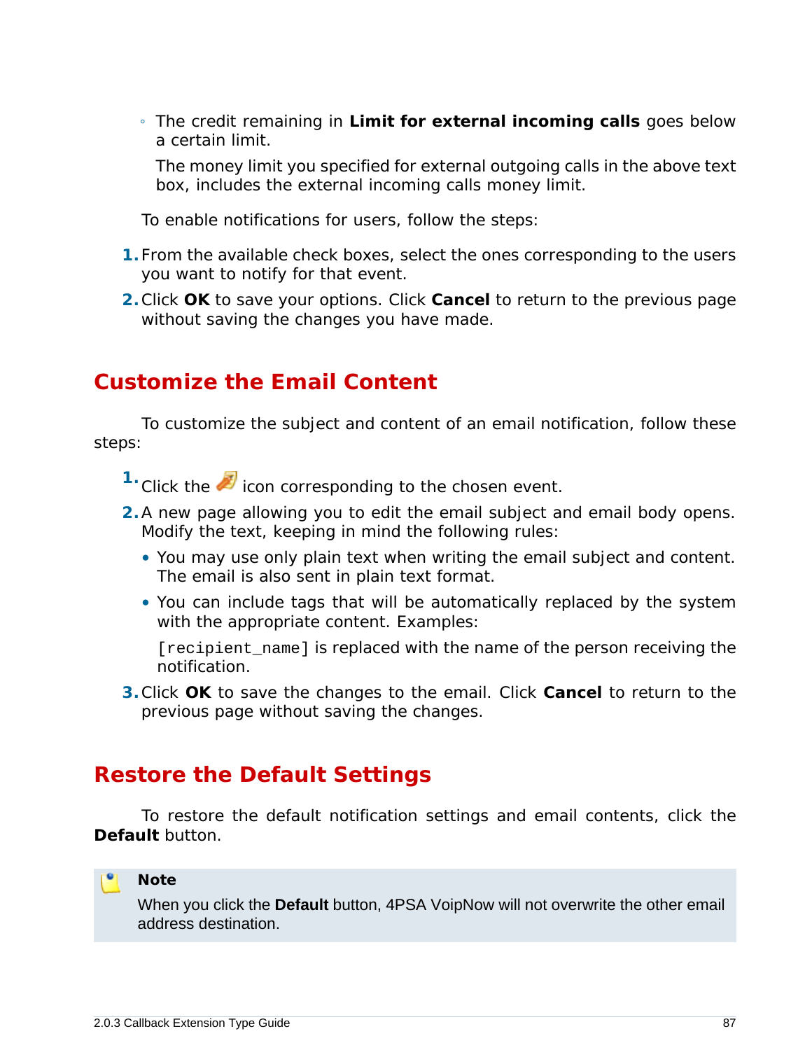- The credit remaining in **Limit for external incoming calls** goes below a certain limit.

  The money limit you specified for external outgoing calls in the above text box, includes the external incoming calls money limit.

To enable notifications for users, follow the steps:

1. From the available check boxes, select the ones corresponding to the users you want to notify for that event.
2. Click **OK** to save your options. Click **Cancel** to return to the previous page without saving the changes you have made.

## Customize the Email Content

To customize the subject and content of an email notification, follow these steps:

1. Click the icon corresponding to the chosen event.
2. A new page allowing you to edit the email subject and email body opens. Modify the text, keeping in mind the following rules:
   - You may use only plain text when writing the email subject and content. The email is also sent in plain text format.
   - You can include tags that will be automatically replaced by the system with the appropriate content. Examples:

     `[recipient_name]` is replaced with the name of the person receiving the notification.
3. Click **OK** to save the changes to the email. Click **Cancel** to return to the previous page without saving the changes.

## Restore the Default Settings

To restore the default notification settings and email contents, click the **Default** button.

> **Note**
>
> When you click the **Default** button, 4PSA VoipNow will not overwrite the other email address destination.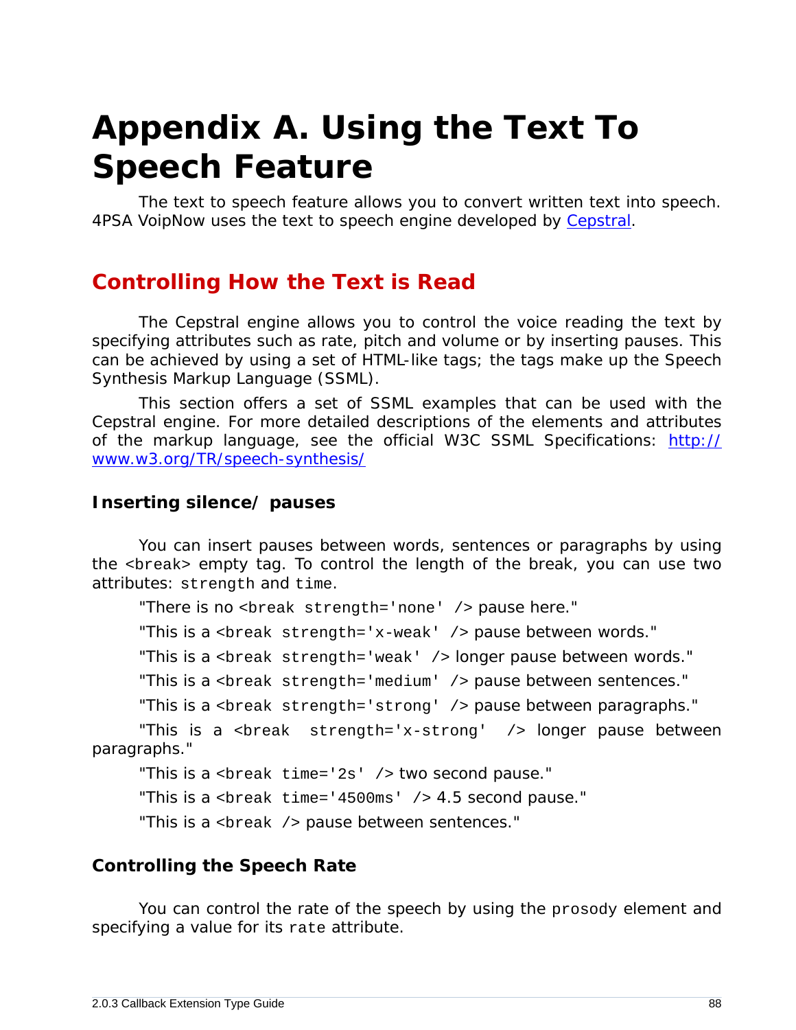# Appendix A. Using the Text To Speech Feature

The text to speech feature allows you to convert written text into speech. 4PSA VoipNow uses the text to speech engine developed by Cepstral.

## Controlling How the Text is Read

The Cepstral engine allows you to control the voice reading the text by specifying attributes such as rate, pitch and volume or by inserting pauses. This can be achieved by using a set of HTML-like tags; the tags make up the Speech Synthesis Markup Language (SSML).

This section offers a set of SSML examples that can be used with the Cepstral engine. For more detailed descriptions of the elements and attributes of the markup language, see the official W3C SSML Specifications: http://www.w3.org/TR/speech-synthesis/

### Inserting silence/ pauses

You can insert pauses between words, sentences or paragraphs by using the `<break>` empty tag. To control the length of the break, you can use two attributes: `strength` and `time`.

"There is no `<break strength='none' />` pause here."

"This is a `<break strength='x-weak' />` pause between words."

"This is a `<break strength='weak' />` longer pause between words."

"This is a `<break strength='medium' />` pause between sentences."

"This is a `<break strength='strong' />` pause between paragraphs."

"This is a `<break strength='x-strong' />` longer pause between paragraphs."

"This is a `<break time='2s' />` two second pause."

"This is a `<break time='4500ms' />` 4.5 second pause."

"This is a `<break />` pause between sentences."

### Controlling the Speech Rate

You can control the rate of the speech by using the `prosody` element and specifying a value for its `rate` attribute.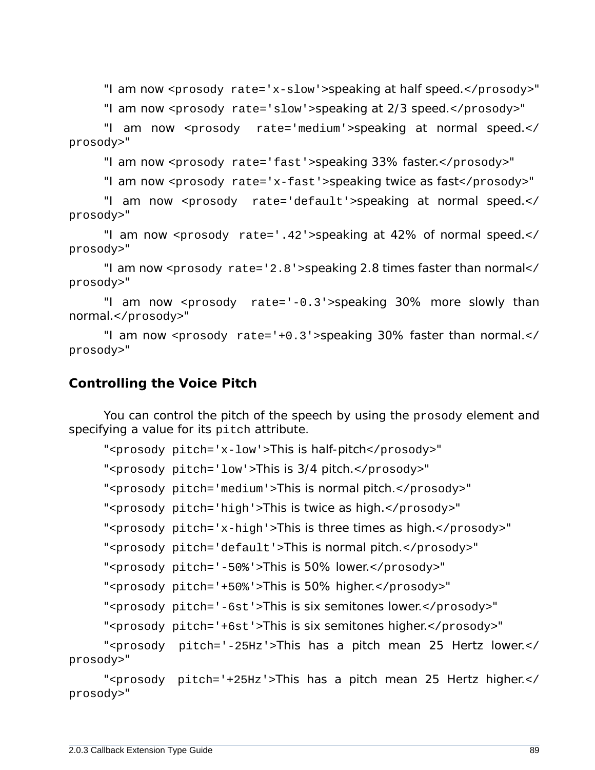"I am now <prosody rate='x-slow'>speaking at half speed.</prosody>"

"I am now <prosody rate='slow'>speaking at 2/3 speed.</prosody>"

"I am now <prosody rate='medium'>speaking at normal speed.</prosody>"

"I am now <prosody rate='fast'>speaking 33% faster.</prosody>"

"I am now <prosody rate='x-fast'>speaking twice as fast</prosody>"

"I am now <prosody rate='default'>speaking at normal speed.</prosody>"

"I am now <prosody rate='.42'>speaking at 42% of normal speed.</prosody>"

"I am now <prosody rate='2.8'>speaking 2.8 times faster than normal</prosody>"

"I am now <prosody rate='-0.3'>speaking 30% more slowly than normal.</prosody>"

"I am now <prosody rate='+0.3'>speaking 30% faster than normal.</prosody>"

## Controlling the Voice Pitch

You can control the pitch of the speech by using the `prosody` element and specifying a value for its `pitch` attribute.

"<prosody pitch='x-low'>This is half-pitch</prosody>"

"<prosody pitch='low'>This is 3/4 pitch.</prosody>"

"<prosody pitch='medium'>This is normal pitch.</prosody>"

"<prosody pitch='high'>This is twice as high.</prosody>"

"<prosody pitch='x-high'>This is three times as high.</prosody>"

"<prosody pitch='default'>This is normal pitch.</prosody>"

"<prosody pitch='-50%'>This is 50% lower.</prosody>"

"<prosody pitch='+50%'>This is 50% higher.</prosody>"

"<prosody pitch='-6st'>This is six semitones lower.</prosody>"

"<prosody pitch='+6st'>This is six semitones higher.</prosody>"

"<prosody pitch='-25Hz'>This has a pitch mean 25 Hertz lower.</prosody>"

"<prosody pitch='+25Hz'>This has a pitch mean 25 Hertz higher.</prosody>"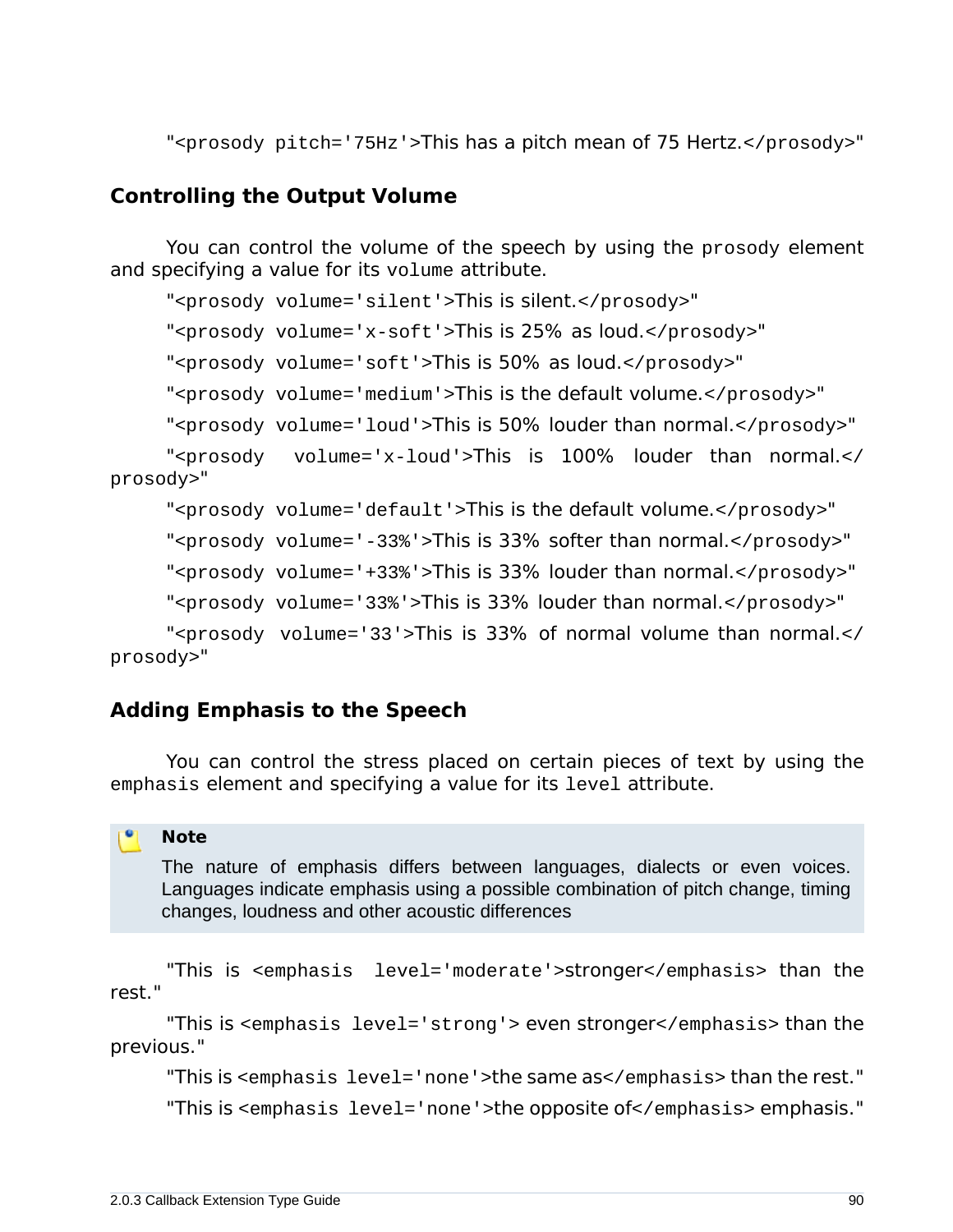"<prosody pitch='75Hz'>This has a pitch mean of 75 Hertz.</prosody>"

### Controlling the Output Volume

You can control the volume of the speech by using the `prosody` element and specifying a value for its `volume` attribute.

"<prosody volume='silent'>This is silent.</prosody>"

"<prosody volume='x-soft'>This is 25% as loud.</prosody>"

"<prosody volume='soft'>This is 50% as loud.</prosody>"

"<prosody volume='medium'>This is the default volume.</prosody>"

"<prosody volume='loud'>This is 50% louder than normal.</prosody>"

"<prosody volume='x-loud'>This is 100% louder than normal.</prosody>"

"<prosody volume='default'>This is the default volume.</prosody>"

"<prosody volume='-33%'>This is 33% softer than normal.</prosody>"

"<prosody volume='+33%'>This is 33% louder than normal.</prosody>"

"<prosody volume='33%'>This is 33% louder than normal.</prosody>"

"<prosody volume='33'>This is 33% of normal volume than normal.</prosody>"

### Adding Emphasis to the Speech

You can control the stress placed on certain pieces of text by using the `emphasis` element and specifying a value for its `level` attribute.

> **Note**
>
> The nature of emphasis differs between languages, dialects or even voices. Languages indicate emphasis using a possible combination of pitch change, timing changes, loudness and other acoustic differences

"This is <emphasis level='moderate'>stronger</emphasis> than the rest."

"This is <emphasis level='strong'> even stronger</emphasis> than the previous."

"This is <emphasis level='none'>the same as</emphasis> than the rest."

"This is <emphasis level='none'>the opposite of</emphasis> emphasis."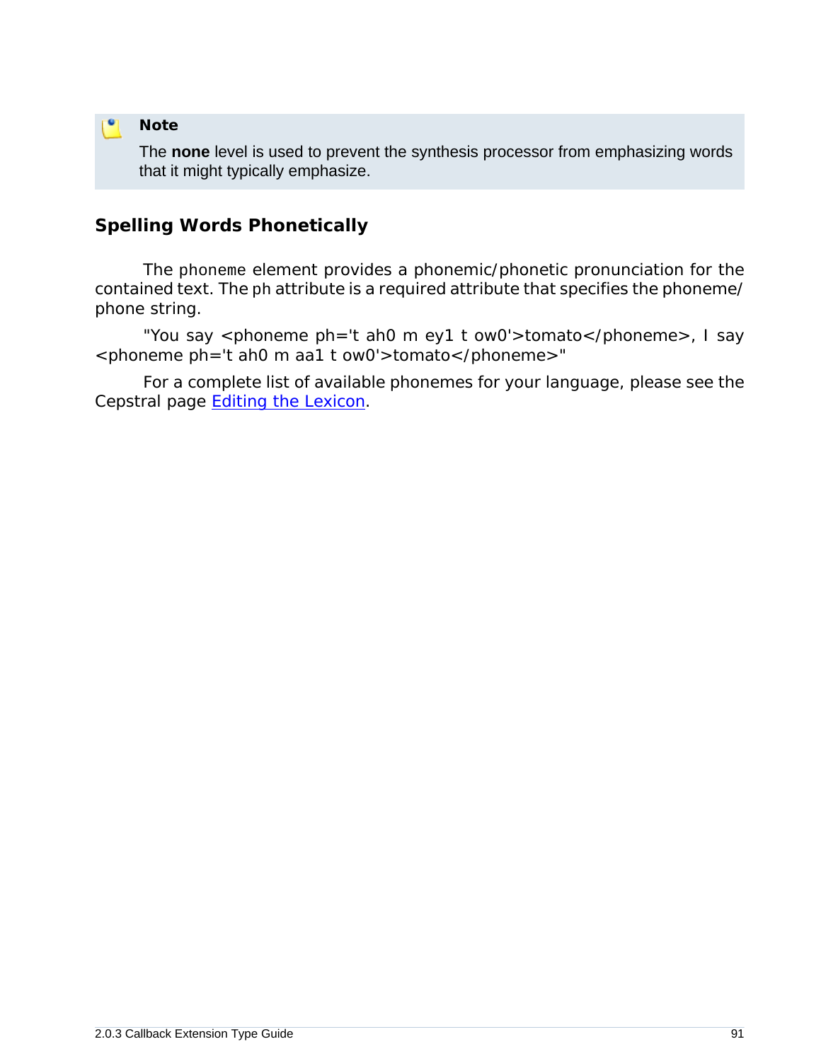> **Note**
>
> The **none** level is used to prevent the synthesis processor from emphasizing words that it might typically emphasize.

### Spelling Words Phonetically

The `phoneme` element provides a phonemic/phonetic pronunciation for the contained text. The `ph` attribute is a required attribute that specifies the phoneme/phone string.

"You say <phoneme ph='t ah0 m ey1 t ow0'>tomato</phoneme>, I say <phoneme ph='t ah0 m aa1 t ow0'>tomato</phoneme>"

For a complete list of available phonemes for your language, please see the Cepstral page Editing the Lexicon.